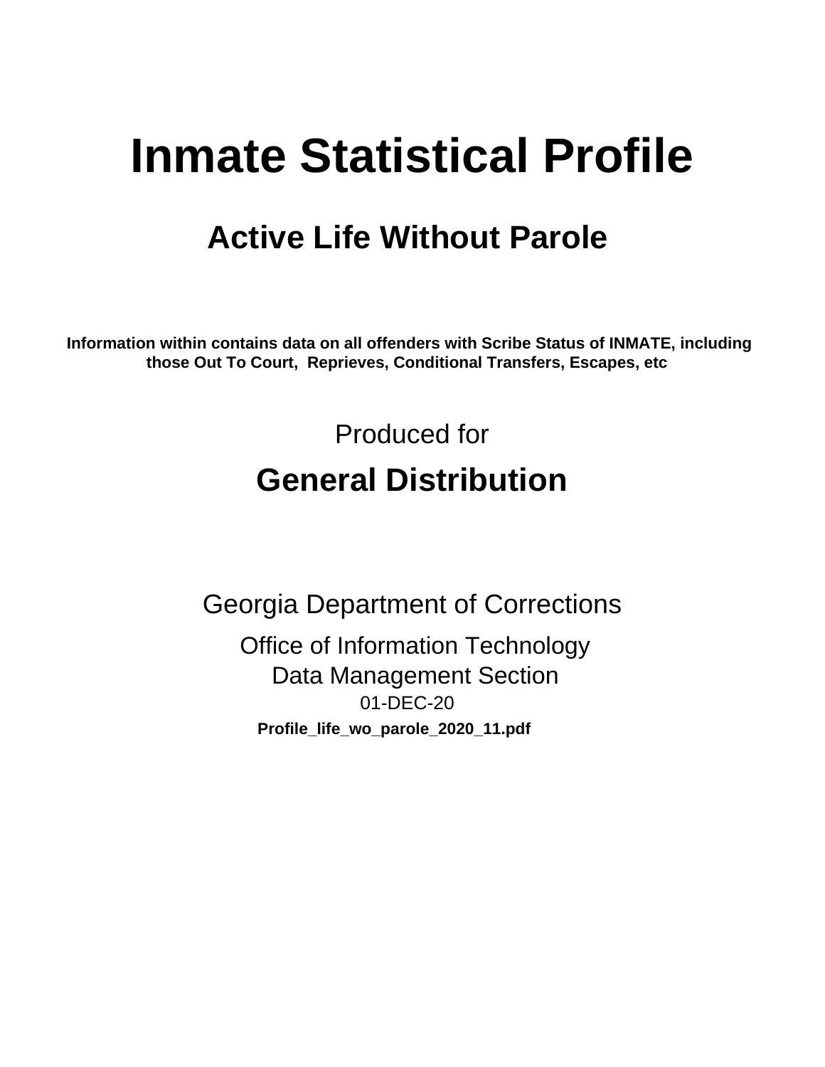# Inmate Statistical Profile

## Active Life Without Parole

**Information within contains data on all offenders with Scribe Status of INMATE, including those Out To Court, Reprieves, Conditional Transfers, Escapes, etc**

Produced for

## General Distribution

Georgia Department of Corrections

Office of Information Technology

Data Management Section

01-DEC-20

**Profile_life_wo_parole_2020_11.pdf**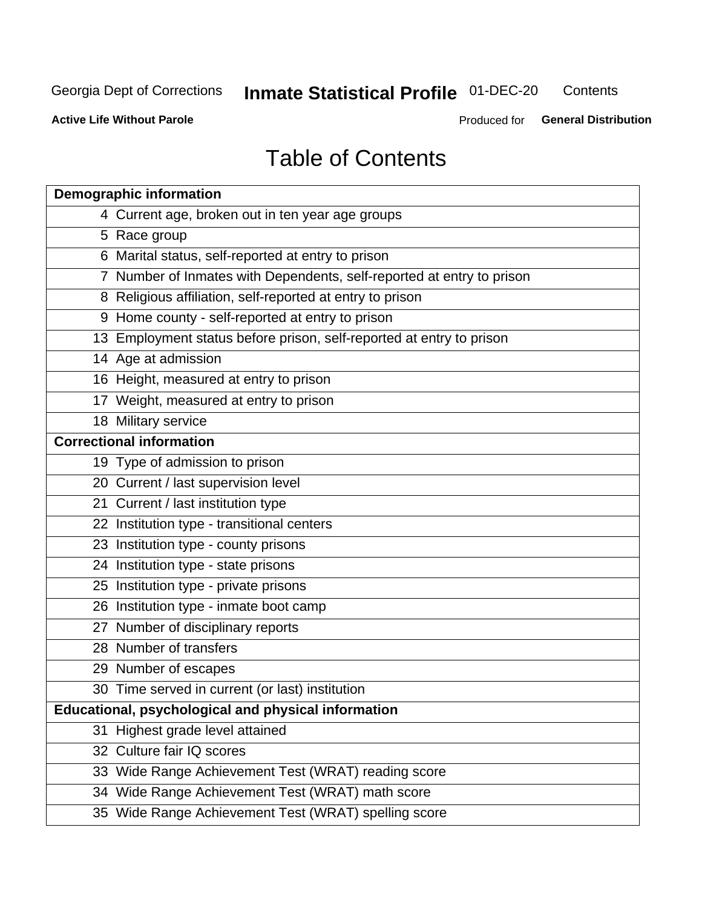# Table of Contents

| Demographic information | |
|---|---|
| 4 | Current age, broken out in ten year age groups |
| 5 | Race group |
| 6 | Marital status, self-reported at entry to prison |
| 7 | Number of Inmates with Dependents, self-reported at entry to prison |
| 8 | Religious affiliation, self-reported at entry to prison |
| 9 | Home county - self-reported at entry to prison |
| 13 | Employment status before prison, self-reported at entry to prison |
| 14 | Age at admission |
| 16 | Height, measured at entry to prison |
| 17 | Weight, measured at entry to prison |
| 18 | Military service |
| **Correctional information** | |
| 19 | Type of admission to prison |
| 20 | Current / last supervision level |
| 21 | Current / last institution type |
| 22 | Institution type - transitional centers |
| 23 | Institution type - county prisons |
| 24 | Institution type - state prisons |
| 25 | Institution type - private prisons |
| 26 | Institution type - inmate boot camp |
| 27 | Number of disciplinary reports |
| 28 | Number of transfers |
| 29 | Number of escapes |
| 30 | Time served in current (or last) institution |
| **Educational, psychological and physical information** | |
| 31 | Highest grade level attained |
| 32 | Culture fair IQ scores |
| 33 | Wide Range Achievement Test (WRAT) reading score |
| 34 | Wide Range Achievement Test (WRAT) math score |
| 35 | Wide Range Achievement Test (WRAT) spelling score |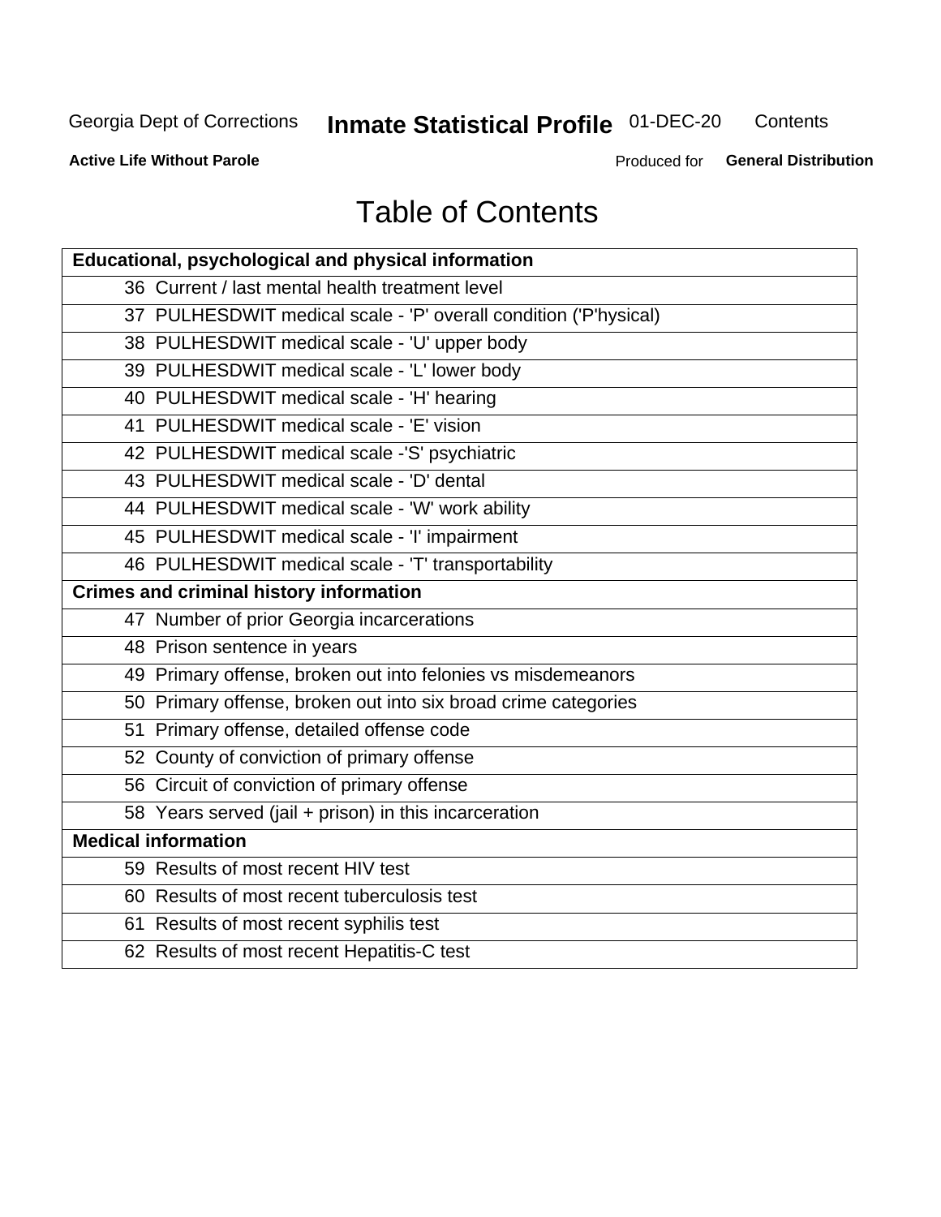# Table of Contents

| Educational, psychological and physical information |
|---|
| 36 Current / last mental health treatment level |
| 37 PULHESDWIT medical scale - 'P' overall condition ('P'hysical) |
| 38 PULHESDWIT medical scale - 'U' upper body |
| 39 PULHESDWIT medical scale - 'L' lower body |
| 40 PULHESDWIT medical scale - 'H' hearing |
| 41 PULHESDWIT medical scale - 'E' vision |
| 42 PULHESDWIT medical scale -'S' psychiatric |
| 43 PULHESDWIT medical scale - 'D' dental |
| 44 PULHESDWIT medical scale - 'W' work ability |
| 45 PULHESDWIT medical scale - 'I' impairment |
| 46 PULHESDWIT medical scale - 'T' transportability |
| **Crimes and criminal history information** |
| 47 Number of prior Georgia incarcerations |
| 48 Prison sentence in years |
| 49 Primary offense, broken out into felonies vs misdemeanors |
| 50 Primary offense, broken out into six broad crime categories |
| 51 Primary offense, detailed offense code |
| 52 County of conviction of primary offense |
| 56 Circuit of conviction of primary offense |
| 58 Years served (jail + prison) in this incarceration |
| **Medical information** |
| 59 Results of most recent HIV test |
| 60 Results of most recent tuberculosis test |
| 61 Results of most recent syphilis test |
| 62 Results of most recent Hepatitis-C test |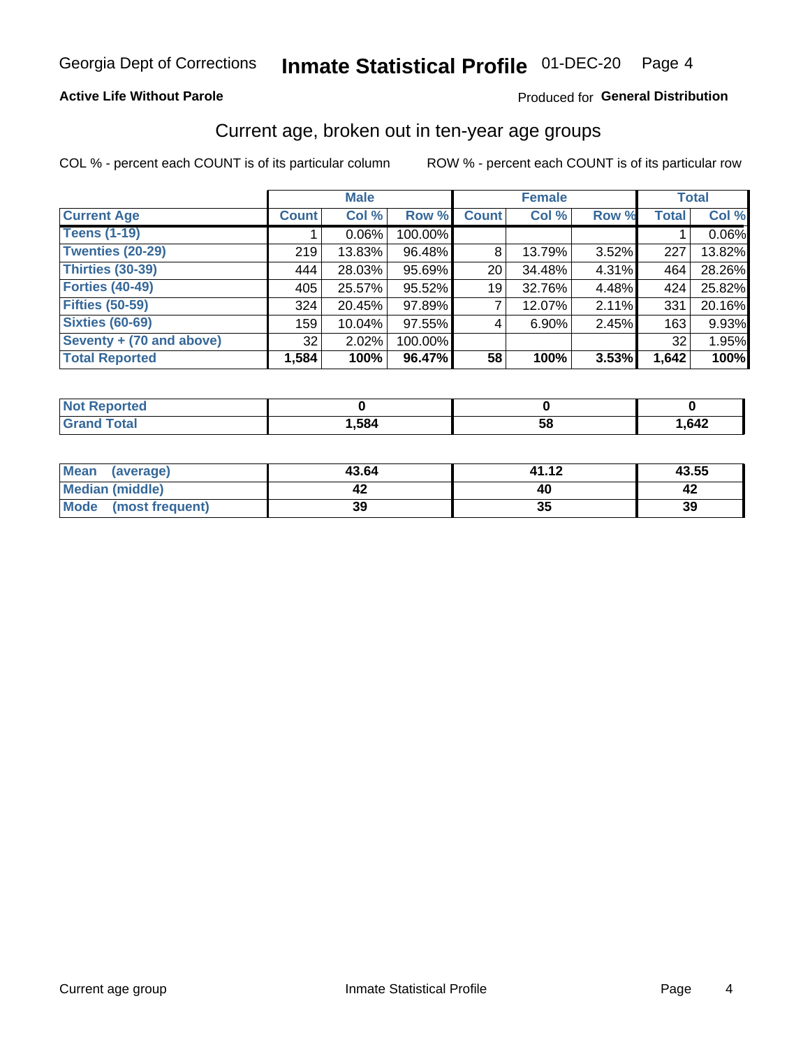Georgia Dept of Corrections **Inmate Statistical Profile** 01-DEC-20

**Active Life Without Parole**

Produced for **General Distribution**

## Current age, broken out in ten-year age groups

COL % - percent each COUNT is of its particular column

ROW % - percent each COUNT is of its particular row

| | Male | | | Female | | | Total | |
|---|---|---|---|---|---|---|---|---|
| **Current Age** | **Count** | **Col %** | **Row %** | **Count** | **Col %** | **Row %** | **Total** | **Col %** |
| **Teens (1-19)** | 1 | 0.06% | 100.00% | | | | 1 | 0.06% |
| **Twenties (20-29)** | 219 | 13.83% | 96.48% | 8 | 13.79% | 3.52% | 227 | 13.82% |
| **Thirties (30-39)** | 444 | 28.03% | 95.69% | 20 | 34.48% | 4.31% | 464 | 28.26% |
| **Forties (40-49)** | 405 | 25.57% | 95.52% | 19 | 32.76% | 4.48% | 424 | 25.82% |
| **Fifties (50-59)** | 324 | 20.45% | 97.89% | 7 | 12.07% | 2.11% | 331 | 20.16% |
| **Sixties (60-69)** | 159 | 10.04% | 97.55% | 4 | 6.90% | 2.45% | 163 | 9.93% |
| **Seventy + (70 and above)** | 32 | 2.02% | 100.00% | | | | 32 | 1.95% |
| **Total Reported** | **1,584** | **100%** | **96.47%** | **58** | **100%** | **3.53%** | **1,642** | **100%** |

| | Male | Female | Total |
|---|---|---|---|
| **Not Reported** | **0** | **0** | **0** |
| **Grand Total** | **1,584** | **58** | **1,642** |

| | Male | Female | Total |
|---|---|---|---|
| **Mean (average)** | **43.64** | **41.12** | **43.55** |
| **Median (middle)** | **42** | **40** | **42** |
| **Mode (most frequent)** | **39** | **35** | **39** |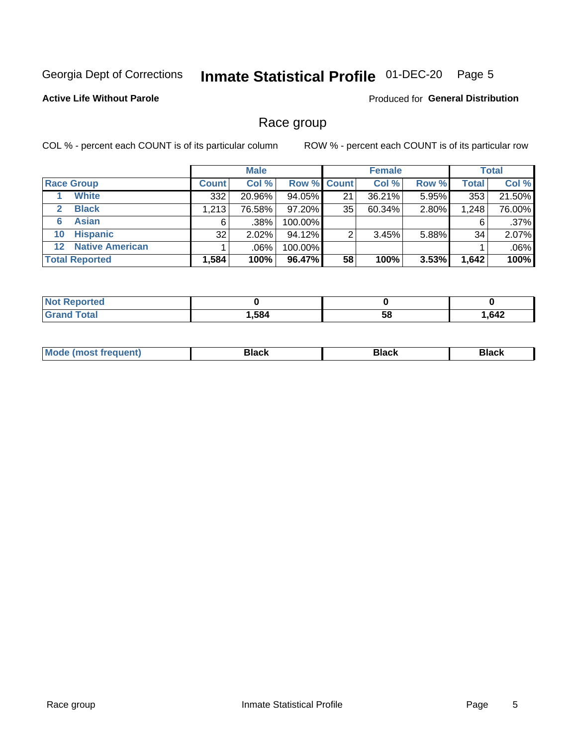Georgia Dept of Corrections **Inmate Statistical Profile** 01-DEC-20

**Active Life Without Parole**

Produced for **General Distribution**

## Race group

COL % - percent each COUNT is of its particular column    ROW % - percent each COUNT is of its particular row

| | Male | | | Female | | | Total | |
|---|---|---|---|---|---|---|---|---|
| **Race Group** | **Count** | **Col %** | **Row %** | **Count** | **Col %** | **Row %** | **Total** | **Col %** |
| 1 **White** | 332 | 20.96% | 94.05% | 21 | 36.21% | 5.95% | 353 | 21.50% |
| 2 **Black** | 1,213 | 76.58% | 97.20% | 35 | 60.34% | 2.80% | 1,248 | 76.00% |
| 6 **Asian** | 6 | .38% | 100.00% | | | | 6 | .37% |
| 10 **Hispanic** | 32 | 2.02% | 94.12% | 2 | 3.45% | 5.88% | 34 | 2.07% |
| 12 **Native American** | 1 | .06% | 100.00% | | | | 1 | .06% |
| **Total Reported** | **1,584** | **100%** | **96.47%** | **58** | **100%** | **3.53%** | **1,642** | **100%** |

| | Male | Female | Total |
|---|---|---|---|
| **Not Reported** | **0** | **0** | **0** |
| **Grand Total** | **1,584** | **58** | **1,642** |

| | Male | Female | Total |
|---|---|---|---|
| **Mode (most frequent)** | **Black** | **Black** | **Black** |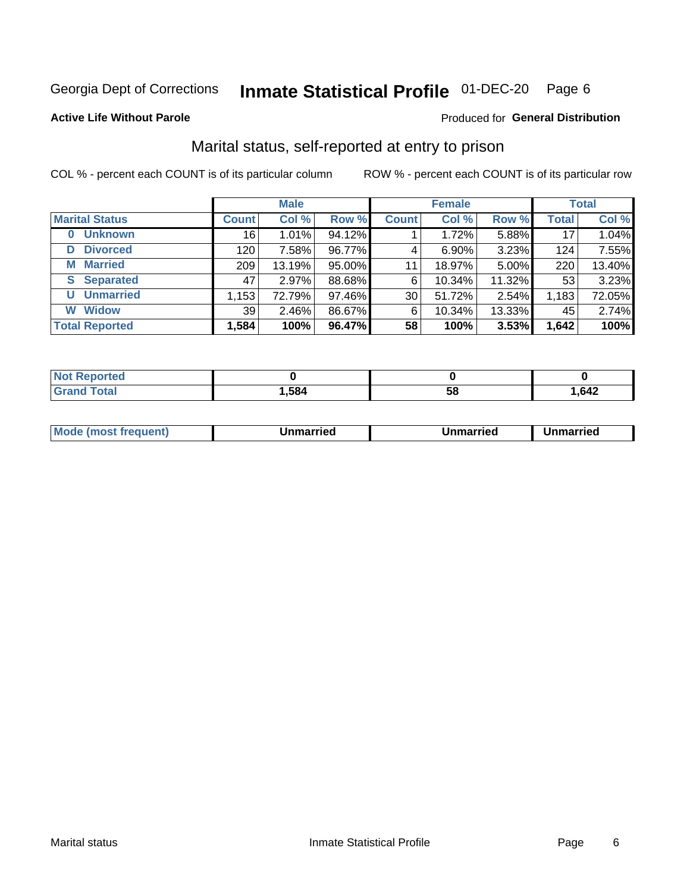Georgia Dept of Corrections **Inmate Statistical Profile** 01-DEC-20 Page 6

**Active Life Without Parole**

Produced for **General Distribution**

## Marital status, self-reported at entry to prison

COL % - percent each COUNT is of its particular column

ROW % - percent each COUNT is of its particular row

| | Male | | | Female | | | Total | |
|---|---|---|---|---|---|---|---|---|
| **Marital Status** | **Count** | **Col %** | **Row %** | **Count** | **Col %** | **Row %** | **Total** | **Col %** |
| **0 Unknown** | 16 | 1.01% | 94.12% | 1 | 1.72% | 5.88% | 17 | 1.04% |
| **D Divorced** | 120 | 7.58% | 96.77% | 4 | 6.90% | 3.23% | 124 | 7.55% |
| **M Married** | 209 | 13.19% | 95.00% | 11 | 18.97% | 5.00% | 220 | 13.40% |
| **S Separated** | 47 | 2.97% | 88.68% | 6 | 10.34% | 11.32% | 53 | 3.23% |
| **U Unmarried** | 1,153 | 72.79% | 97.46% | 30 | 51.72% | 2.54% | 1,183 | 72.05% |
| **W Widow** | 39 | 2.46% | 86.67% | 6 | 10.34% | 13.33% | 45 | 2.74% |
| **Total Reported** | **1,584** | **100%** | **96.47%** | **58** | **100%** | **3.53%** | **1,642** | **100%** |

| | Male | Female | Total |
|---|---|---|---|
| **Not Reported** | **0** | **0** | **0** |
| **Grand Total** | **1,584** | **58** | **1,642** |

| | Male | Female | Total |
|---|---|---|---|
| **Mode (most frequent)** | **Unmarried** | **Unmarried** | **Unmarried** |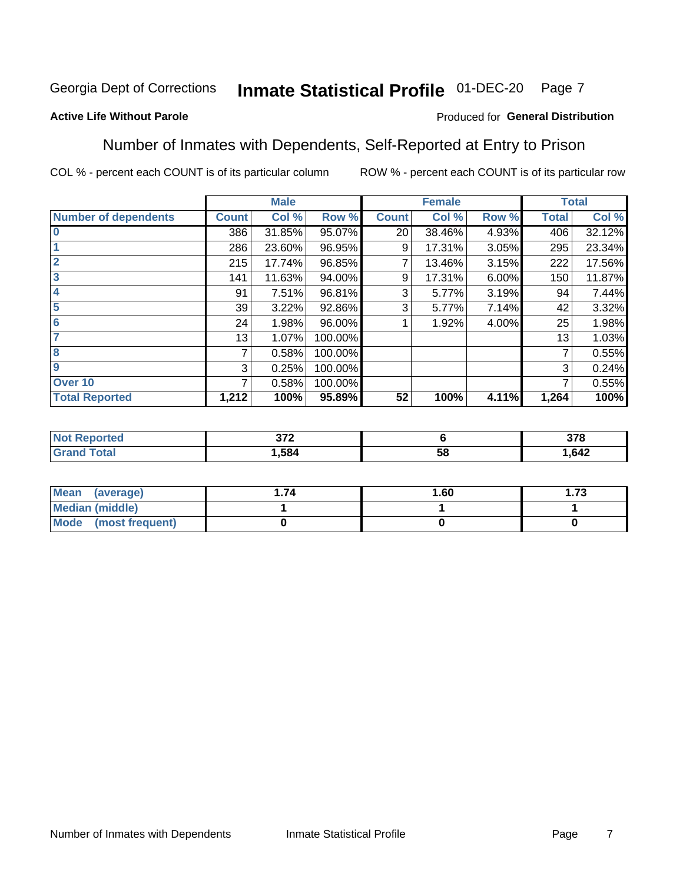Georgia Dept of Corrections **Inmate Statistical Profile** 01-DEC-20

**Active Life Without Parole**

Produced for **General Distribution**

## Number of Inmates with Dependents, Self-Reported at Entry to Prison

COL % - percent each COUNT is of its particular column

ROW % - percent each COUNT is of its particular row

| | Male | | | Female | | | Total | |
|---|---|---|---|---|---|---|---|---|
| **Number of dependents** | **Count** | **Col %** | **Row %** | **Count** | **Col %** | **Row %** | **Total** | **Col %** |
| **0** | 386 | 31.85% | 95.07% | 20 | 38.46% | 4.93% | 406 | 32.12% |
| **1** | 286 | 23.60% | 96.95% | 9 | 17.31% | 3.05% | 295 | 23.34% |
| **2** | 215 | 17.74% | 96.85% | 7 | 13.46% | 3.15% | 222 | 17.56% |
| **3** | 141 | 11.63% | 94.00% | 9 | 17.31% | 6.00% | 150 | 11.87% |
| **4** | 91 | 7.51% | 96.81% | 3 | 5.77% | 3.19% | 94 | 7.44% |
| **5** | 39 | 3.22% | 92.86% | 3 | 5.77% | 7.14% | 42 | 3.32% |
| **6** | 24 | 1.98% | 96.00% | 1 | 1.92% | 4.00% | 25 | 1.98% |
| **7** | 13 | 1.07% | 100.00% | | | | 13 | 1.03% |
| **8** | 7 | 0.58% | 100.00% | | | | 7 | 0.55% |
| **9** | 3 | 0.25% | 100.00% | | | | 3 | 0.24% |
| **Over 10** | 7 | 0.58% | 100.00% | | | | 7 | 0.55% |
| **Total Reported** | **1,212** | **100%** | **95.89%** | **52** | **100%** | **4.11%** | **1,264** | **100%** |

| | Male | Female | Total |
|---|---|---|---|
| **Not Reported** | **372** | **6** | **378** |
| **Grand Total** | **1,584** | **58** | **1,642** |

| | Male | Female | Total |
|---|---|---|---|
| **Mean (average)** | **1.74** | **1.60** | **1.73** |
| **Median (middle)** | **1** | **1** | **1** |
| **Mode (most frequent)** | **0** | **0** | **0** |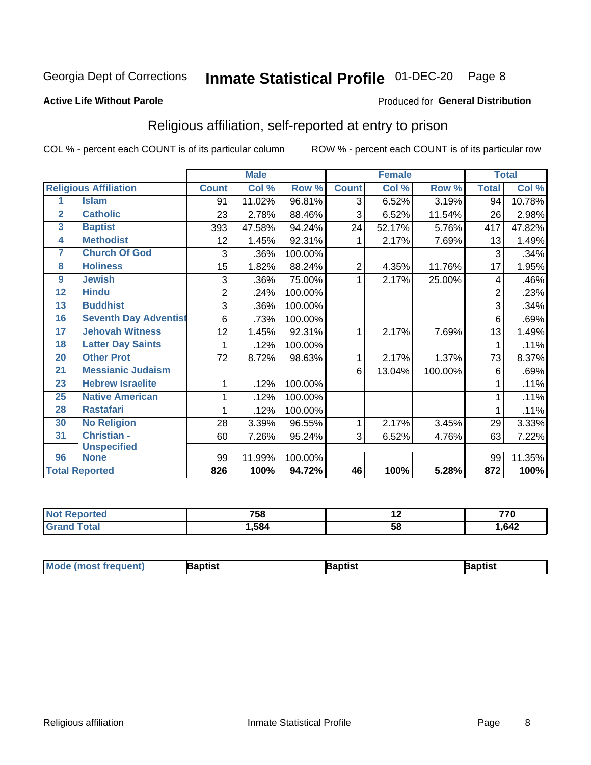Georgia Dept of Corrections **Inmate Statistical Profile** 01-DEC-20

**Active Life Without Parole**

Produced for **General Distribution**

## Religious affiliation, self-reported at entry to prison

COL % - percent each COUNT is of its particular column ROW % - percent each COUNT is of its particular row

| | | Male | | | Female | | | Total | |
|---|---|---|---|---|---|---|---|---|---|
| Religious Affiliation | | Count | Col % | Row % | Count | Col % | Row % | Total | Col % |
| 1 | Islam | 91 | 11.02% | 96.81% | 3 | 6.52% | 3.19% | 94 | 10.78% |
| 2 | Catholic | 23 | 2.78% | 88.46% | 3 | 6.52% | 11.54% | 26 | 2.98% |
| 3 | Baptist | 393 | 47.58% | 94.24% | 24 | 52.17% | 5.76% | 417 | 47.82% |
| 4 | Methodist | 12 | 1.45% | 92.31% | 1 | 2.17% | 7.69% | 13 | 1.49% |
| 7 | Church Of God | 3 | .36% | 100.00% | | | | 3 | .34% |
| 8 | Holiness | 15 | 1.82% | 88.24% | 2 | 4.35% | 11.76% | 17 | 1.95% |
| 9 | Jewish | 3 | .36% | 75.00% | 1 | 2.17% | 25.00% | 4 | .46% |
| 12 | Hindu | 2 | .24% | 100.00% | | | | 2 | .23% |
| 13 | Buddhist | 3 | .36% | 100.00% | | | | 3 | .34% |
| 16 | Seventh Day Adventist | 6 | .73% | 100.00% | | | | 6 | .69% |
| 17 | Jehovah Witness | 12 | 1.45% | 92.31% | 1 | 2.17% | 7.69% | 13 | 1.49% |
| 18 | Latter Day Saints | 1 | .12% | 100.00% | | | | 1 | .11% |
| 20 | Other Prot | 72 | 8.72% | 98.63% | 1 | 2.17% | 1.37% | 73 | 8.37% |
| 21 | Messianic Judaism | | | | 6 | 13.04% | 100.00% | 6 | .69% |
| 23 | Hebrew Israelite | 1 | .12% | 100.00% | | | | 1 | .11% |
| 25 | Native American | 1 | .12% | 100.00% | | | | 1 | .11% |
| 28 | Rastafari | 1 | .12% | 100.00% | | | | 1 | .11% |
| 30 | No Religion | 28 | 3.39% | 96.55% | 1 | 2.17% | 3.45% | 29 | 3.33% |
| 31 | Christian - Unspecified | 60 | 7.26% | 95.24% | 3 | 6.52% | 4.76% | 63 | 7.22% |
| 96 | None | 99 | 11.99% | 100.00% | | | | 99 | 11.35% |
| Total Reported | | 826 | 100% | 94.72% | 46 | 100% | 5.28% | 872 | 100% |

| | Male | Female | Total |
|---|---|---|---|
| Not Reported | 758 | 12 | 770 |
| Grand Total | 1,584 | 58 | 1,642 |

| | Male | Female | Total |
|---|---|---|---|
| Mode (most frequent) | Baptist | Baptist | Baptist |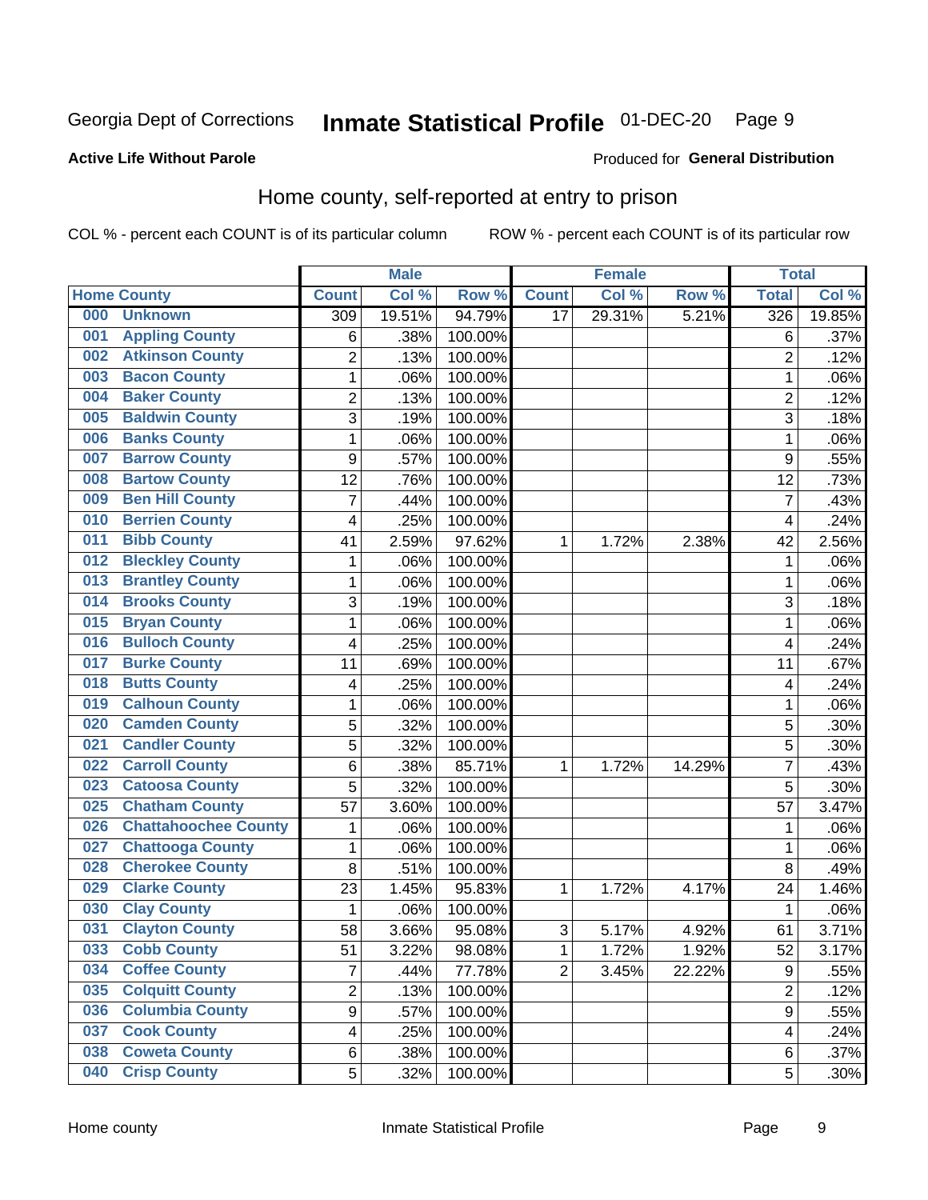Georgia Dept of Corrections **Inmate Statistical Profile** 01-DEC-20

**Active Life Without Parole**

Produced for **General Distribution**

## Home county, self-reported at entry to prison

COL % - percent each COUNT is of its particular column ROW % - percent each COUNT is of its particular row

| Home County | | Male | | | Female | | | Total | |
|---|---|---|---|---|---|---|---|---|---|
| | | Count | Col % | Row % | Count | Col % | Row % | Total | Col % |
| 000 | Unknown | 309 | 19.51% | 94.79% | 17 | 29.31% | 5.21% | 326 | 19.85% |
| 001 | Appling County | 6 | .38% | 100.00% | | | | 6 | .37% |
| 002 | Atkinson County | 2 | .13% | 100.00% | | | | 2 | .12% |
| 003 | Bacon County | 1 | .06% | 100.00% | | | | 1 | .06% |
| 004 | Baker County | 2 | .13% | 100.00% | | | | 2 | .12% |
| 005 | Baldwin County | 3 | .19% | 100.00% | | | | 3 | .18% |
| 006 | Banks County | 1 | .06% | 100.00% | | | | 1 | .06% |
| 007 | Barrow County | 9 | .57% | 100.00% | | | | 9 | .55% |
| 008 | Bartow County | 12 | .76% | 100.00% | | | | 12 | .73% |
| 009 | Ben Hill County | 7 | .44% | 100.00% | | | | 7 | .43% |
| 010 | Berrien County | 4 | .25% | 100.00% | | | | 4 | .24% |
| 011 | Bibb County | 41 | 2.59% | 97.62% | 1 | 1.72% | 2.38% | 42 | 2.56% |
| 012 | Bleckley County | 1 | .06% | 100.00% | | | | 1 | .06% |
| 013 | Brantley County | 1 | .06% | 100.00% | | | | 1 | .06% |
| 014 | Brooks County | 3 | .19% | 100.00% | | | | 3 | .18% |
| 015 | Bryan County | 1 | .06% | 100.00% | | | | 1 | .06% |
| 016 | Bulloch County | 4 | .25% | 100.00% | | | | 4 | .24% |
| 017 | Burke County | 11 | .69% | 100.00% | | | | 11 | .67% |
| 018 | Butts County | 4 | .25% | 100.00% | | | | 4 | .24% |
| 019 | Calhoun County | 1 | .06% | 100.00% | | | | 1 | .06% |
| 020 | Camden County | 5 | .32% | 100.00% | | | | 5 | .30% |
| 021 | Candler County | 5 | .32% | 100.00% | | | | 5 | .30% |
| 022 | Carroll County | 6 | .38% | 85.71% | 1 | 1.72% | 14.29% | 7 | .43% |
| 023 | Catoosa County | 5 | .32% | 100.00% | | | | 5 | .30% |
| 025 | Chatham County | 57 | 3.60% | 100.00% | | | | 57 | 3.47% |
| 026 | Chattahoochee County | 1 | .06% | 100.00% | | | | 1 | .06% |
| 027 | Chattooga County | 1 | .06% | 100.00% | | | | 1 | .06% |
| 028 | Cherokee County | 8 | .51% | 100.00% | | | | 8 | .49% |
| 029 | Clarke County | 23 | 1.45% | 95.83% | 1 | 1.72% | 4.17% | 24 | 1.46% |
| 030 | Clay County | 1 | .06% | 100.00% | | | | 1 | .06% |
| 031 | Clayton County | 58 | 3.66% | 95.08% | 3 | 5.17% | 4.92% | 61 | 3.71% |
| 033 | Cobb County | 51 | 3.22% | 98.08% | 1 | 1.72% | 1.92% | 52 | 3.17% |
| 034 | Coffee County | 7 | .44% | 77.78% | 2 | 3.45% | 22.22% | 9 | .55% |
| 035 | Colquitt County | 2 | .13% | 100.00% | | | | 2 | .12% |
| 036 | Columbia County | 9 | .57% | 100.00% | | | | 9 | .55% |
| 037 | Cook County | 4 | .25% | 100.00% | | | | 4 | .24% |
| 038 | Coweta County | 6 | .38% | 100.00% | | | | 6 | .37% |
| 040 | Crisp County | 5 | .32% | 100.00% | | | | 5 | .30% |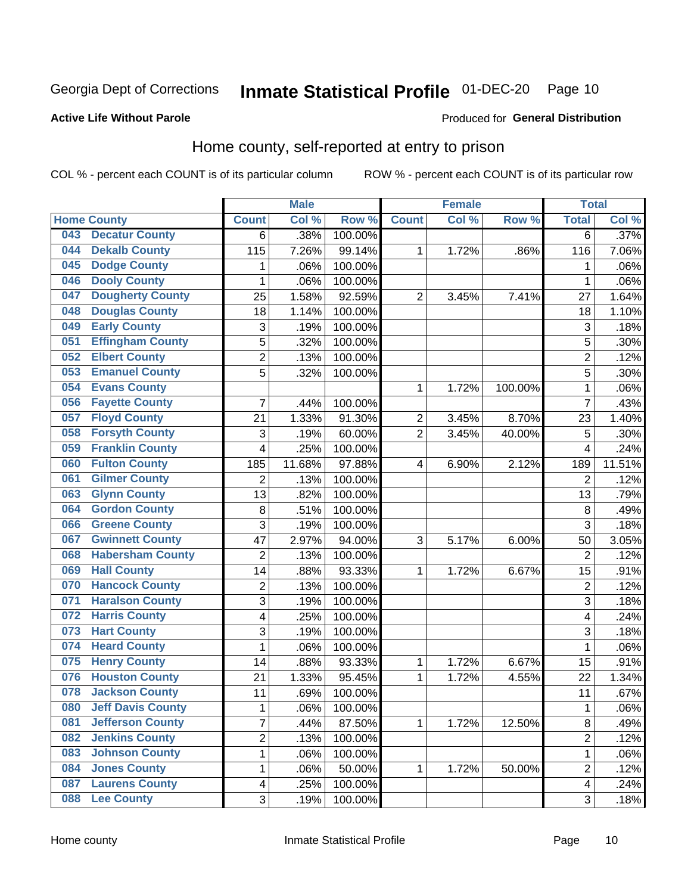Georgia Dept of Corrections **Inmate Statistical Profile** 01-DEC-20

**Active Life Without Parole**

Produced for **General Distribution**

## Home county, self-reported at entry to prison

COL % - percent each COUNT is of its particular column ROW % - percent each COUNT is of its particular row

| Home County | | Male | | | Female | | | Total | |
|---|---|---|---|---|---|---|---|---|---|
| | | Count | Col % | Row % | Count | Col % | Row % | Total | Col % |
| 043 | Decatur County | 6 | .38% | 100.00% | | | | 6 | .37% |
| 044 | Dekalb County | 115 | 7.26% | 99.14% | 1 | 1.72% | .86% | 116 | 7.06% |
| 045 | Dodge County | 1 | .06% | 100.00% | | | | 1 | .06% |
| 046 | Dooly County | 1 | .06% | 100.00% | | | | 1 | .06% |
| 047 | Dougherty County | 25 | 1.58% | 92.59% | 2 | 3.45% | 7.41% | 27 | 1.64% |
| 048 | Douglas County | 18 | 1.14% | 100.00% | | | | 18 | 1.10% |
| 049 | Early County | 3 | .19% | 100.00% | | | | 3 | .18% |
| 051 | Effingham County | 5 | .32% | 100.00% | | | | 5 | .30% |
| 052 | Elbert County | 2 | .13% | 100.00% | | | | 2 | .12% |
| 053 | Emanuel County | 5 | .32% | 100.00% | | | | 5 | .30% |
| 054 | Evans County | | | | 1 | 1.72% | 100.00% | 1 | .06% |
| 056 | Fayette County | 7 | .44% | 100.00% | | | | 7 | .43% |
| 057 | Floyd County | 21 | 1.33% | 91.30% | 2 | 3.45% | 8.70% | 23 | 1.40% |
| 058 | Forsyth County | 3 | .19% | 60.00% | 2 | 3.45% | 40.00% | 5 | .30% |
| 059 | Franklin County | 4 | .25% | 100.00% | | | | 4 | .24% |
| 060 | Fulton County | 185 | 11.68% | 97.88% | 4 | 6.90% | 2.12% | 189 | 11.51% |
| 061 | Gilmer County | 2 | .13% | 100.00% | | | | 2 | .12% |
| 063 | Glynn County | 13 | .82% | 100.00% | | | | 13 | .79% |
| 064 | Gordon County | 8 | .51% | 100.00% | | | | 8 | .49% |
| 066 | Greene County | 3 | .19% | 100.00% | | | | 3 | .18% |
| 067 | Gwinnett County | 47 | 2.97% | 94.00% | 3 | 5.17% | 6.00% | 50 | 3.05% |
| 068 | Habersham County | 2 | .13% | 100.00% | | | | 2 | .12% |
| 069 | Hall County | 14 | .88% | 93.33% | 1 | 1.72% | 6.67% | 15 | .91% |
| 070 | Hancock County | 2 | .13% | 100.00% | | | | 2 | .12% |
| 071 | Haralson County | 3 | .19% | 100.00% | | | | 3 | .18% |
| 072 | Harris County | 4 | .25% | 100.00% | | | | 4 | .24% |
| 073 | Hart County | 3 | .19% | 100.00% | | | | 3 | .18% |
| 074 | Heard County | 1 | .06% | 100.00% | | | | 1 | .06% |
| 075 | Henry County | 14 | .88% | 93.33% | 1 | 1.72% | 6.67% | 15 | .91% |
| 076 | Houston County | 21 | 1.33% | 95.45% | 1 | 1.72% | 4.55% | 22 | 1.34% |
| 078 | Jackson County | 11 | .69% | 100.00% | | | | 11 | .67% |
| 080 | Jeff Davis County | 1 | .06% | 100.00% | | | | 1 | .06% |
| 081 | Jefferson County | 7 | .44% | 87.50% | 1 | 1.72% | 12.50% | 8 | .49% |
| 082 | Jenkins County | 2 | .13% | 100.00% | | | | 2 | .12% |
| 083 | Johnson County | 1 | .06% | 100.00% | | | | 1 | .06% |
| 084 | Jones County | 1 | .06% | 50.00% | 1 | 1.72% | 50.00% | 2 | .12% |
| 087 | Laurens County | 4 | .25% | 100.00% | | | | 4 | .24% |
| 088 | Lee County | 3 | .19% | 100.00% | | | | 3 | .18% |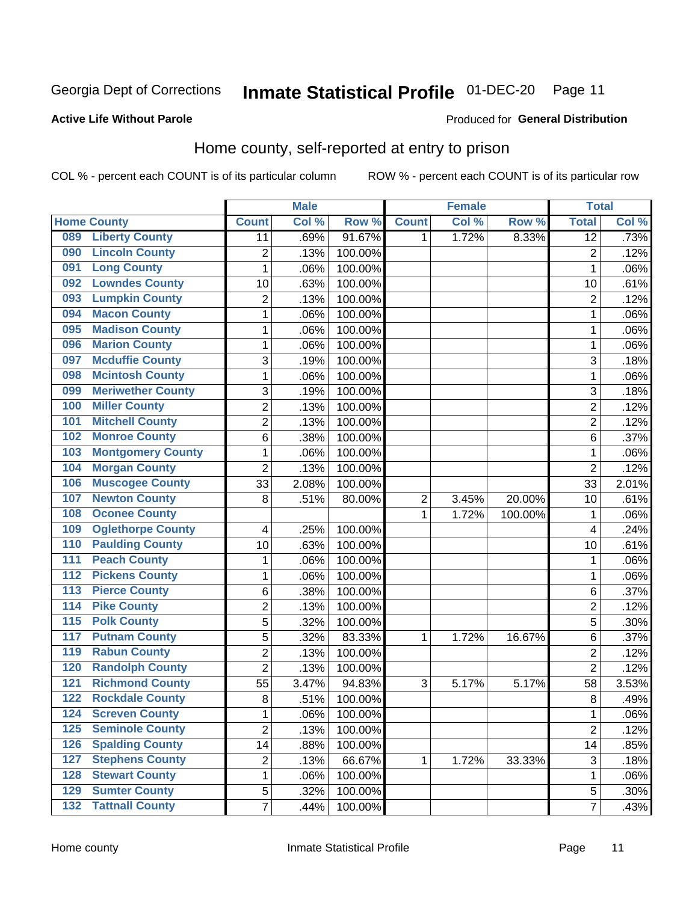Georgia Dept of Corrections **Inmate Statistical Profile** 01-DEC-20

**Active Life Without Parole**

Produced for **General Distribution**

## Home county, self-reported at entry to prison

COL % - percent each COUNT is of its particular column ROW % - percent each COUNT is of its particular row

| Home County | | Male | | | Female | | | Total | |
|---|---|---|---|---|---|---|---|---|---|
| | | Count | Col % | Row % | Count | Col % | Row % | Total | Col % |
| 089 | Liberty County | 11 | .69% | 91.67% | 1 | 1.72% | 8.33% | 12 | .73% |
| 090 | Lincoln County | 2 | .13% | 100.00% | | | | 2 | .12% |
| 091 | Long County | 1 | .06% | 100.00% | | | | 1 | .06% |
| 092 | Lowndes County | 10 | .63% | 100.00% | | | | 10 | .61% |
| 093 | Lumpkin County | 2 | .13% | 100.00% | | | | 2 | .12% |
| 094 | Macon County | 1 | .06% | 100.00% | | | | 1 | .06% |
| 095 | Madison County | 1 | .06% | 100.00% | | | | 1 | .06% |
| 096 | Marion County | 1 | .06% | 100.00% | | | | 1 | .06% |
| 097 | Mcduffie County | 3 | .19% | 100.00% | | | | 3 | .18% |
| 098 | Mcintosh County | 1 | .06% | 100.00% | | | | 1 | .06% |
| 099 | Meriwether County | 3 | .19% | 100.00% | | | | 3 | .18% |
| 100 | Miller County | 2 | .13% | 100.00% | | | | 2 | .12% |
| 101 | Mitchell County | 2 | .13% | 100.00% | | | | 2 | .12% |
| 102 | Monroe County | 6 | .38% | 100.00% | | | | 6 | .37% |
| 103 | Montgomery County | 1 | .06% | 100.00% | | | | 1 | .06% |
| 104 | Morgan County | 2 | .13% | 100.00% | | | | 2 | .12% |
| 106 | Muscogee County | 33 | 2.08% | 100.00% | | | | 33 | 2.01% |
| 107 | Newton County | 8 | .51% | 80.00% | 2 | 3.45% | 20.00% | 10 | .61% |
| 108 | Oconee County | | | | 1 | 1.72% | 100.00% | 1 | .06% |
| 109 | Oglethorpe County | 4 | .25% | 100.00% | | | | 4 | .24% |
| 110 | Paulding County | 10 | .63% | 100.00% | | | | 10 | .61% |
| 111 | Peach County | 1 | .06% | 100.00% | | | | 1 | .06% |
| 112 | Pickens County | 1 | .06% | 100.00% | | | | 1 | .06% |
| 113 | Pierce County | 6 | .38% | 100.00% | | | | 6 | .37% |
| 114 | Pike County | 2 | .13% | 100.00% | | | | 2 | .12% |
| 115 | Polk County | 5 | .32% | 100.00% | | | | 5 | .30% |
| 117 | Putnam County | 5 | .32% | 83.33% | 1 | 1.72% | 16.67% | 6 | .37% |
| 119 | Rabun County | 2 | .13% | 100.00% | | | | 2 | .12% |
| 120 | Randolph County | 2 | .13% | 100.00% | | | | 2 | .12% |
| 121 | Richmond County | 55 | 3.47% | 94.83% | 3 | 5.17% | 5.17% | 58 | 3.53% |
| 122 | Rockdale County | 8 | .51% | 100.00% | | | | 8 | .49% |
| 124 | Screven County | 1 | .06% | 100.00% | | | | 1 | .06% |
| 125 | Seminole County | 2 | .13% | 100.00% | | | | 2 | .12% |
| 126 | Spalding County | 14 | .88% | 100.00% | | | | 14 | .85% |
| 127 | Stephens County | 2 | .13% | 66.67% | 1 | 1.72% | 33.33% | 3 | .18% |
| 128 | Stewart County | 1 | .06% | 100.00% | | | | 1 | .06% |
| 129 | Sumter County | 5 | .32% | 100.00% | | | | 5 | .30% |
| 132 | Tattnall County | 7 | .44% | 100.00% | | | | 7 | .43% |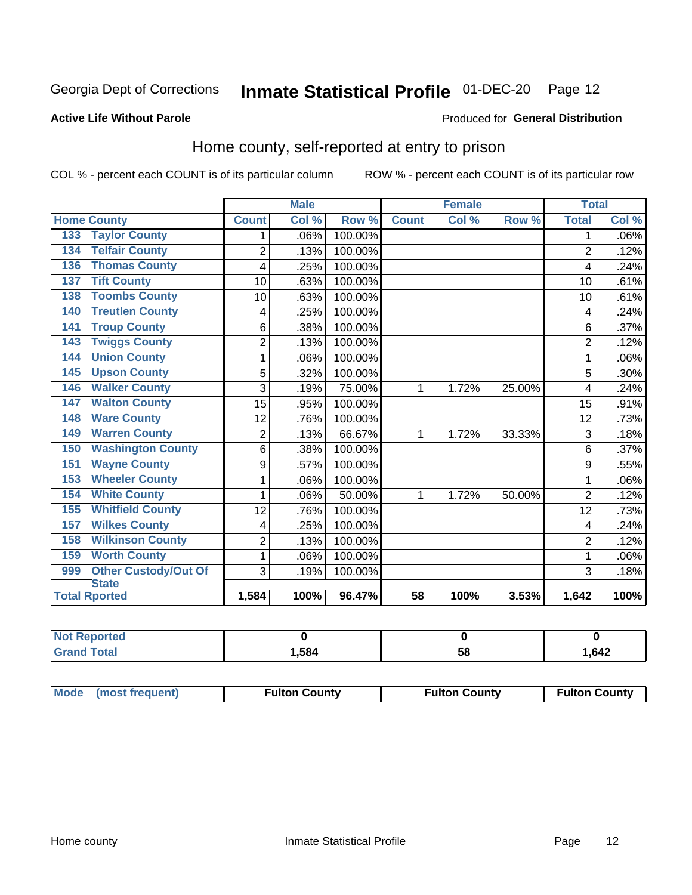Georgia Dept of Corrections **Inmate Statistical Profile** 01-DEC-20 Page 12

**Active Life Without Parole**

Produced for **General Distribution**

## Home county, self-reported at entry to prison

COL % - percent each COUNT is of its particular column ROW % - percent each COUNT is of its particular row

| Home County | | Male | | | Female | | | Total | |
|---|---|---|---|---|---|---|---|---|---|
| | | Count | Col % | Row % | Count | Col % | Row % | Total | Col % |
| 133 | Taylor County | 1 | .06% | 100.00% | | | | 1 | .06% |
| 134 | Telfair County | 2 | .13% | 100.00% | | | | 2 | .12% |
| 136 | Thomas County | 4 | .25% | 100.00% | | | | 4 | .24% |
| 137 | Tift County | 10 | .63% | 100.00% | | | | 10 | .61% |
| 138 | Toombs County | 10 | .63% | 100.00% | | | | 10 | .61% |
| 140 | Treutlen County | 4 | .25% | 100.00% | | | | 4 | .24% |
| 141 | Troup County | 6 | .38% | 100.00% | | | | 6 | .37% |
| 143 | Twiggs County | 2 | .13% | 100.00% | | | | 2 | .12% |
| 144 | Union County | 1 | .06% | 100.00% | | | | 1 | .06% |
| 145 | Upson County | 5 | .32% | 100.00% | | | | 5 | .30% |
| 146 | Walker County | 3 | .19% | 75.00% | 1 | 1.72% | 25.00% | 4 | .24% |
| 147 | Walton County | 15 | .95% | 100.00% | | | | 15 | .91% |
| 148 | Ware County | 12 | .76% | 100.00% | | | | 12 | .73% |
| 149 | Warren County | 2 | .13% | 66.67% | 1 | 1.72% | 33.33% | 3 | .18% |
| 150 | Washington County | 6 | .38% | 100.00% | | | | 6 | .37% |
| 151 | Wayne County | 9 | .57% | 100.00% | | | | 9 | .55% |
| 153 | Wheeler County | 1 | .06% | 100.00% | | | | 1 | .06% |
| 154 | White County | 1 | .06% | 50.00% | 1 | 1.72% | 50.00% | 2 | .12% |
| 155 | Whitfield County | 12 | .76% | 100.00% | | | | 12 | .73% |
| 157 | Wilkes County | 4 | .25% | 100.00% | | | | 4 | .24% |
| 158 | Wilkinson County | 2 | .13% | 100.00% | | | | 2 | .12% |
| 159 | Worth County | 1 | .06% | 100.00% | | | | 1 | .06% |
| 999 | Other Custody/Out Of State | 3 | .19% | 100.00% | | | | 3 | .18% |
| Total Rported | | 1,584 | 100% | 96.47% | 58 | 100% | 3.53% | 1,642 | 100% |

| | Male | Female | Total |
|---|---|---|---|
| Not Reported | 0 | 0 | 0 |
| Grand Total | 1,584 | 58 | 1,642 |

| | Male | Female | Total |
|---|---|---|---|
| Mode (most frequent) | Fulton County | Fulton County | Fulton County |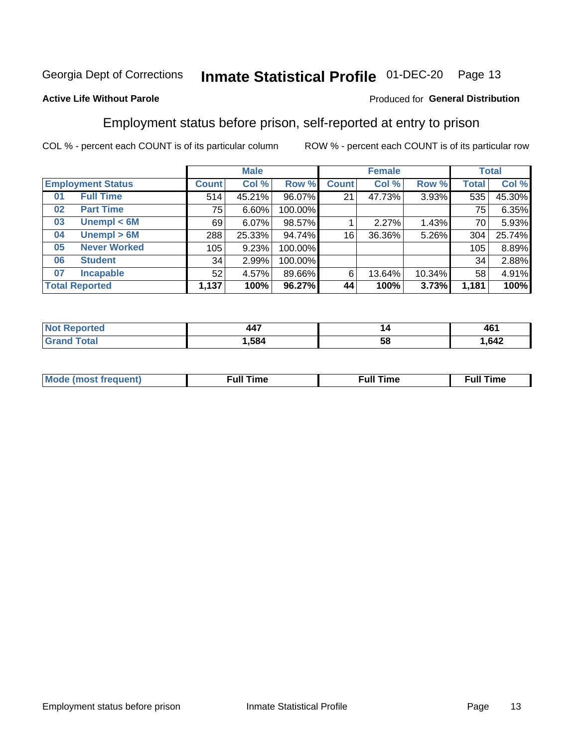Georgia Dept of Corrections **Inmate Statistical Profile** 01-DEC-20

**Active Life Without Parole**

Produced for **General Distribution**

## Employment status before prison, self-reported at entry to prison

COL % - percent each COUNT is of its particular column ROW % - percent each COUNT is of its particular row

| | | Male | | | Female | | | Total | |
|---|---|---|---|---|---|---|---|---|---|
| **Employment Status** | | **Count** | **Col %** | **Row %** | **Count** | **Col %** | **Row %** | **Total** | **Col %** |
| **01** | **Full Time** | 514 | 45.21% | 96.07% | 21 | 47.73% | 3.93% | 535 | 45.30% |
| **02** | **Part Time** | 75 | 6.60% | 100.00% | | | | 75 | 6.35% |
| **03** | **Unempl < 6M** | 69 | 6.07% | 98.57% | 1 | 2.27% | 1.43% | 70 | 5.93% |
| **04** | **Unempl > 6M** | 288 | 25.33% | 94.74% | 16 | 36.36% | 5.26% | 304 | 25.74% |
| **05** | **Never Worked** | 105 | 9.23% | 100.00% | | | | 105 | 8.89% |
| **06** | **Student** | 34 | 2.99% | 100.00% | | | | 34 | 2.88% |
| **07** | **Incapable** | 52 | 4.57% | 89.66% | 6 | 13.64% | 10.34% | 58 | 4.91% |
| **Total Reported** | | **1,137** | **100%** | **96.27%** | **44** | **100%** | **3.73%** | **1,181** | **100%** |

| | Male | Female | Total |
|---|---|---|---|
| **Not Reported** | **447** | **14** | **461** |
| **Grand Total** | **1,584** | **58** | **1,642** |

| | Male | Female | Total |
|---|---|---|---|
| **Mode (most frequent)** | **Full Time** | **Full Time** | **Full Time** |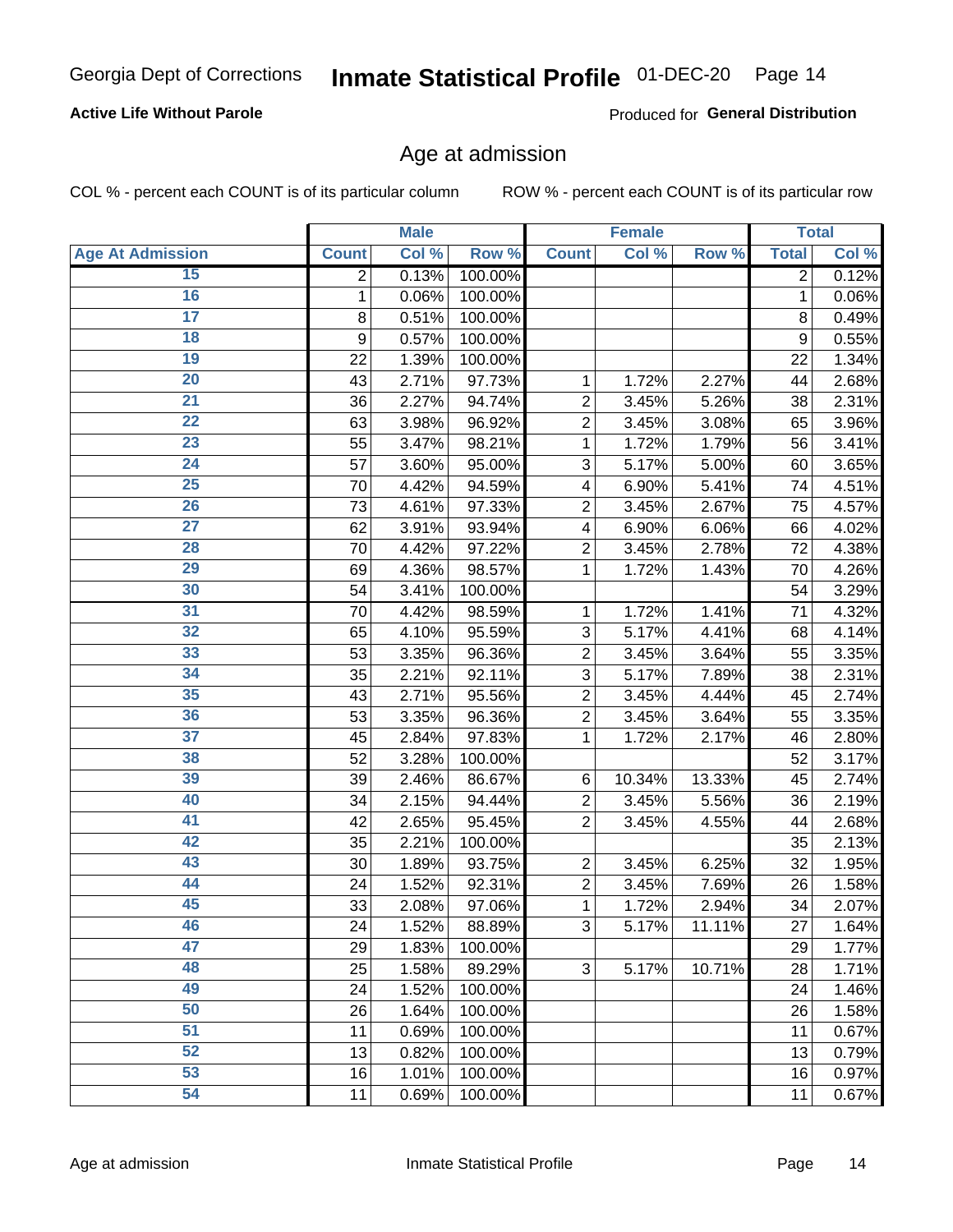Georgia Dept of Corrections **Inmate Statistical Profile** 01-DEC-20

**Active Life Without Parole**

Produced for **General Distribution**

## Age at admission

COL % - percent each COUNT is of its particular column ROW % - percent each COUNT is of its particular row

| | Male | | | Female | | | Total | |
|---|---|---|---|---|---|---|---|---|
| **Age At Admission** | **Count** | **Col %** | **Row %** | **Count** | **Col %** | **Row %** | **Total** | **Col %** |
| 15 | 2 | 0.13% | 100.00% | | | | 2 | 0.12% |
| 16 | 1 | 0.06% | 100.00% | | | | 1 | 0.06% |
| 17 | 8 | 0.51% | 100.00% | | | | 8 | 0.49% |
| 18 | 9 | 0.57% | 100.00% | | | | 9 | 0.55% |
| 19 | 22 | 1.39% | 100.00% | | | | 22 | 1.34% |
| 20 | 43 | 2.71% | 97.73% | 1 | 1.72% | 2.27% | 44 | 2.68% |
| 21 | 36 | 2.27% | 94.74% | 2 | 3.45% | 5.26% | 38 | 2.31% |
| 22 | 63 | 3.98% | 96.92% | 2 | 3.45% | 3.08% | 65 | 3.96% |
| 23 | 55 | 3.47% | 98.21% | 1 | 1.72% | 1.79% | 56 | 3.41% |
| 24 | 57 | 3.60% | 95.00% | 3 | 5.17% | 5.00% | 60 | 3.65% |
| 25 | 70 | 4.42% | 94.59% | 4 | 6.90% | 5.41% | 74 | 4.51% |
| 26 | 73 | 4.61% | 97.33% | 2 | 3.45% | 2.67% | 75 | 4.57% |
| 27 | 62 | 3.91% | 93.94% | 4 | 6.90% | 6.06% | 66 | 4.02% |
| 28 | 70 | 4.42% | 97.22% | 2 | 3.45% | 2.78% | 72 | 4.38% |
| 29 | 69 | 4.36% | 98.57% | 1 | 1.72% | 1.43% | 70 | 4.26% |
| 30 | 54 | 3.41% | 100.00% | | | | 54 | 3.29% |
| 31 | 70 | 4.42% | 98.59% | 1 | 1.72% | 1.41% | 71 | 4.32% |
| 32 | 65 | 4.10% | 95.59% | 3 | 5.17% | 4.41% | 68 | 4.14% |
| 33 | 53 | 3.35% | 96.36% | 2 | 3.45% | 3.64% | 55 | 3.35% |
| 34 | 35 | 2.21% | 92.11% | 3 | 5.17% | 7.89% | 38 | 2.31% |
| 35 | 43 | 2.71% | 95.56% | 2 | 3.45% | 4.44% | 45 | 2.74% |
| 36 | 53 | 3.35% | 96.36% | 2 | 3.45% | 3.64% | 55 | 3.35% |
| 37 | 45 | 2.84% | 97.83% | 1 | 1.72% | 2.17% | 46 | 2.80% |
| 38 | 52 | 3.28% | 100.00% | | | | 52 | 3.17% |
| 39 | 39 | 2.46% | 86.67% | 6 | 10.34% | 13.33% | 45 | 2.74% |
| 40 | 34 | 2.15% | 94.44% | 2 | 3.45% | 5.56% | 36 | 2.19% |
| 41 | 42 | 2.65% | 95.45% | 2 | 3.45% | 4.55% | 44 | 2.68% |
| 42 | 35 | 2.21% | 100.00% | | | | 35 | 2.13% |
| 43 | 30 | 1.89% | 93.75% | 2 | 3.45% | 6.25% | 32 | 1.95% |
| 44 | 24 | 1.52% | 92.31% | 2 | 3.45% | 7.69% | 26 | 1.58% |
| 45 | 33 | 2.08% | 97.06% | 1 | 1.72% | 2.94% | 34 | 2.07% |
| 46 | 24 | 1.52% | 88.89% | 3 | 5.17% | 11.11% | 27 | 1.64% |
| 47 | 29 | 1.83% | 100.00% | | | | 29 | 1.77% |
| 48 | 25 | 1.58% | 89.29% | 3 | 5.17% | 10.71% | 28 | 1.71% |
| 49 | 24 | 1.52% | 100.00% | | | | 24 | 1.46% |
| 50 | 26 | 1.64% | 100.00% | | | | 26 | 1.58% |
| 51 | 11 | 0.69% | 100.00% | | | | 11 | 0.67% |
| 52 | 13 | 0.82% | 100.00% | | | | 13 | 0.79% |
| 53 | 16 | 1.01% | 100.00% | | | | 16 | 0.97% |
| 54 | 11 | 0.69% | 100.00% | | | | 11 | 0.67% |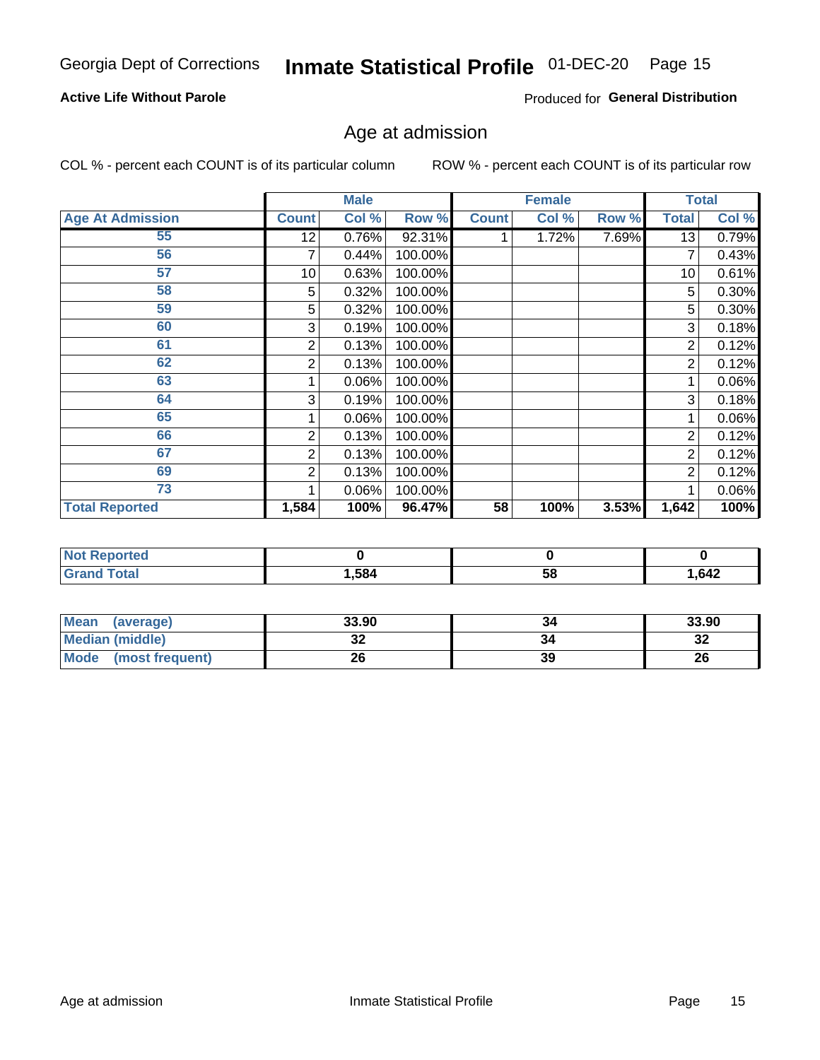Georgia Dept of Corrections **Inmate Statistical Profile** 01-DEC-20

**Active Life Without Parole**

Produced for **General Distribution**

## Age at admission

COL % - percent each COUNT is of its particular column

ROW % - percent each COUNT is of its particular row

| | Male | | | Female | | | Total | |
|---|---|---|---|---|---|---|---|---|
| **Age At Admission** | **Count** | **Col %** | **Row %** | **Count** | **Col %** | **Row %** | **Total** | **Col %** |
| 55 | 12 | 0.76% | 92.31% | 1 | 1.72% | 7.69% | 13 | 0.79% |
| 56 | 7 | 0.44% | 100.00% | | | | 7 | 0.43% |
| 57 | 10 | 0.63% | 100.00% | | | | 10 | 0.61% |
| 58 | 5 | 0.32% | 100.00% | | | | 5 | 0.30% |
| 59 | 5 | 0.32% | 100.00% | | | | 5 | 0.30% |
| 60 | 3 | 0.19% | 100.00% | | | | 3 | 0.18% |
| 61 | 2 | 0.13% | 100.00% | | | | 2 | 0.12% |
| 62 | 2 | 0.13% | 100.00% | | | | 2 | 0.12% |
| 63 | 1 | 0.06% | 100.00% | | | | 1 | 0.06% |
| 64 | 3 | 0.19% | 100.00% | | | | 3 | 0.18% |
| 65 | 1 | 0.06% | 100.00% | | | | 1 | 0.06% |
| 66 | 2 | 0.13% | 100.00% | | | | 2 | 0.12% |
| 67 | 2 | 0.13% | 100.00% | | | | 2 | 0.12% |
| 69 | 2 | 0.13% | 100.00% | | | | 2 | 0.12% |
| 73 | 1 | 0.06% | 100.00% | | | | 1 | 0.06% |
| **Total Reported** | **1,584** | **100%** | **96.47%** | **58** | **100%** | **3.53%** | **1,642** | **100%** |

| | Male | Female | Total |
|---|---|---|---|
| **Not Reported** | **0** | **0** | **0** |
| **Grand Total** | **1,584** | **58** | **1,642** |

| | Male | Female | Total |
|---|---|---|---|
| **Mean (average)** | **33.90** | **34** | **33.90** |
| **Median (middle)** | **32** | **34** | **32** |
| **Mode (most frequent)** | **26** | **39** | **26** |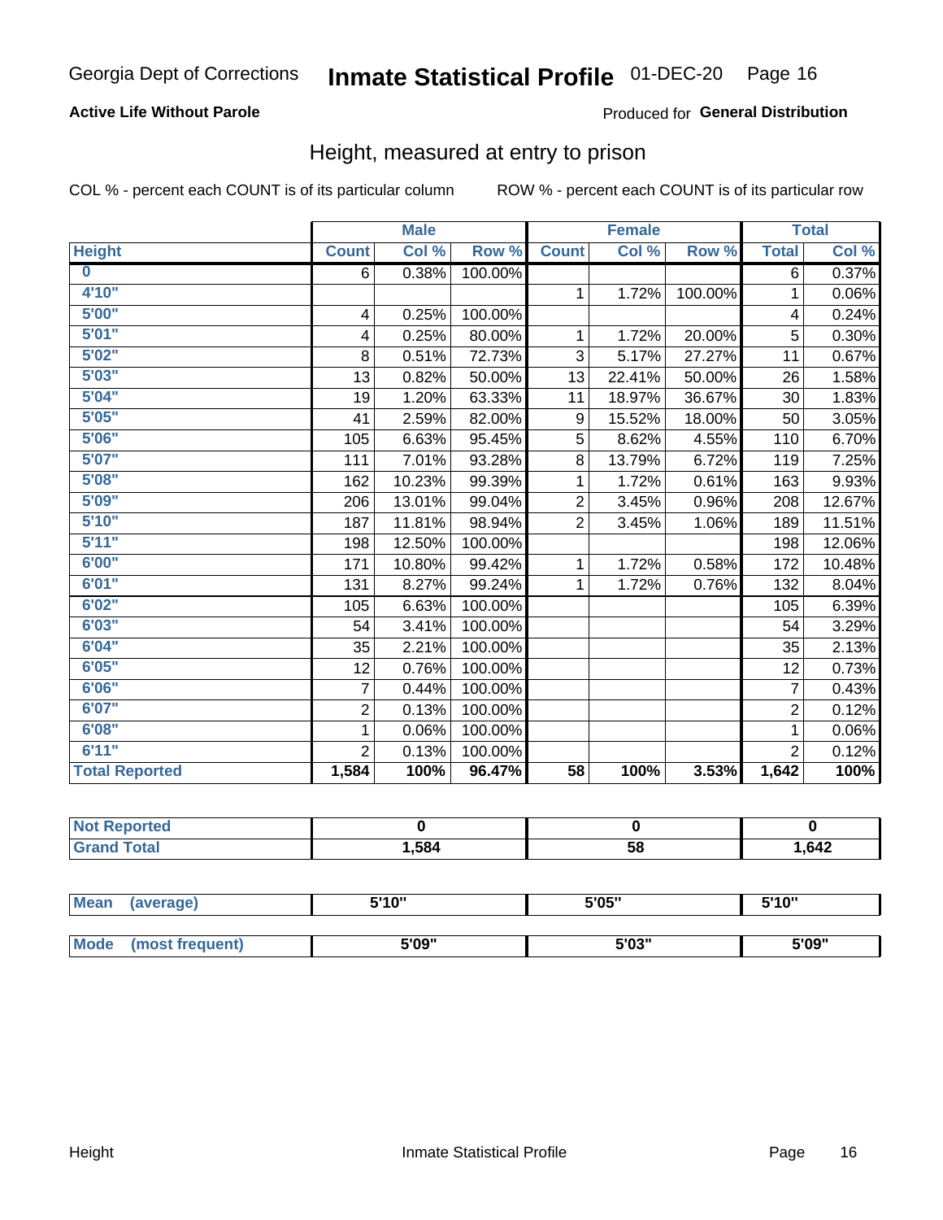Georgia Dept of Corrections **Inmate Statistical Profile** 01-DEC-20

**Active Life Without Parole**

Produced for **General Distribution**

## Height, measured at entry to prison

COL % - percent each COUNT is of its particular column

ROW % - percent each COUNT is of its particular row

| | Male | | | Female | | | Total | |
|---|---|---|---|---|---|---|---|---|
| **Height** | **Count** | **Col %** | **Row %** | **Count** | **Col %** | **Row %** | **Total** | **Col %** |
| **0** | 6 | 0.38% | 100.00% | | | | 6 | 0.37% |
| **4'10"** | | | | 1 | 1.72% | 100.00% | 1 | 0.06% |
| **5'00"** | 4 | 0.25% | 100.00% | | | | 4 | 0.24% |
| **5'01"** | 4 | 0.25% | 80.00% | 1 | 1.72% | 20.00% | 5 | 0.30% |
| **5'02"** | 8 | 0.51% | 72.73% | 3 | 5.17% | 27.27% | 11 | 0.67% |
| **5'03"** | 13 | 0.82% | 50.00% | 13 | 22.41% | 50.00% | 26 | 1.58% |
| **5'04"** | 19 | 1.20% | 63.33% | 11 | 18.97% | 36.67% | 30 | 1.83% |
| **5'05"** | 41 | 2.59% | 82.00% | 9 | 15.52% | 18.00% | 50 | 3.05% |
| **5'06"** | 105 | 6.63% | 95.45% | 5 | 8.62% | 4.55% | 110 | 6.70% |
| **5'07"** | 111 | 7.01% | 93.28% | 8 | 13.79% | 6.72% | 119 | 7.25% |
| **5'08"** | 162 | 10.23% | 99.39% | 1 | 1.72% | 0.61% | 163 | 9.93% |
| **5'09"** | 206 | 13.01% | 99.04% | 2 | 3.45% | 0.96% | 208 | 12.67% |
| **5'10"** | 187 | 11.81% | 98.94% | 2 | 3.45% | 1.06% | 189 | 11.51% |
| **5'11"** | 198 | 12.50% | 100.00% | | | | 198 | 12.06% |
| **6'00"** | 171 | 10.80% | 99.42% | 1 | 1.72% | 0.58% | 172 | 10.48% |
| **6'01"** | 131 | 8.27% | 99.24% | 1 | 1.72% | 0.76% | 132 | 8.04% |
| **6'02"** | 105 | 6.63% | 100.00% | | | | 105 | 6.39% |
| **6'03"** | 54 | 3.41% | 100.00% | | | | 54 | 3.29% |
| **6'04"** | 35 | 2.21% | 100.00% | | | | 35 | 2.13% |
| **6'05"** | 12 | 0.76% | 100.00% | | | | 12 | 0.73% |
| **6'06"** | 7 | 0.44% | 100.00% | | | | 7 | 0.43% |
| **6'07"** | 2 | 0.13% | 100.00% | | | | 2 | 0.12% |
| **6'08"** | 1 | 0.06% | 100.00% | | | | 1 | 0.06% |
| **6'11"** | 2 | 0.13% | 100.00% | | | | 2 | 0.12% |
| **Total Reported** | **1,584** | **100%** | **96.47%** | **58** | **100%** | **3.53%** | **1,642** | **100%** |

| | Male | Female | Total |
|---|---|---|---|
| **Not Reported** | **0** | **0** | **0** |
| **Grand Total** | **1,584** | **58** | **1,642** |

| | Male | Female | Total |
|---|---|---|---|
| **Mean (average)** | **5'10"** | **5'05"** | **5'10"** |
| **Mode (most frequent)** | **5'09"** | **5'03"** | **5'09"** |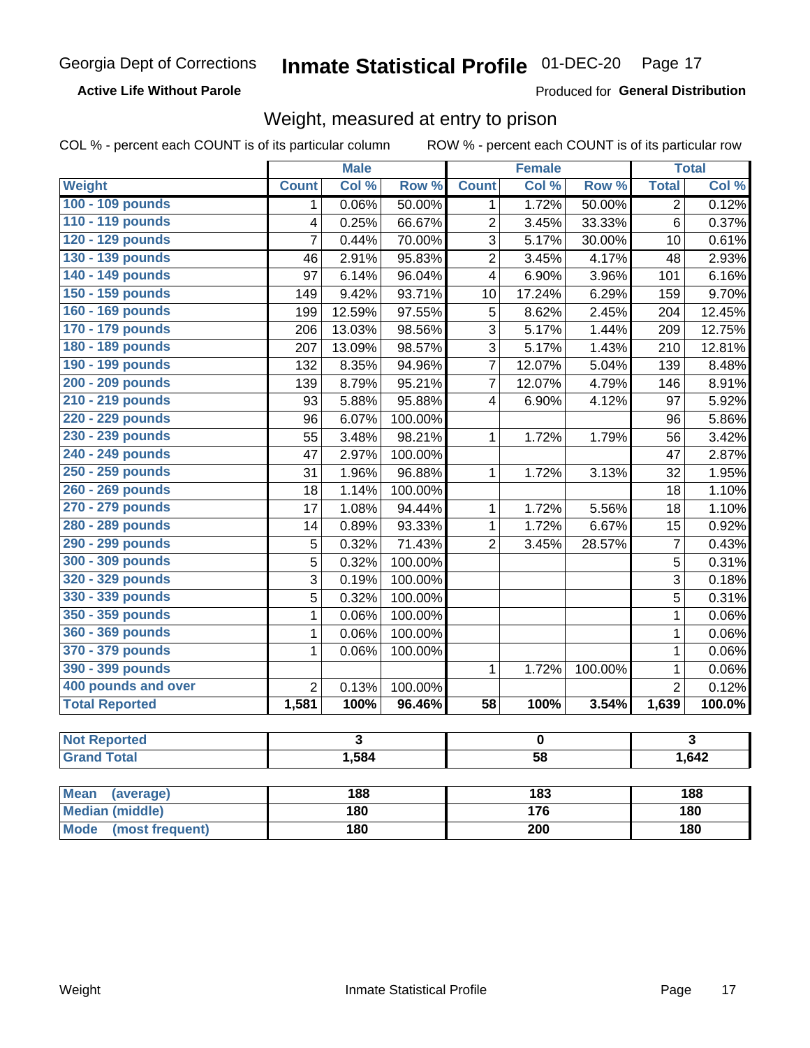Georgia Dept of Corrections **Inmate Statistical Profile** 01-DEC-20

**Active Life Without Parole**

Produced for **General Distribution**

## Weight, measured at entry to prison

COL % - percent each COUNT is of its particular column ROW % - percent each COUNT is of its particular row

| | Male | | | Female | | | Total | |
|---|---|---|---|---|---|---|---|---|
| **Weight** | **Count** | **Col %** | **Row %** | **Count** | **Col %** | **Row %** | **Total** | **Col %** |
| 100 - 109 pounds | 1 | 0.06% | 50.00% | 1 | 1.72% | 50.00% | 2 | 0.12% |
| 110 - 119 pounds | 4 | 0.25% | 66.67% | 2 | 3.45% | 33.33% | 6 | 0.37% |
| 120 - 129 pounds | 7 | 0.44% | 70.00% | 3 | 5.17% | 30.00% | 10 | 0.61% |
| 130 - 139 pounds | 46 | 2.91% | 95.83% | 2 | 3.45% | 4.17% | 48 | 2.93% |
| 140 - 149 pounds | 97 | 6.14% | 96.04% | 4 | 6.90% | 3.96% | 101 | 6.16% |
| 150 - 159 pounds | 149 | 9.42% | 93.71% | 10 | 17.24% | 6.29% | 159 | 9.70% |
| 160 - 169 pounds | 199 | 12.59% | 97.55% | 5 | 8.62% | 2.45% | 204 | 12.45% |
| 170 - 179 pounds | 206 | 13.03% | 98.56% | 3 | 5.17% | 1.44% | 209 | 12.75% |
| 180 - 189 pounds | 207 | 13.09% | 98.57% | 3 | 5.17% | 1.43% | 210 | 12.81% |
| 190 - 199 pounds | 132 | 8.35% | 94.96% | 7 | 12.07% | 5.04% | 139 | 8.48% |
| 200 - 209 pounds | 139 | 8.79% | 95.21% | 7 | 12.07% | 4.79% | 146 | 8.91% |
| 210 - 219 pounds | 93 | 5.88% | 95.88% | 4 | 6.90% | 4.12% | 97 | 5.92% |
| 220 - 229 pounds | 96 | 6.07% | 100.00% | | | | 96 | 5.86% |
| 230 - 239 pounds | 55 | 3.48% | 98.21% | 1 | 1.72% | 1.79% | 56 | 3.42% |
| 240 - 249 pounds | 47 | 2.97% | 100.00% | | | | 47 | 2.87% |
| 250 - 259 pounds | 31 | 1.96% | 96.88% | 1 | 1.72% | 3.13% | 32 | 1.95% |
| 260 - 269 pounds | 18 | 1.14% | 100.00% | | | | 18 | 1.10% |
| 270 - 279 pounds | 17 | 1.08% | 94.44% | 1 | 1.72% | 5.56% | 18 | 1.10% |
| 280 - 289 pounds | 14 | 0.89% | 93.33% | 1 | 1.72% | 6.67% | 15 | 0.92% |
| 290 - 299 pounds | 5 | 0.32% | 71.43% | 2 | 3.45% | 28.57% | 7 | 0.43% |
| 300 - 309 pounds | 5 | 0.32% | 100.00% | | | | 5 | 0.31% |
| 320 - 329 pounds | 3 | 0.19% | 100.00% | | | | 3 | 0.18% |
| 330 - 339 pounds | 5 | 0.32% | 100.00% | | | | 5 | 0.31% |
| 350 - 359 pounds | 1 | 0.06% | 100.00% | | | | 1 | 0.06% |
| 360 - 369 pounds | 1 | 0.06% | 100.00% | | | | 1 | 0.06% |
| 370 - 379 pounds | 1 | 0.06% | 100.00% | | | | 1 | 0.06% |
| 390 - 399 pounds | | | | 1 | 1.72% | 100.00% | 1 | 0.06% |
| 400 pounds and over | 2 | 0.13% | 100.00% | | | | 2 | 0.12% |
| **Total Reported** | **1,581** | **100%** | **96.46%** | **58** | **100%** | **3.54%** | **1,639** | **100.0%** |

| | Male | Female | Total |
|---|---|---|---|
| **Not Reported** | 3 | 0 | 3 |
| **Grand Total** | 1,584 | 58 | 1,642 |

| | Male | Female | Total |
|---|---|---|---|
| **Mean (average)** | 188 | 183 | 188 |
| **Median (middle)** | 180 | 176 | 180 |
| **Mode (most frequent)** | 180 | 200 | 180 |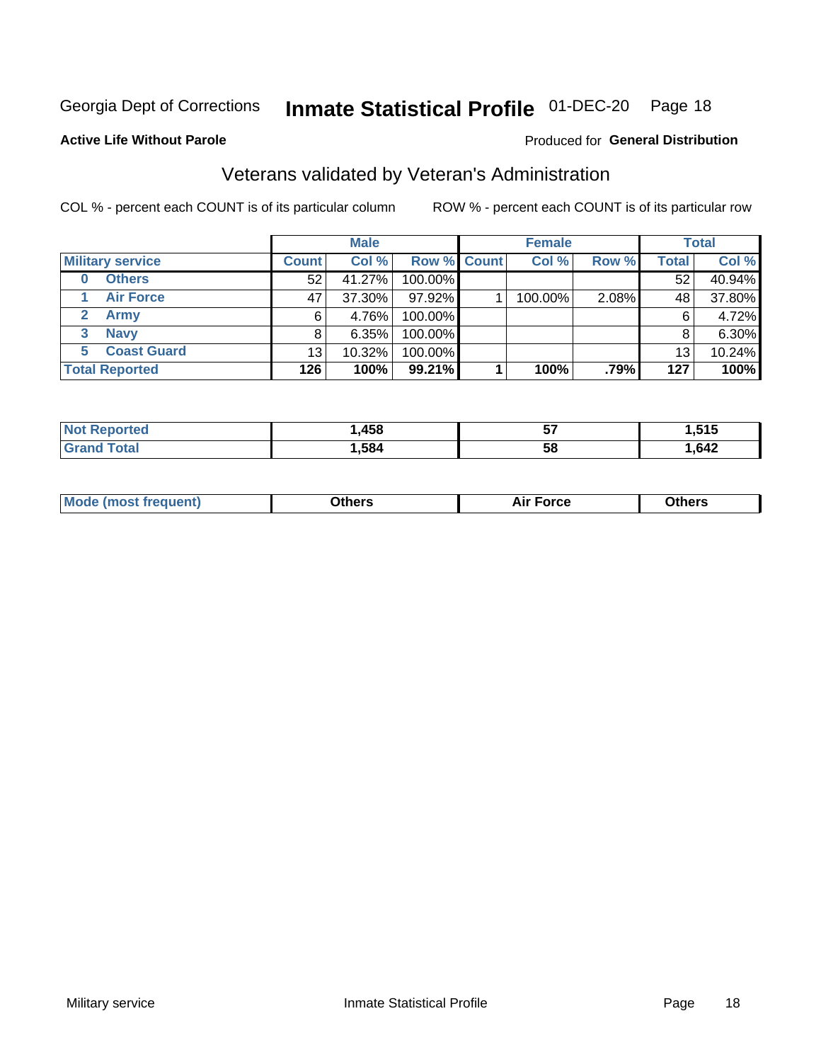Georgia Dept of Corrections **Inmate Statistical Profile** 01-DEC-20 Page 18

**Active Life Without Parole**

Produced for **General Distribution**

## Veterans validated by Veteran's Administration

COL % - percent each COUNT is of its particular column    ROW % - percent each COUNT is of its particular row

| | Male | | | Female | | | Total | |
|---|---|---|---|---|---|---|---|---|
| **Military service** | **Count** | **Col %** | **Row %** | **Count** | **Col %** | **Row %** | **Total** | **Col %** |
| 0 **Others** | 52 | 41.27% | 100.00% | | | | 52 | 40.94% |
| 1 **Air Force** | 47 | 37.30% | 97.92% | 1 | 100.00% | 2.08% | 48 | 37.80% |
| 2 **Army** | 6 | 4.76% | 100.00% | | | | 6 | 4.72% |
| 3 **Navy** | 8 | 6.35% | 100.00% | | | | 8 | 6.30% |
| 5 **Coast Guard** | 13 | 10.32% | 100.00% | | | | 13 | 10.24% |
| **Total Reported** | **126** | **100%** | **99.21%** | **1** | **100%** | **.79%** | **127** | **100%** |

| | Male | Female | Total |
|---|---|---|---|
| **Not Reported** | **1,458** | **57** | **1,515** |
| **Grand Total** | **1,584** | **58** | **1,642** |

| | Male | Female | Total |
|---|---|---|---|
| **Mode (most frequent)** | **Others** | **Air Force** | **Others** |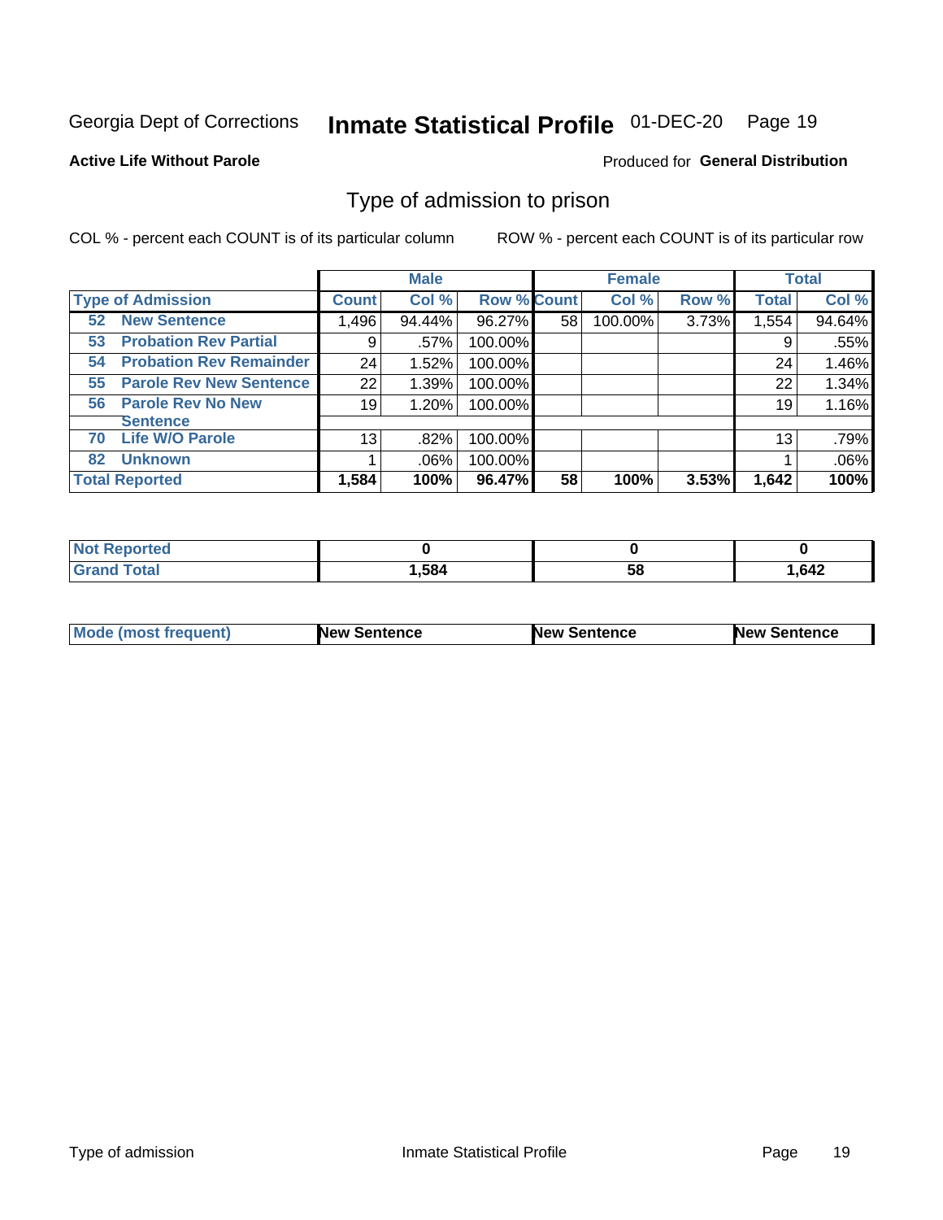Georgia Dept of Corrections **Inmate Statistical Profile** 01-DEC-20

**Active Life Without Parole**

Produced for **General Distribution**

## Type of admission to prison

COL % - percent each COUNT is of its particular column     ROW % - percent each COUNT is of its particular row

| | Male | | | Female | | | Total | |
|---|---|---|---|---|---|---|---|---|
| **Type of Admission** | **Count** | **Col %** | **Row %** | **Count** | **Col %** | **Row %** | **Total** | **Col %** |
| 52 New Sentence | 1,496 | 94.44% | 96.27% | 58 | 100.00% | 3.73% | 1,554 | 94.64% |
| 53 Probation Rev Partial | 9 | .57% | 100.00% | | | | 9 | .55% |
| 54 Probation Rev Remainder | 24 | 1.52% | 100.00% | | | | 24 | 1.46% |
| 55 Parole Rev New Sentence | 22 | 1.39% | 100.00% | | | | 22 | 1.34% |
| 56 Parole Rev No New Sentence | 19 | 1.20% | 100.00% | | | | 19 | 1.16% |
| 70 Life W/O Parole | 13 | .82% | 100.00% | | | | 13 | .79% |
| 82 Unknown | 1 | .06% | 100.00% | | | | 1 | .06% |
| **Total Reported** | **1,584** | **100%** | **96.47%** | **58** | **100%** | **3.53%** | **1,642** | **100%** |

| | Male | Female | Total |
|---|---|---|---|
| Not Reported | **0** | **0** | **0** |
| Grand Total | **1,584** | **58** | **1,642** |

| | Male | Female | Total |
|---|---|---|---|
| Mode (most frequent) | **New Sentence** | **New Sentence** | **New Sentence** |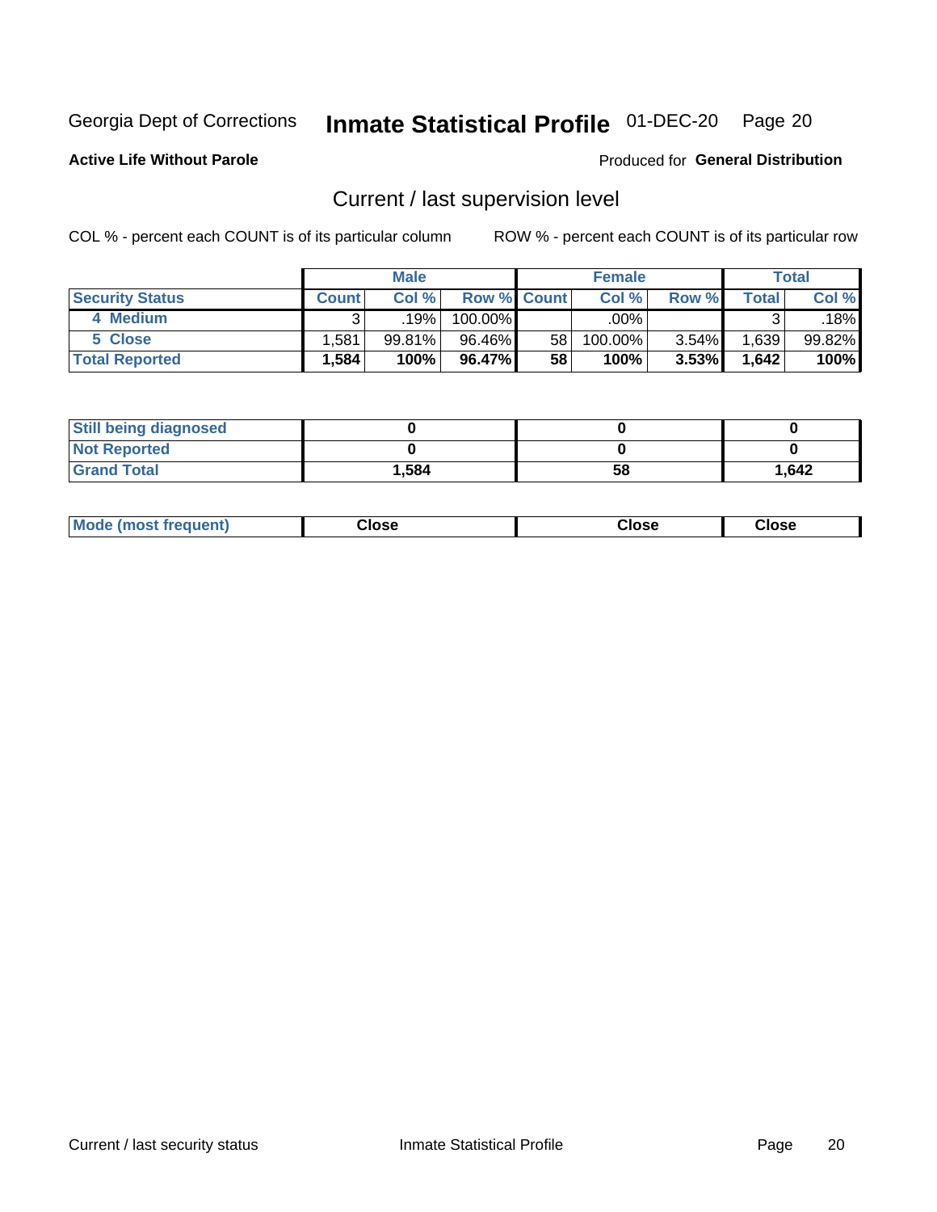Georgia Dept of Corrections **Inmate Statistical Profile** 01-DEC-20 Page 20

**Active Life Without Parole**

Produced for **General Distribution**

## Current / last supervision level

COL % - percent each COUNT is of its particular column ROW % - percent each COUNT is of its particular row

| | Male | | | Female | | | Total | |
|---|---|---|---|---|---|---|---|---|
| **Security Status** | **Count** | **Col %** | **Row %** | **Count** | **Col %** | **Row %** | **Total** | **Col %** |
| 4 Medium | 3 | .19% | 100.00% | | .00% | | 3 | .18% |
| 5 Close | 1,581 | 99.81% | 96.46% | 58 | 100.00% | 3.54% | 1,639 | 99.82% |
| **Total Reported** | **1,584** | **100%** | **96.47%** | **58** | **100%** | **3.53%** | **1,642** | **100%** |

| | Male | Female | Total |
|---|---|---|---|
| **Still being diagnosed** | **0** | **0** | **0** |
| **Not Reported** | **0** | **0** | **0** |
| **Grand Total** | **1,584** | **58** | **1,642** |

| | Male | Female | Total |
|---|---|---|---|
| **Mode (most frequent)** | **Close** | **Close** | **Close** |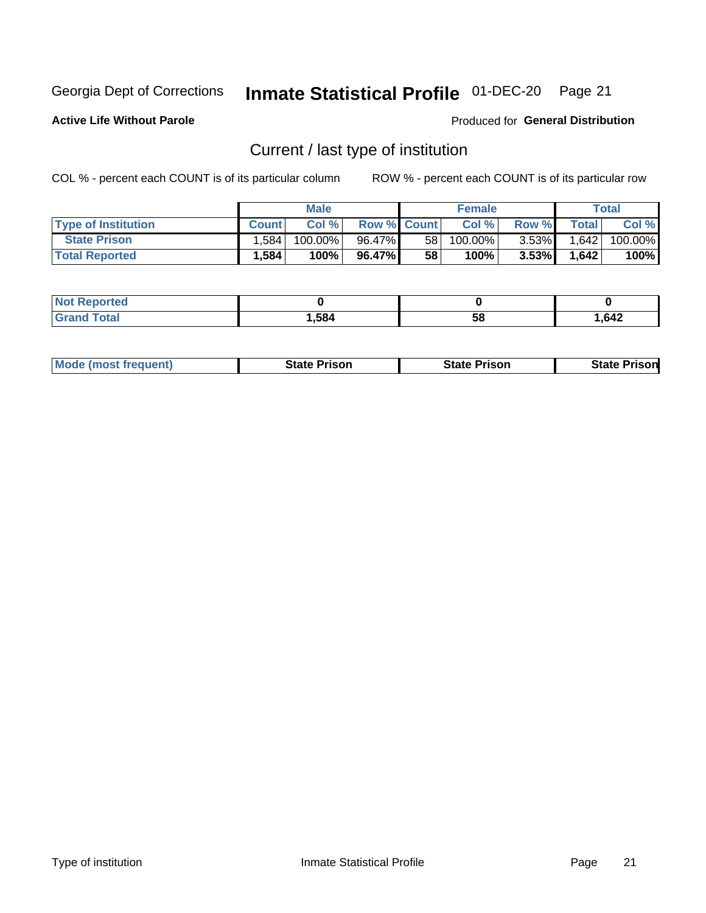Georgia Dept of Corrections **Inmate Statistical Profile** 01-DEC-20

**Active Life Without Parole**

Produced for **General Distribution**

## Current / last type of institution

COL % - percent each COUNT is of its particular column

ROW % - percent each COUNT is of its particular row

| | Male | | | Female | | | Total | |
|---|---|---|---|---|---|---|---|---|
| **Type of Institution** | **Count** | **Col %** | **Row %** | **Count** | **Col %** | **Row %** | **Total** | **Col %** |
| **State Prison** | 1,584 | 100.00% | 96.47% | 58 | 100.00% | 3.53% | 1,642 | 100.00% |
| **Total Reported** | **1,584** | **100%** | **96.47%** | **58** | **100%** | **3.53%** | **1,642** | **100%** |

| | Male | Female | Total |
|---|---|---|---|
| **Not Reported** | **0** | **0** | **0** |
| **Grand Total** | **1,584** | **58** | **1,642** |

| | Male | Female | Total |
|---|---|---|---|
| **Mode (most frequent)** | **State Prison** | **State Prison** | **State Prison** |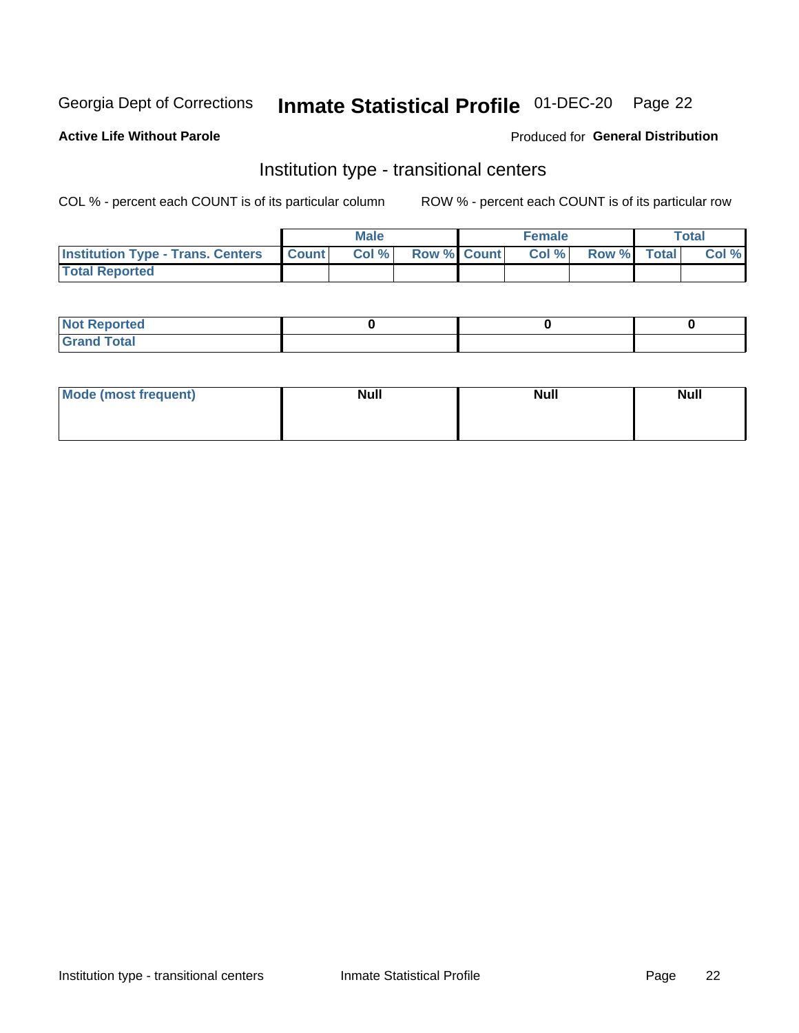Georgia Dept of Corrections **Inmate Statistical Profile** 01-DEC-20 Page 22

**Active Life Without Parole**

Produced for **General Distribution**

## Institution type - transitional centers

COL % - percent each COUNT is of its particular column ROW % - percent each COUNT is of its particular row

| | Male | | | Female | | | Total | |
|---|---|---|---|---|---|---|---|---|
| **Institution Type - Trans. Centers** | **Count** | **Col %** | **Row %** | **Count** | **Col %** | **Row %** | **Total** | **Col %** |
| **Total Reported** | | | | | | | | |

| | | | |
|---|---|---|---|
| **Not Reported** | 0 | 0 | 0 |
| **Grand Total** | | | |

| | | | |
|---|---|---|---|
| **Mode (most frequent)** | Null | Null | Null |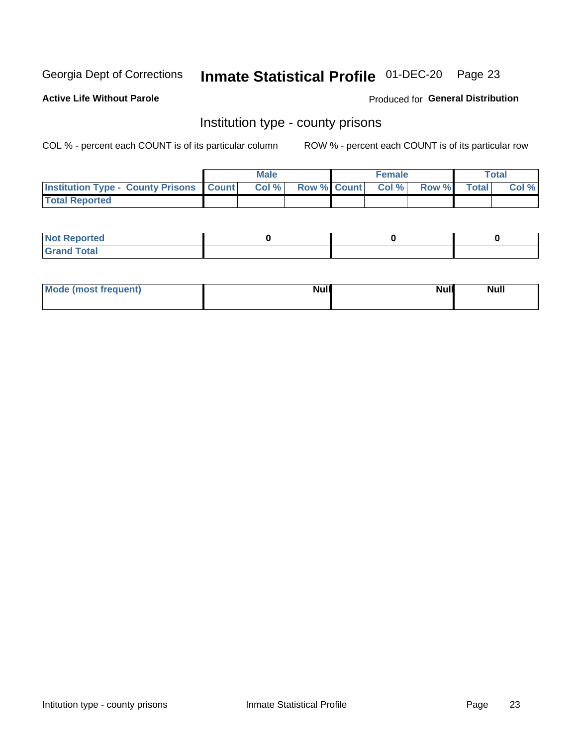Georgia Dept of Corrections **Inmate Statistical Profile** 01-DEC-20

**Active Life Without Parole**

Produced for **General Distribution**

## Institution type - county prisons

COL % - percent each COUNT is of its particular column

ROW % - percent each COUNT is of its particular row

| | Male | | | Female | | | Total | |
|---|---|---|---|---|---|---|---|---|
| **Institution Type - County Prisons** | **Count** | **Col %** | **Row %** | **Count** | **Col %** | **Row %** | **Total** | **Col %** |
| **Total Reported** | | | | | | | | |

| | Male | Female | Total |
|---|---|---|---|
| **Not Reported** | **0** | **0** | **0** |
| **Grand Total** | | | |

| | Male | Female | Total |
|---|---|---|---|
| **Mode (most frequent)** | **Null** | **Null** | **Null** |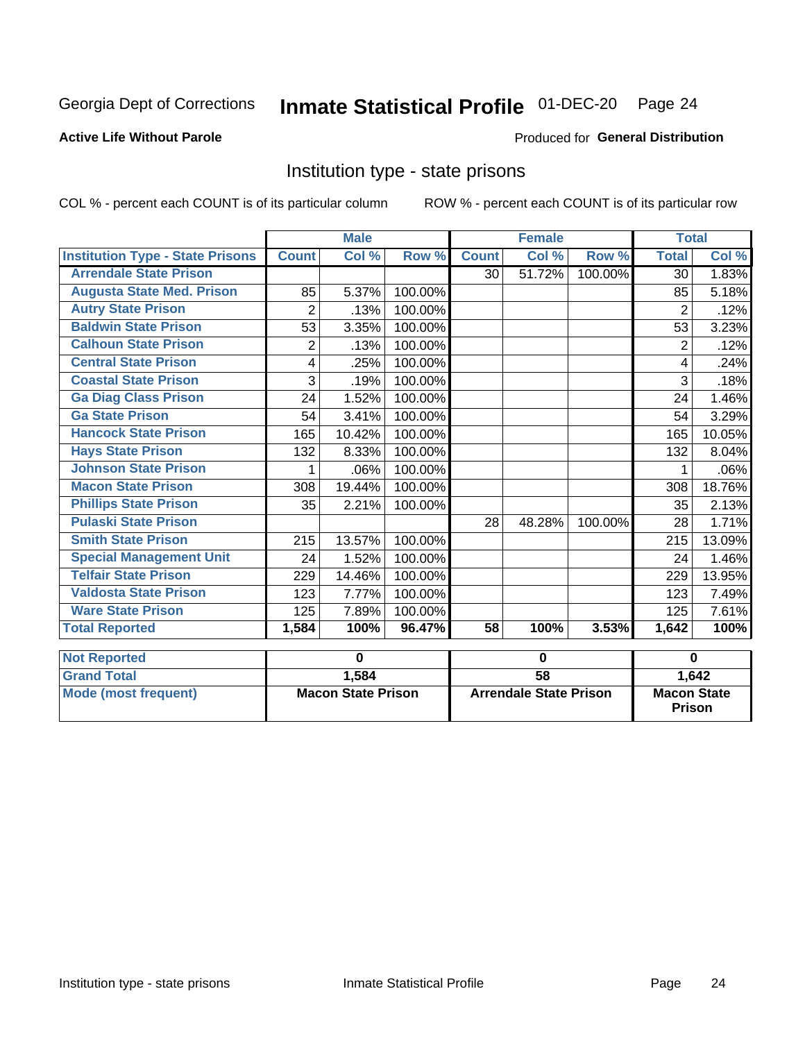Georgia Dept of Corrections **Inmate Statistical Profile** 01-DEC-20

**Active Life Without Parole**

Produced for **General Distribution**

## Institution type - state prisons

COL % - percent each COUNT is of its particular column ROW % - percent each COUNT is of its particular row

| | Male | | | Female | | | Total | |
|---|---|---|---|---|---|---|---|---|
| **Institution Type - State Prisons** | **Count** | **Col %** | **Row %** | **Count** | **Col %** | **Row %** | **Total** | **Col %** |
| Arrendale State Prison | | | | 30 | 51.72% | 100.00% | 30 | 1.83% |
| Augusta State Med. Prison | 85 | 5.37% | 100.00% | | | | 85 | 5.18% |
| Autry State Prison | 2 | .13% | 100.00% | | | | 2 | .12% |
| Baldwin State Prison | 53 | 3.35% | 100.00% | | | | 53 | 3.23% |
| Calhoun State Prison | 2 | .13% | 100.00% | | | | 2 | .12% |
| Central State Prison | 4 | .25% | 100.00% | | | | 4 | .24% |
| Coastal State Prison | 3 | .19% | 100.00% | | | | 3 | .18% |
| Ga Diag Class Prison | 24 | 1.52% | 100.00% | | | | 24 | 1.46% |
| Ga State Prison | 54 | 3.41% | 100.00% | | | | 54 | 3.29% |
| Hancock State Prison | 165 | 10.42% | 100.00% | | | | 165 | 10.05% |
| Hays State Prison | 132 | 8.33% | 100.00% | | | | 132 | 8.04% |
| Johnson State Prison | 1 | .06% | 100.00% | | | | 1 | .06% |
| Macon State Prison | 308 | 19.44% | 100.00% | | | | 308 | 18.76% |
| Phillips State Prison | 35 | 2.21% | 100.00% | | | | 35 | 2.13% |
| Pulaski State Prison | | | | 28 | 48.28% | 100.00% | 28 | 1.71% |
| Smith State Prison | 215 | 13.57% | 100.00% | | | | 215 | 13.09% |
| Special Management Unit | 24 | 1.52% | 100.00% | | | | 24 | 1.46% |
| Telfair State Prison | 229 | 14.46% | 100.00% | | | | 229 | 13.95% |
| Valdosta State Prison | 123 | 7.77% | 100.00% | | | | 123 | 7.49% |
| Ware State Prison | 125 | 7.89% | 100.00% | | | | 125 | 7.61% |
| **Total Reported** | **1,584** | **100%** | **96.47%** | **58** | **100%** | **3.53%** | **1,642** | **100%** |

| | Male | Female | Total |
|---|---|---|---|
| Not Reported | 0 | 0 | 0 |
| Grand Total | 1,584 | 58 | 1,642 |
| Mode (most frequent) | Macon State Prison | Arrendale State Prison | Macon State Prison |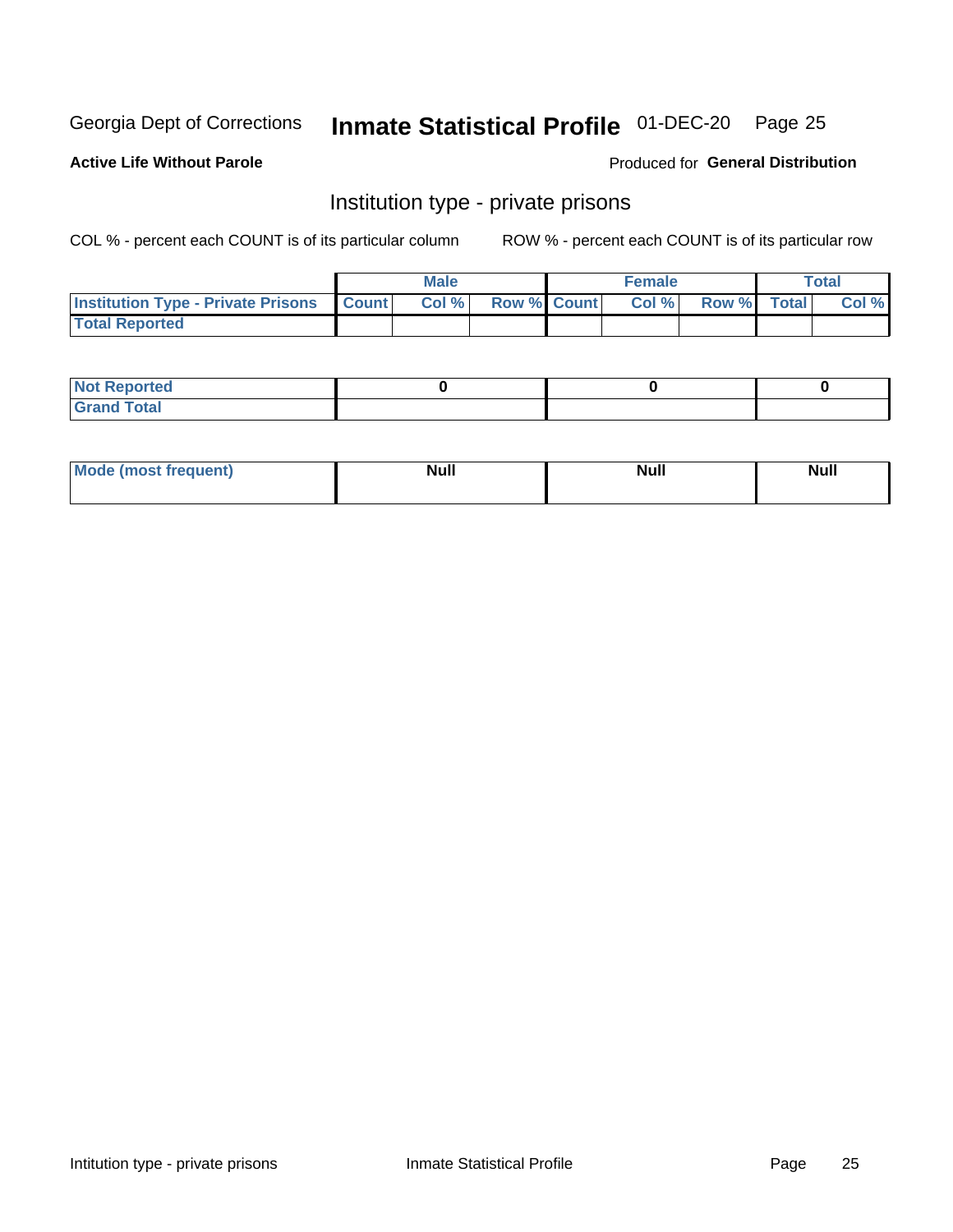Georgia Dept of Corrections **Inmate Statistical Profile** 01-DEC-20

**Active Life Without Parole**

Produced for **General Distribution**

## Institution type - private prisons

COL % - percent each COUNT is of its particular column

ROW % - percent each COUNT is of its particular row

| | Male | | | Female | | | Total | |
|---|---|---|---|---|---|---|---|---|
| **Institution Type - Private Prisons** | **Count** | **Col %** | **Row %** | **Count** | **Col %** | **Row %** | **Total** | **Col %** |
| **Total Reported** | | | | | | | | |

| | Male | Female | Total |
|---|---|---|---|
| **Not Reported** | 0 | 0 | 0 |
| **Grand Total** | | | |

| | Male | Female | Total |
|---|---|---|---|
| **Mode (most frequent)** | Null | Null | Null |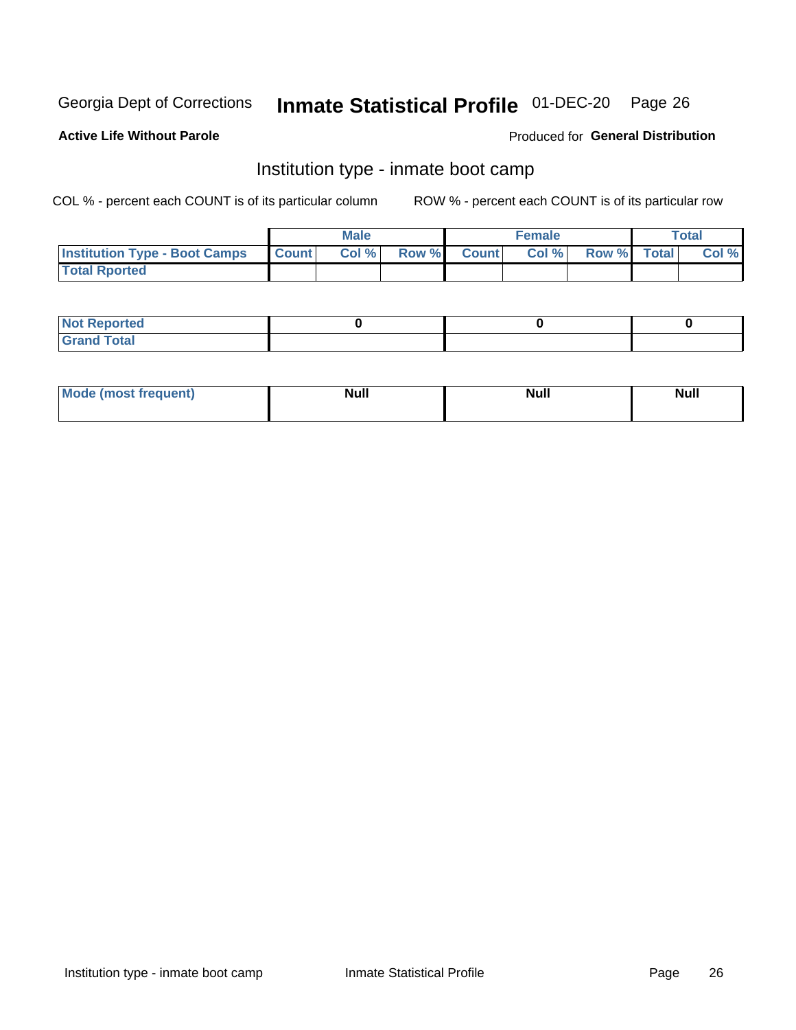Georgia Dept of Corrections **Inmate Statistical Profile** 01-DEC-20

**Active Life Without Parole**

Produced for **General Distribution**

## Institution type - inmate boot camp

COL % - percent each COUNT is of its particular column

ROW % - percent each COUNT is of its particular row

| | Male | | | Female | | | Total | |
|---|---|---|---|---|---|---|---|---|
| Institution Type - Boot Camps | Count | Col % | Row % | Count | Col % | Row % | Total | Col % |
| Total Rported | | | | | | | | |

| | Male | Female | Total |
|---|---|---|---|
| Not Reported | 0 | 0 | 0 |
| Grand Total | | | |

| | Male | Female | Total |
|---|---|---|---|
| Mode (most frequent) | Null | Null | Null |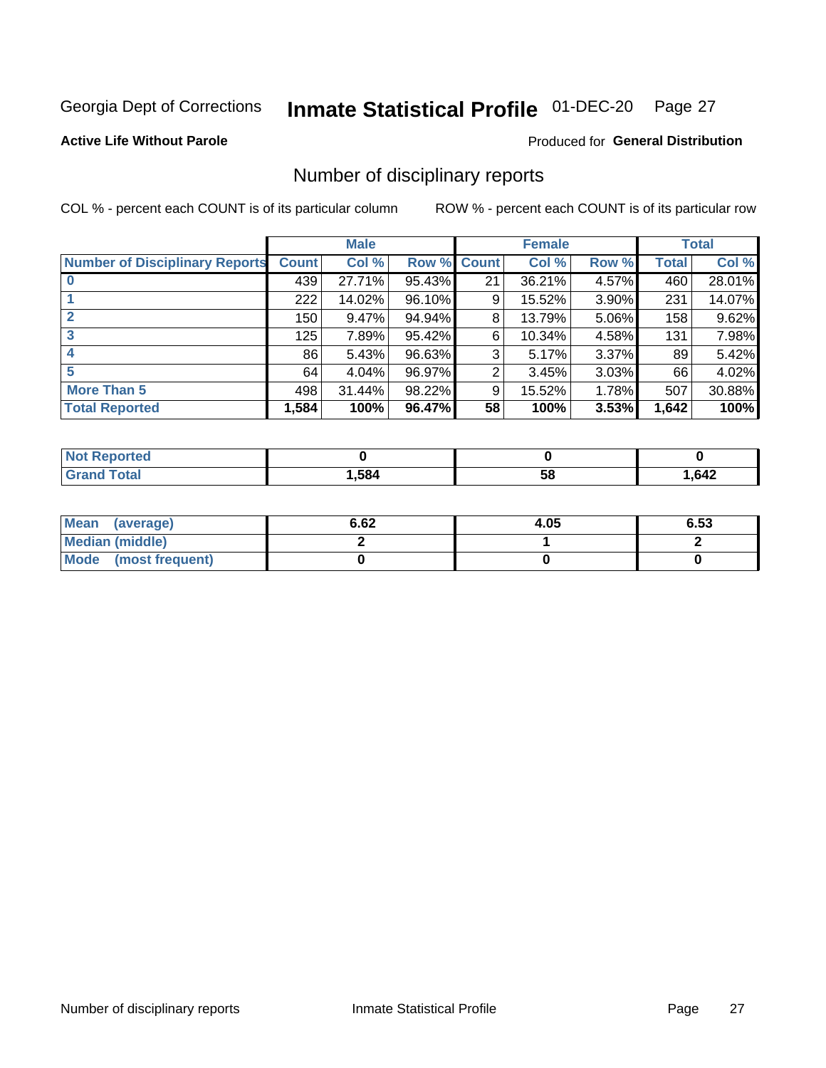Georgia Dept of Corrections **Inmate Statistical Profile** 01-DEC-20 Page 27

**Active Life Without Parole**

Produced for **General Distribution**

## Number of disciplinary reports

COL % - percent each COUNT is of its particular column

ROW % - percent each COUNT is of its particular row

| | Male | | | Female | | | Total | |
|---|---|---|---|---|---|---|---|---|
| **Number of Disciplinary Reports** | **Count** | **Col %** | **Row %** | **Count** | **Col %** | **Row %** | **Total** | **Col %** |
| **0** | 439 | 27.71% | 95.43% | 21 | 36.21% | 4.57% | 460 | 28.01% |
| **1** | 222 | 14.02% | 96.10% | 9 | 15.52% | 3.90% | 231 | 14.07% |
| **2** | 150 | 9.47% | 94.94% | 8 | 13.79% | 5.06% | 158 | 9.62% |
| **3** | 125 | 7.89% | 95.42% | 6 | 10.34% | 4.58% | 131 | 7.98% |
| **4** | 86 | 5.43% | 96.63% | 3 | 5.17% | 3.37% | 89 | 5.42% |
| **5** | 64 | 4.04% | 96.97% | 2 | 3.45% | 3.03% | 66 | 4.02% |
| **More Than 5** | 498 | 31.44% | 98.22% | 9 | 15.52% | 1.78% | 507 | 30.88% |
| **Total Reported** | **1,584** | **100%** | **96.47%** | **58** | **100%** | **3.53%** | **1,642** | **100%** |

| | Male | Female | Total |
|---|---|---|---|
| **Not Reported** | **0** | **0** | **0** |
| **Grand Total** | **1,584** | **58** | **1,642** |

| | Male | Female | Total |
|---|---|---|---|
| **Mean (average)** | **6.62** | **4.05** | **6.53** |
| **Median (middle)** | **2** | **1** | **2** |
| **Mode (most frequent)** | **0** | **0** | **0** |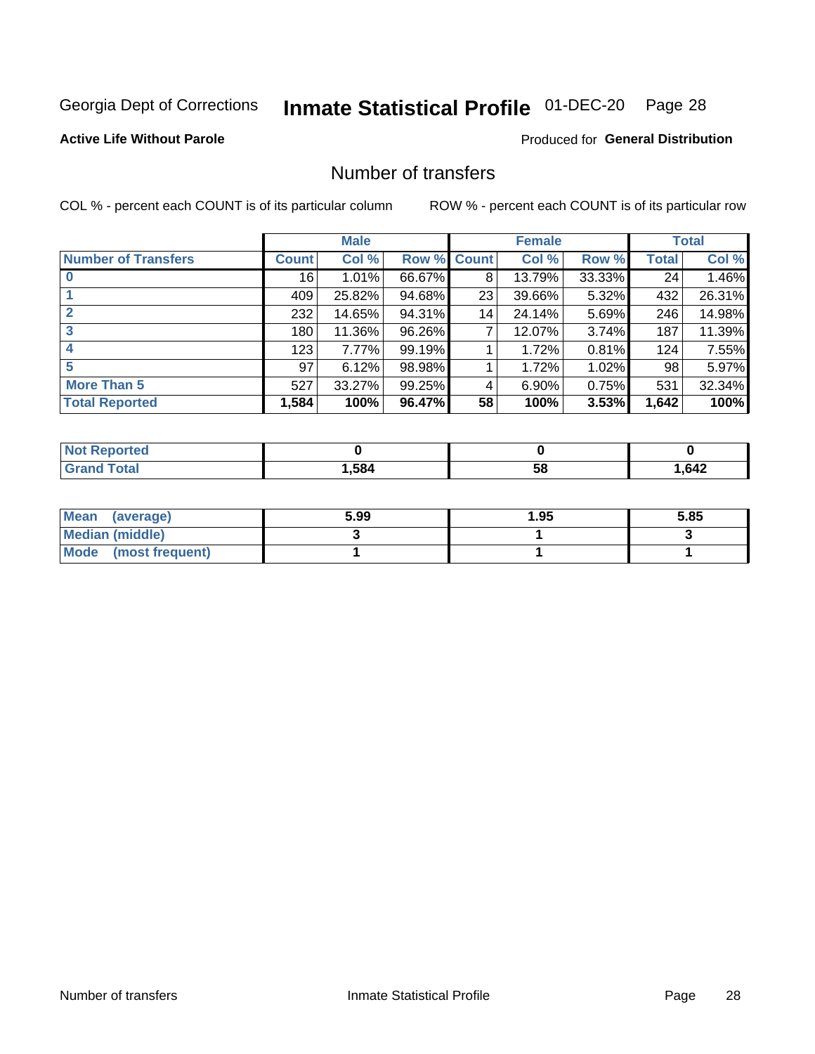Georgia Dept of Corrections **Inmate Statistical Profile** 01-DEC-20

**Active Life Without Parole**

Produced for **General Distribution**

## Number of transfers

COL % - percent each COUNT is of its particular column

ROW % - percent each COUNT is of its particular row

| | Male | | | Female | | | Total | |
|---|---|---|---|---|---|---|---|---|
| **Number of Transfers** | **Count** | **Col %** | **Row %** | **Count** | **Col %** | **Row %** | **Total** | **Col %** |
| **0** | 16 | 1.01% | 66.67% | 8 | 13.79% | 33.33% | 24 | 1.46% |
| **1** | 409 | 25.82% | 94.68% | 23 | 39.66% | 5.32% | 432 | 26.31% |
| **2** | 232 | 14.65% | 94.31% | 14 | 24.14% | 5.69% | 246 | 14.98% |
| **3** | 180 | 11.36% | 96.26% | 7 | 12.07% | 3.74% | 187 | 11.39% |
| **4** | 123 | 7.77% | 99.19% | 1 | 1.72% | 0.81% | 124 | 7.55% |
| **5** | 97 | 6.12% | 98.98% | 1 | 1.72% | 1.02% | 98 | 5.97% |
| **More Than 5** | 527 | 33.27% | 99.25% | 4 | 6.90% | 0.75% | 531 | 32.34% |
| **Total Reported** | **1,584** | **100%** | **96.47%** | **58** | **100%** | **3.53%** | **1,642** | **100%** |

| | Male | Female | Total |
|---|---|---|---|
| **Not Reported** | **0** | **0** | **0** |
| **Grand Total** | **1,584** | **58** | **1,642** |

| | Male | Female | Total |
|---|---|---|---|
| **Mean (average)** | **5.99** | **1.95** | **5.85** |
| **Median (middle)** | **3** | **1** | **3** |
| **Mode (most frequent)** | **1** | **1** | **1** |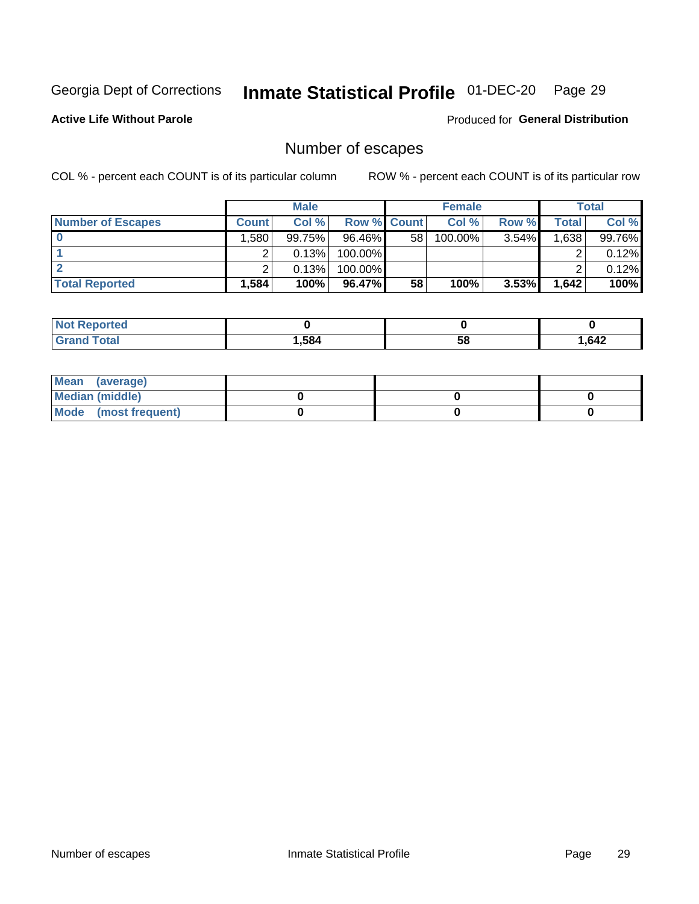Georgia Dept of Corrections **Inmate Statistical Profile** 01-DEC-20 Page 29

**Active Life Without Parole**

Produced for **General Distribution**

## Number of escapes

COL % - percent each COUNT is of its particular column ROW % - percent each COUNT is of its particular row

| | Male | | | Female | | | Total | |
|---|---|---|---|---|---|---|---|---|
| **Number of Escapes** | **Count** | **Col %** | **Row %** | **Count** | **Col %** | **Row %** | **Total** | **Col %** |
| **0** | 1,580 | 99.75% | 96.46% | 58 | 100.00% | 3.54% | 1,638 | 99.76% |
| **1** | 2 | 0.13% | 100.00% | | | | 2 | 0.12% |
| **2** | 2 | 0.13% | 100.00% | | | | 2 | 0.12% |
| **Total Reported** | **1,584** | **100%** | **96.47%** | **58** | **100%** | **3.53%** | **1,642** | **100%** |

| | Male | Female | Total |
|---|---|---|---|
| **Not Reported** | **0** | **0** | **0** |
| **Grand Total** | **1,584** | **58** | **1,642** |

| | Male | Female | Total |
|---|---|---|---|
| **Mean (average)** | | | |
| **Median (middle)** | **0** | **0** | **0** |
| **Mode (most frequent)** | **0** | **0** | **0** |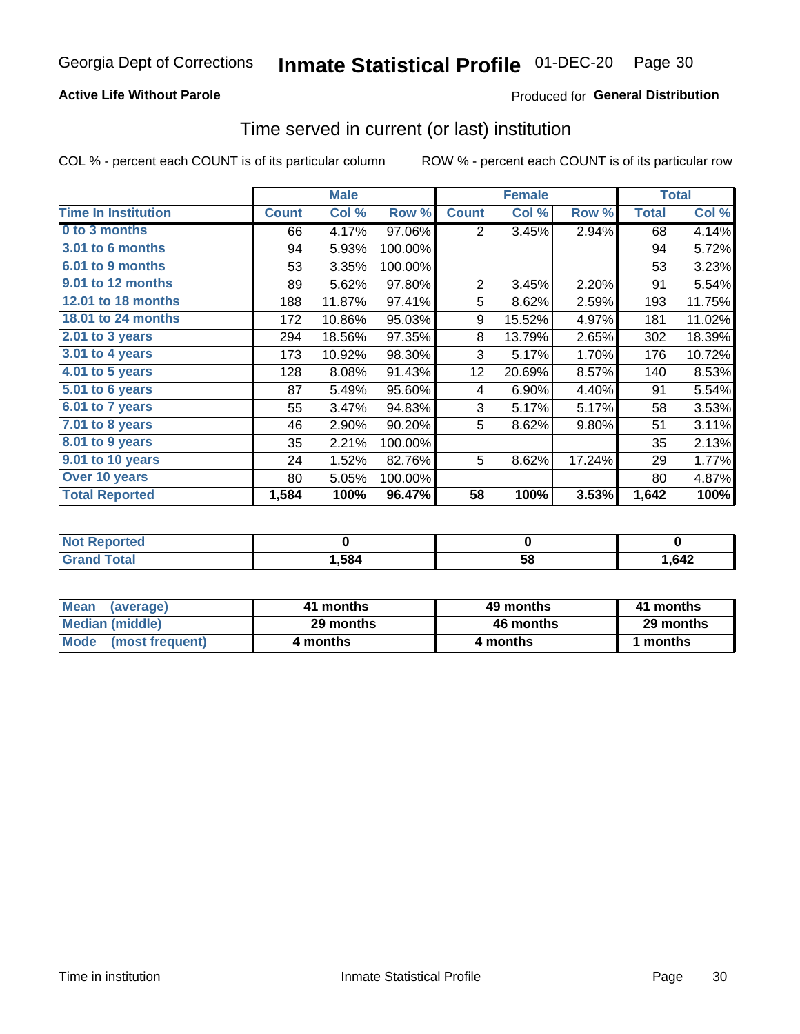Georgia Dept of Corrections **Inmate Statistical Profile** 01-DEC-20

**Active Life Without Parole**

Produced for **General Distribution**

## Time served in current (or last) institution

COL % - percent each COUNT is of its particular column

ROW % - percent each COUNT is of its particular row

| | Male | | | Female | | | Total | |
|---|---|---|---|---|---|---|---|---|
| **Time In Institution** | **Count** | **Col %** | **Row %** | **Count** | **Col %** | **Row %** | **Total** | **Col %** |
| **0 to 3 months** | 66 | 4.17% | 97.06% | 2 | 3.45% | 2.94% | 68 | 4.14% |
| **3.01 to 6 months** | 94 | 5.93% | 100.00% | | | | 94 | 5.72% |
| **6.01 to 9 months** | 53 | 3.35% | 100.00% | | | | 53 | 3.23% |
| **9.01 to 12 months** | 89 | 5.62% | 97.80% | 2 | 3.45% | 2.20% | 91 | 5.54% |
| **12.01 to 18 months** | 188 | 11.87% | 97.41% | 5 | 8.62% | 2.59% | 193 | 11.75% |
| **18.01 to 24 months** | 172 | 10.86% | 95.03% | 9 | 15.52% | 4.97% | 181 | 11.02% |
| **2.01 to 3 years** | 294 | 18.56% | 97.35% | 8 | 13.79% | 2.65% | 302 | 18.39% |
| **3.01 to 4 years** | 173 | 10.92% | 98.30% | 3 | 5.17% | 1.70% | 176 | 10.72% |
| **4.01 to 5 years** | 128 | 8.08% | 91.43% | 12 | 20.69% | 8.57% | 140 | 8.53% |
| **5.01 to 6 years** | 87 | 5.49% | 95.60% | 4 | 6.90% | 4.40% | 91 | 5.54% |
| **6.01 to 7 years** | 55 | 3.47% | 94.83% | 3 | 5.17% | 5.17% | 58 | 3.53% |
| **7.01 to 8 years** | 46 | 2.90% | 90.20% | 5 | 8.62% | 9.80% | 51 | 3.11% |
| **8.01 to 9 years** | 35 | 2.21% | 100.00% | | | | 35 | 2.13% |
| **9.01 to 10 years** | 24 | 1.52% | 82.76% | 5 | 8.62% | 17.24% | 29 | 1.77% |
| **Over 10 years** | 80 | 5.05% | 100.00% | | | | 80 | 4.87% |
| **Total Reported** | **1,584** | **100%** | **96.47%** | **58** | **100%** | **3.53%** | **1,642** | **100%** |

| | Male | Female | Total |
|---|---|---|---|
| **Not Reported** | **0** | **0** | **0** |
| **Grand Total** | **1,584** | **58** | **1,642** |

| | Male | Female | Total |
|---|---|---|---|
| **Mean (average)** | **41 months** | **49 months** | **41 months** |
| **Median (middle)** | **29 months** | **46 months** | **29 months** |
| **Mode (most frequent)** | **4 months** | **4 months** | **1 months** |

Time in institution

Inmate Statistical Profile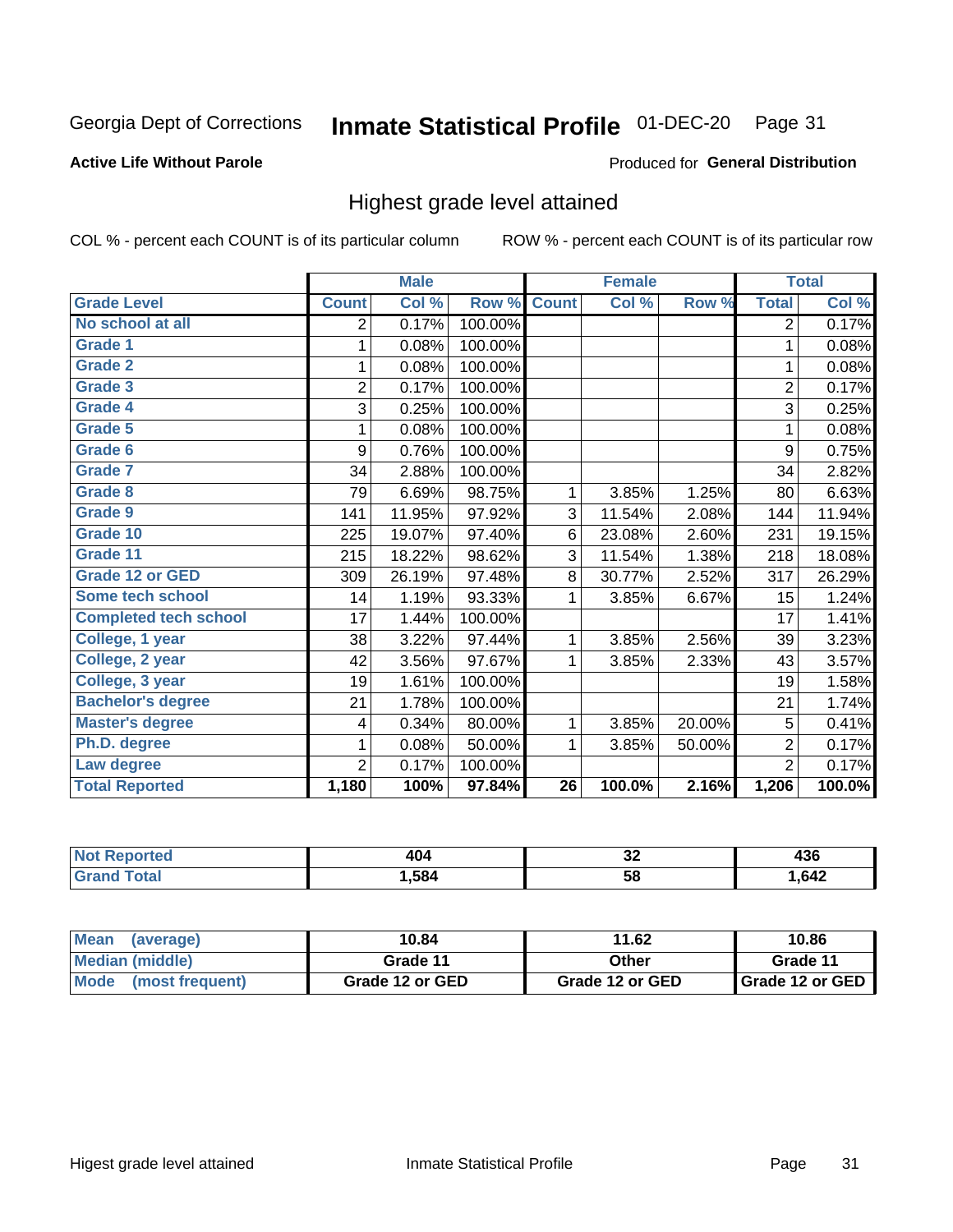Georgia Dept of Corrections **Inmate Statistical Profile** 01-DEC-20

**Active Life Without Parole**

Produced for **General Distribution**

## Highest grade level attained

COL % - percent each COUNT is of its particular column    ROW % - percent each COUNT is of its particular row

| | Male | | | Female | | | Total | |
|---|---|---|---|---|---|---|---|---|
| **Grade Level** | **Count** | **Col %** | **Row %** | **Count** | **Col %** | **Row %** | **Total** | **Col %** |
| No school at all | 2 | 0.17% | 100.00% | | | | 2 | 0.17% |
| Grade 1 | 1 | 0.08% | 100.00% | | | | 1 | 0.08% |
| Grade 2 | 1 | 0.08% | 100.00% | | | | 1 | 0.08% |
| Grade 3 | 2 | 0.17% | 100.00% | | | | 2 | 0.17% |
| Grade 4 | 3 | 0.25% | 100.00% | | | | 3 | 0.25% |
| Grade 5 | 1 | 0.08% | 100.00% | | | | 1 | 0.08% |
| Grade 6 | 9 | 0.76% | 100.00% | | | | 9 | 0.75% |
| Grade 7 | 34 | 2.88% | 100.00% | | | | 34 | 2.82% |
| Grade 8 | 79 | 6.69% | 98.75% | 1 | 3.85% | 1.25% | 80 | 6.63% |
| Grade 9 | 141 | 11.95% | 97.92% | 3 | 11.54% | 2.08% | 144 | 11.94% |
| Grade 10 | 225 | 19.07% | 97.40% | 6 | 23.08% | 2.60% | 231 | 19.15% |
| Grade 11 | 215 | 18.22% | 98.62% | 3 | 11.54% | 1.38% | 218 | 18.08% |
| Grade 12 or GED | 309 | 26.19% | 97.48% | 8 | 30.77% | 2.52% | 317 | 26.29% |
| Some tech school | 14 | 1.19% | 93.33% | 1 | 3.85% | 6.67% | 15 | 1.24% |
| Completed tech school | 17 | 1.44% | 100.00% | | | | 17 | 1.41% |
| College, 1 year | 38 | 3.22% | 97.44% | 1 | 3.85% | 2.56% | 39 | 3.23% |
| College, 2 year | 42 | 3.56% | 97.67% | 1 | 3.85% | 2.33% | 43 | 3.57% |
| College, 3 year | 19 | 1.61% | 100.00% | | | | 19 | 1.58% |
| Bachelor's degree | 21 | 1.78% | 100.00% | | | | 21 | 1.74% |
| Master's degree | 4 | 0.34% | 80.00% | 1 | 3.85% | 20.00% | 5 | 0.41% |
| Ph.D. degree | 1 | 0.08% | 50.00% | 1 | 3.85% | 50.00% | 2 | 0.17% |
| Law degree | 2 | 0.17% | 100.00% | | | | 2 | 0.17% |
| **Total Reported** | **1,180** | **100%** | **97.84%** | **26** | **100.0%** | **2.16%** | **1,206** | **100.0%** |

| | Male | Female | Total |
|---|---|---|---|
| Not Reported | 404 | 32 | 436 |
| Grand Total | 1,584 | 58 | 1,642 |

| | Male | Female | Total |
|---|---|---|---|
| Mean (average) | 10.84 | 11.62 | 10.86 |
| Median (middle) | Grade 11 | Other | Grade 11 |
| Mode (most frequent) | Grade 12 or GED | Grade 12 or GED | Grade 12 or GED |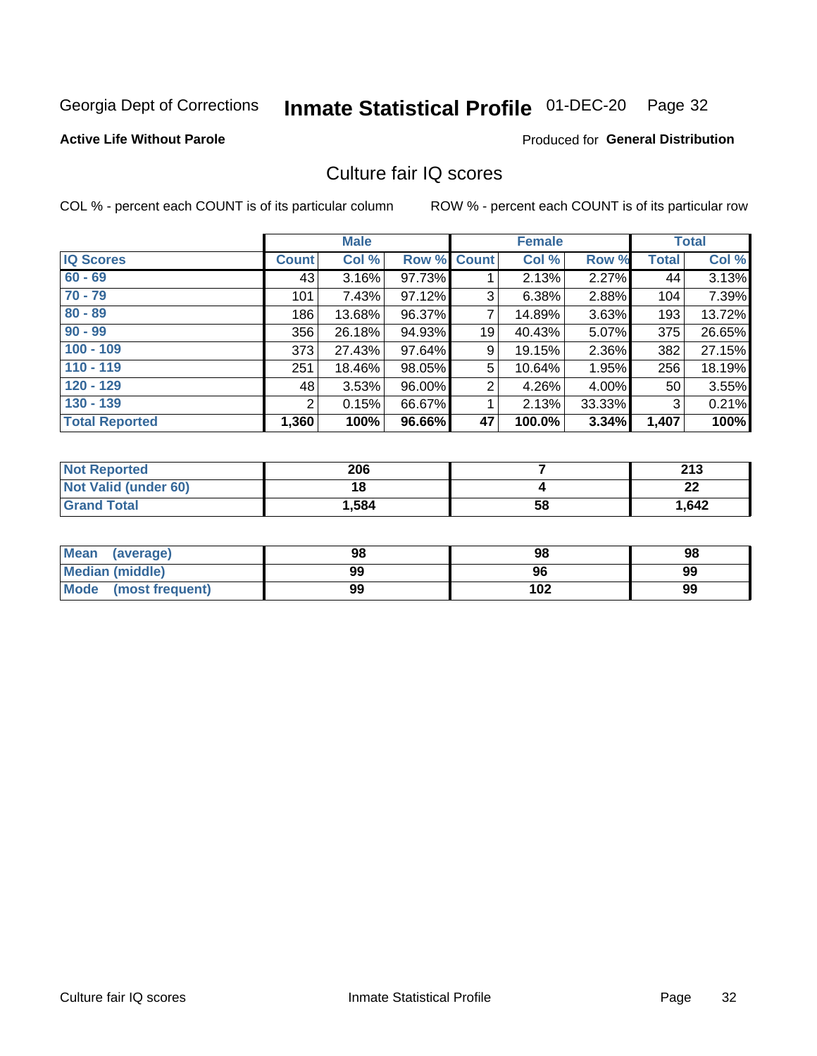Georgia Dept of Corrections **Inmate Statistical Profile** 01-DEC-20

**Active Life Without Parole**

Produced for **General Distribution**

## Culture fair IQ scores

COL % - percent each COUNT is of its particular column

ROW % - percent each COUNT is of its particular row

| | Male | | | Female | | | Total | |
|---|---|---|---|---|---|---|---|---|
| IQ Scores | Count | Col % | Row % | Count | Col % | Row % | Total | Col % |
| 60 - 69 | 43 | 3.16% | 97.73% | 1 | 2.13% | 2.27% | 44 | 3.13% |
| 70 - 79 | 101 | 7.43% | 97.12% | 3 | 6.38% | 2.88% | 104 | 7.39% |
| 80 - 89 | 186 | 13.68% | 96.37% | 7 | 14.89% | 3.63% | 193 | 13.72% |
| 90 - 99 | 356 | 26.18% | 94.93% | 19 | 40.43% | 5.07% | 375 | 26.65% |
| 100 - 109 | 373 | 27.43% | 97.64% | 9 | 19.15% | 2.36% | 382 | 27.15% |
| 110 - 119 | 251 | 18.46% | 98.05% | 5 | 10.64% | 1.95% | 256 | 18.19% |
| 120 - 129 | 48 | 3.53% | 96.00% | 2 | 4.26% | 4.00% | 50 | 3.55% |
| 130 - 139 | 2 | 0.15% | 66.67% | 1 | 2.13% | 33.33% | 3 | 0.21% |
| **Total Reported** | **1,360** | **100%** | **96.66%** | **47** | **100.0%** | **3.34%** | **1,407** | **100%** |

| | Male | Female | Total |
|---|---|---|---|
| Not Reported | **206** | **7** | **213** |
| Not Valid (under 60) | **18** | **4** | **22** |
| Grand Total | **1,584** | **58** | **1,642** |

| | Male | Female | Total |
|---|---|---|---|
| Mean (average) | **98** | **98** | **98** |
| Median (middle) | **99** | **96** | **99** |
| Mode (most frequent) | **99** | **102** | **99** |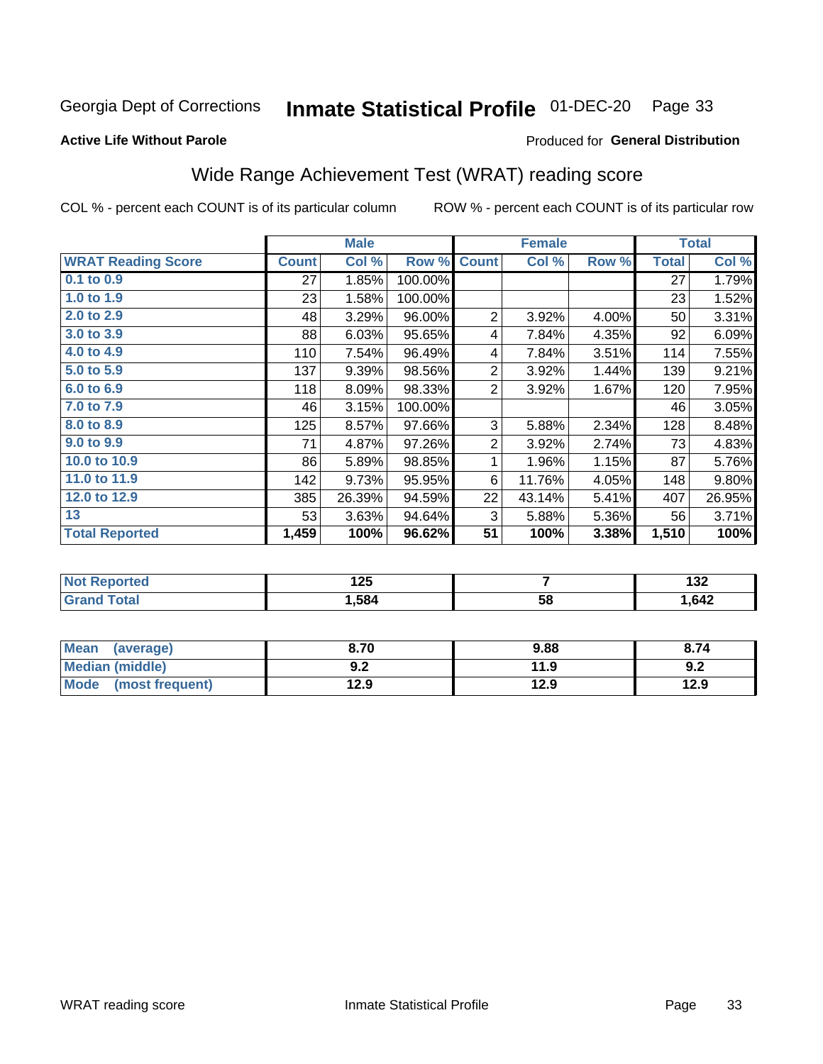Georgia Dept of Corrections **Inmate Statistical Profile** 01-DEC-20 Page 33

**Active Life Without Parole**

Produced for **General Distribution**

## Wide Range Achievement Test (WRAT) reading score

COL % - percent each COUNT is of its particular column ROW % - percent each COUNT is of its particular row

| | Male | | | Female | | | Total | |
|---|---|---|---|---|---|---|---|---|
| **WRAT Reading Score** | **Count** | **Col %** | **Row %** | **Count** | **Col %** | **Row %** | **Total** | **Col %** |
| 0.1 to 0.9 | 27 | 1.85% | 100.00% | | | | 27 | 1.79% |
| 1.0 to 1.9 | 23 | 1.58% | 100.00% | | | | 23 | 1.52% |
| 2.0 to 2.9 | 48 | 3.29% | 96.00% | 2 | 3.92% | 4.00% | 50 | 3.31% |
| 3.0 to 3.9 | 88 | 6.03% | 95.65% | 4 | 7.84% | 4.35% | 92 | 6.09% |
| 4.0 to 4.9 | 110 | 7.54% | 96.49% | 4 | 7.84% | 3.51% | 114 | 7.55% |
| 5.0 to 5.9 | 137 | 9.39% | 98.56% | 2 | 3.92% | 1.44% | 139 | 9.21% |
| 6.0 to 6.9 | 118 | 8.09% | 98.33% | 2 | 3.92% | 1.67% | 120 | 7.95% |
| 7.0 to 7.9 | 46 | 3.15% | 100.00% | | | | 46 | 3.05% |
| 8.0 to 8.9 | 125 | 8.57% | 97.66% | 3 | 5.88% | 2.34% | 128 | 8.48% |
| 9.0 to 9.9 | 71 | 4.87% | 97.26% | 2 | 3.92% | 2.74% | 73 | 4.83% |
| 10.0 to 10.9 | 86 | 5.89% | 98.85% | 1 | 1.96% | 1.15% | 87 | 5.76% |
| 11.0 to 11.9 | 142 | 9.73% | 95.95% | 6 | 11.76% | 4.05% | 148 | 9.80% |
| 12.0 to 12.9 | 385 | 26.39% | 94.59% | 22 | 43.14% | 5.41% | 407 | 26.95% |
| 13 | 53 | 3.63% | 94.64% | 3 | 5.88% | 5.36% | 56 | 3.71% |
| **Total Reported** | **1,459** | **100%** | **96.62%** | **51** | **100%** | **3.38%** | **1,510** | **100%** |

| | Male | Female | Total |
|---|---|---|---|
| Not Reported | 125 | 7 | 132 |
| Grand Total | 1,584 | 58 | 1,642 |

| | Male | Female | Total |
|---|---|---|---|
| Mean (average) | 8.70 | 9.88 | 8.74 |
| Median (middle) | 9.2 | 11.9 | 9.2 |
| Mode (most frequent) | 12.9 | 12.9 | 12.9 |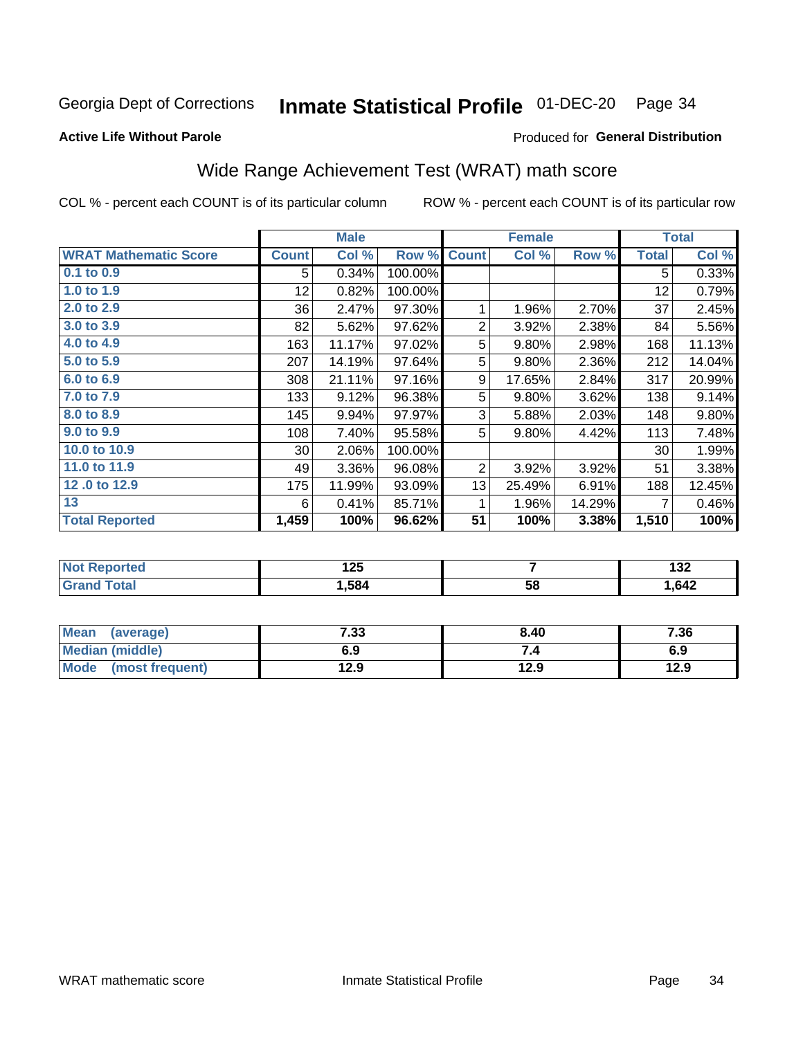Georgia Dept of Corrections **Inmate Statistical Profile** 01-DEC-20

**Active Life Without Parole**

Produced for **General Distribution**

## Wide Range Achievement Test (WRAT) math score

COL % - percent each COUNT is of its particular column ROW % - percent each COUNT is of its particular row

| | Male | | | Female | | | Total | |
|---|---|---|---|---|---|---|---|---|
| **WRAT Mathematic Score** | **Count** | **Col %** | **Row %** | **Count** | **Col %** | **Row %** | **Total** | **Col %** |
| 0.1 to 0.9 | 5 | 0.34% | 100.00% | | | | 5 | 0.33% |
| 1.0 to 1.9 | 12 | 0.82% | 100.00% | | | | 12 | 0.79% |
| 2.0 to 2.9 | 36 | 2.47% | 97.30% | 1 | 1.96% | 2.70% | 37 | 2.45% |
| 3.0 to 3.9 | 82 | 5.62% | 97.62% | 2 | 3.92% | 2.38% | 84 | 5.56% |
| 4.0 to 4.9 | 163 | 11.17% | 97.02% | 5 | 9.80% | 2.98% | 168 | 11.13% |
| 5.0 to 5.9 | 207 | 14.19% | 97.64% | 5 | 9.80% | 2.36% | 212 | 14.04% |
| 6.0 to 6.9 | 308 | 21.11% | 97.16% | 9 | 17.65% | 2.84% | 317 | 20.99% |
| 7.0 to 7.9 | 133 | 9.12% | 96.38% | 5 | 9.80% | 3.62% | 138 | 9.14% |
| 8.0 to 8.9 | 145 | 9.94% | 97.97% | 3 | 5.88% | 2.03% | 148 | 9.80% |
| 9.0 to 9.9 | 108 | 7.40% | 95.58% | 5 | 9.80% | 4.42% | 113 | 7.48% |
| 10.0 to 10.9 | 30 | 2.06% | 100.00% | | | | 30 | 1.99% |
| 11.0 to 11.9 | 49 | 3.36% | 96.08% | 2 | 3.92% | 3.92% | 51 | 3.38% |
| 12 .0 to 12.9 | 175 | 11.99% | 93.09% | 13 | 25.49% | 6.91% | 188 | 12.45% |
| 13 | 6 | 0.41% | 85.71% | 1 | 1.96% | 14.29% | 7 | 0.46% |
| **Total Reported** | **1,459** | **100%** | **96.62%** | **51** | **100%** | **3.38%** | **1,510** | **100%** |

| | Male | Female | Total |
|---|---|---|---|
| Not Reported | 125 | 7 | 132 |
| Grand Total | 1,584 | 58 | 1,642 |

| | Male | Female | Total |
|---|---|---|---|
| Mean (average) | 7.33 | 8.40 | 7.36 |
| Median (middle) | 6.9 | 7.4 | 6.9 |
| Mode (most frequent) | 12.9 | 12.9 | 12.9 |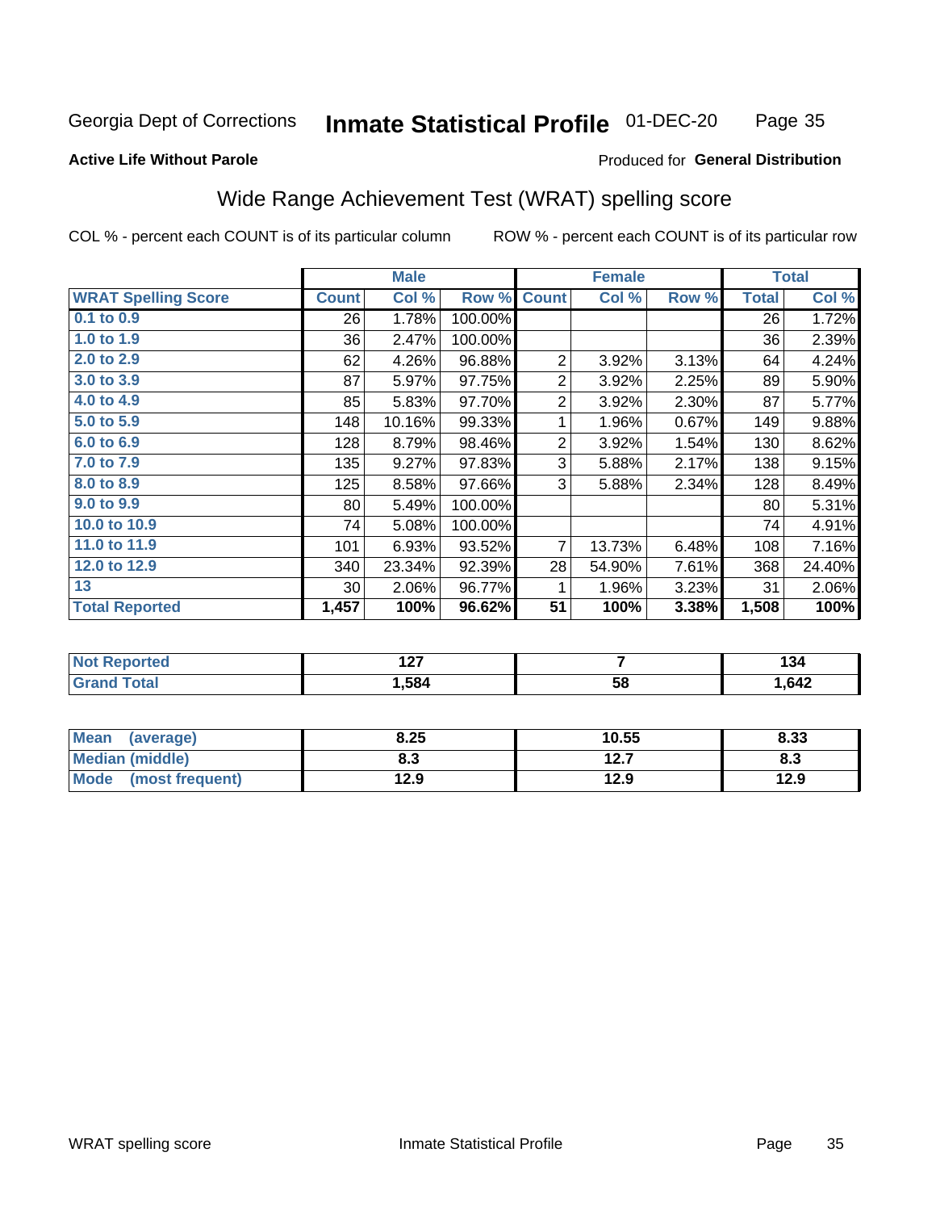Georgia Dept of Corrections **Inmate Statistical Profile** 01-DEC-20

**Active Life Without Parole**

Produced for **General Distribution**

## Wide Range Achievement Test (WRAT) spelling score

COL % - percent each COUNT is of its particular column ROW % - percent each COUNT is of its particular row

| | Male | | | Female | | | Total | |
|---|---|---|---|---|---|---|---|---|
| **WRAT Spelling Score** | **Count** | **Col %** | **Row %** | **Count** | **Col %** | **Row %** | **Total** | **Col %** |
| 0.1 to 0.9 | 26 | 1.78% | 100.00% | | | | 26 | 1.72% |
| 1.0 to 1.9 | 36 | 2.47% | 100.00% | | | | 36 | 2.39% |
| 2.0 to 2.9 | 62 | 4.26% | 96.88% | 2 | 3.92% | 3.13% | 64 | 4.24% |
| 3.0 to 3.9 | 87 | 5.97% | 97.75% | 2 | 3.92% | 2.25% | 89 | 5.90% |
| 4.0 to 4.9 | 85 | 5.83% | 97.70% | 2 | 3.92% | 2.30% | 87 | 5.77% |
| 5.0 to 5.9 | 148 | 10.16% | 99.33% | 1 | 1.96% | 0.67% | 149 | 9.88% |
| 6.0 to 6.9 | 128 | 8.79% | 98.46% | 2 | 3.92% | 1.54% | 130 | 8.62% |
| 7.0 to 7.9 | 135 | 9.27% | 97.83% | 3 | 5.88% | 2.17% | 138 | 9.15% |
| 8.0 to 8.9 | 125 | 8.58% | 97.66% | 3 | 5.88% | 2.34% | 128 | 8.49% |
| 9.0 to 9.9 | 80 | 5.49% | 100.00% | | | | 80 | 5.31% |
| 10.0 to 10.9 | 74 | 5.08% | 100.00% | | | | 74 | 4.91% |
| 11.0 to 11.9 | 101 | 6.93% | 93.52% | 7 | 13.73% | 6.48% | 108 | 7.16% |
| 12.0 to 12.9 | 340 | 23.34% | 92.39% | 28 | 54.90% | 7.61% | 368 | 24.40% |
| 13 | 30 | 2.06% | 96.77% | 1 | 1.96% | 3.23% | 31 | 2.06% |
| **Total Reported** | **1,457** | **100%** | **96.62%** | **51** | **100%** | **3.38%** | **1,508** | **100%** |

| | Male | Female | Total |
|---|---|---|---|
| Not Reported | 127 | 7 | 134 |
| Grand Total | 1,584 | 58 | 1,642 |

| | Male | Female | Total |
|---|---|---|---|
| Mean (average) | 8.25 | 10.55 | 8.33 |
| Median (middle) | 8.3 | 12.7 | 8.3 |
| Mode (most frequent) | 12.9 | 12.9 | 12.9 |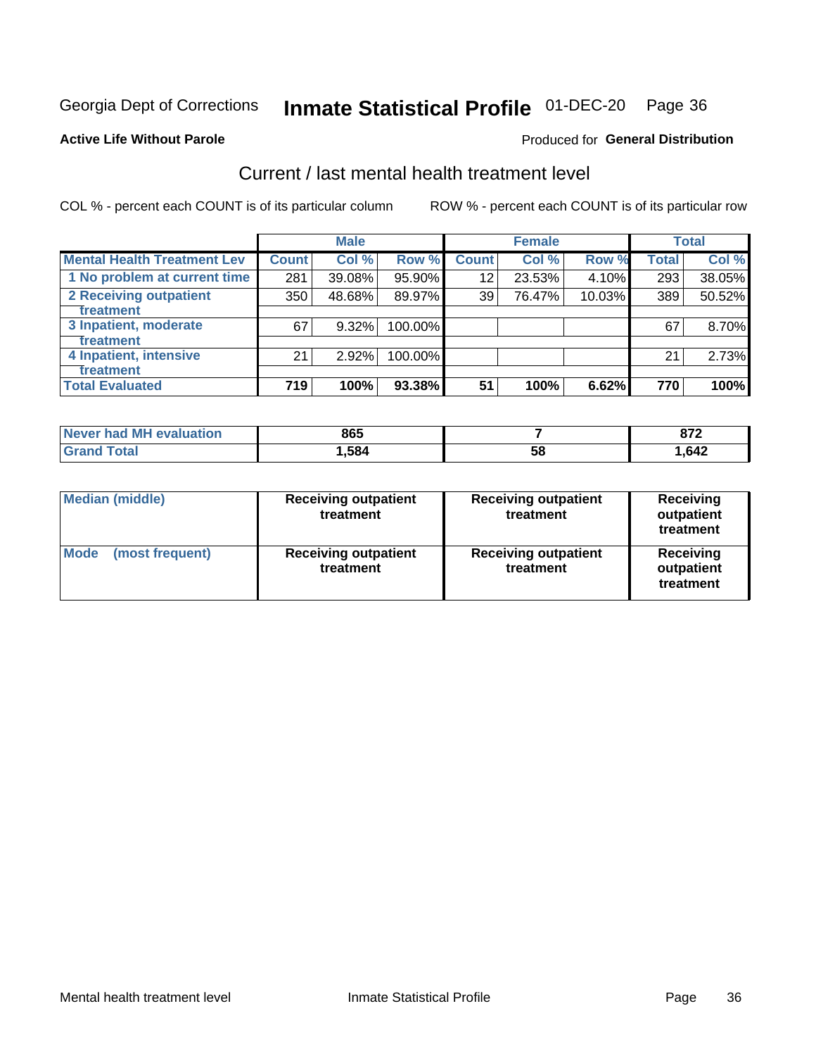Georgia Dept of Corrections **Inmate Statistical Profile** 01-DEC-20

**Active Life Without Parole**

Produced for **General Distribution**

## Current / last mental health treatment level

COL % - percent each COUNT is of its particular column

ROW % - percent each COUNT is of its particular row

| | Male | | | Female | | | Total | |
|---|---|---|---|---|---|---|---|---|
| **Mental Health Treatment Lev** | **Count** | **Col %** | **Row %** | **Count** | **Col %** | **Row %** | **Total** | **Col %** |
| 1 No problem at current time | 281 | 39.08% | 95.90% | 12 | 23.53% | 4.10% | 293 | 38.05% |
| 2 Receiving outpatient treatment | 350 | 48.68% | 89.97% | 39 | 76.47% | 10.03% | 389 | 50.52% |
| 3 Inpatient, moderate treatment | 67 | 9.32% | 100.00% | | | | 67 | 8.70% |
| 4 Inpatient, intensive treatment | 21 | 2.92% | 100.00% | | | | 21 | 2.73% |
| **Total Evaluated** | **719** | **100%** | **93.38%** | **51** | **100%** | **6.62%** | **770** | **100%** |

| | Male | Female | Total |
|---|---|---|---|
| Never had MH evaluation | 865 | 7 | 872 |
| Grand Total | 1,584 | 58 | 1,642 |

| | Male | Female | Total |
|---|---|---|---|
| Median (middle) | Receiving outpatient treatment | Receiving outpatient treatment | Receiving outpatient treatment |
| Mode (most frequent) | Receiving outpatient treatment | Receiving outpatient treatment | Receiving outpatient treatment |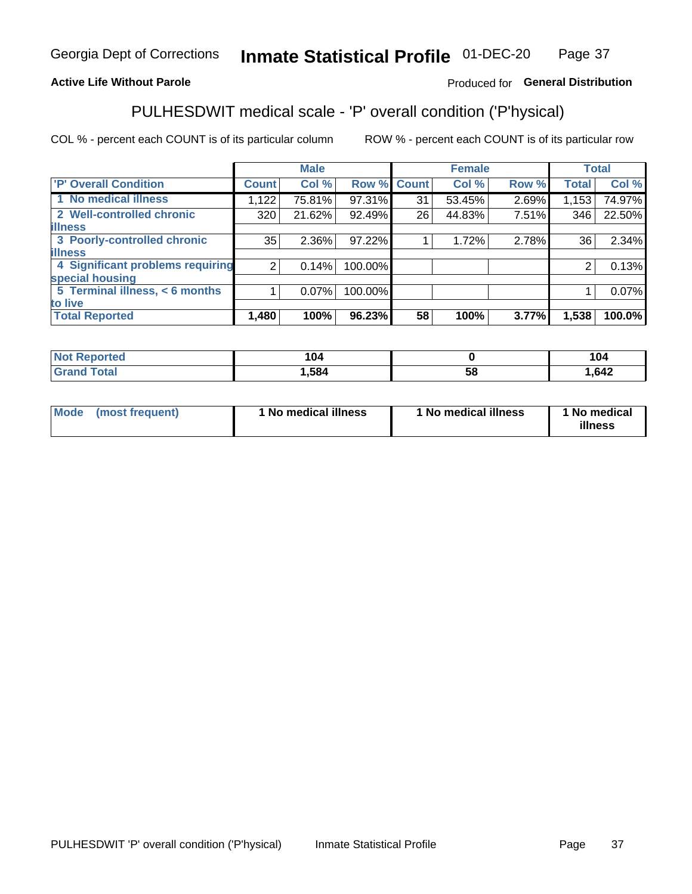Georgia Dept of Corrections **Inmate Statistical Profile** 01-DEC-20

**Active Life Without Parole**

Produced for **General Distribution**

## PULHESDWIT medical scale - 'P' overall condition ('P'hysical)

COL % - percent each COUNT is of its particular column

ROW % - percent each COUNT is of its particular row

| | Male | | | Female | | | Total | |
|---|---|---|---|---|---|---|---|---|
| **'P' Overall Condition** | **Count** | **Col %** | **Row %** | **Count** | **Col %** | **Row %** | **Total** | **Col %** |
| **1 No medical illness** | 1,122 | 75.81% | 97.31% | 31 | 53.45% | 2.69% | 1,153 | 74.97% |
| **2 Well-controlled chronic illness** | 320 | 21.62% | 92.49% | 26 | 44.83% | 7.51% | 346 | 22.50% |
| **3 Poorly-controlled chronic illness** | 35 | 2.36% | 97.22% | 1 | 1.72% | 2.78% | 36 | 2.34% |
| **4 Significant problems requiring special housing** | 2 | 0.14% | 100.00% | | | | 2 | 0.13% |
| **5 Terminal illness, < 6 months to live** | 1 | 0.07% | 100.00% | | | | 1 | 0.07% |
| **Total Reported** | **1,480** | **100%** | **96.23%** | **58** | **100%** | **3.77%** | **1,538** | **100.0%** |

| | Male | Female | Total |
|---|---|---|---|
| **Not Reported** | **104** | **0** | **104** |
| **Grand Total** | **1,584** | **58** | **1,642** |

| | Male | Female | Total |
|---|---|---|---|
| **Mode (most frequent)** | **1 No medical illness** | **1 No medical illness** | **1 No medical illness** |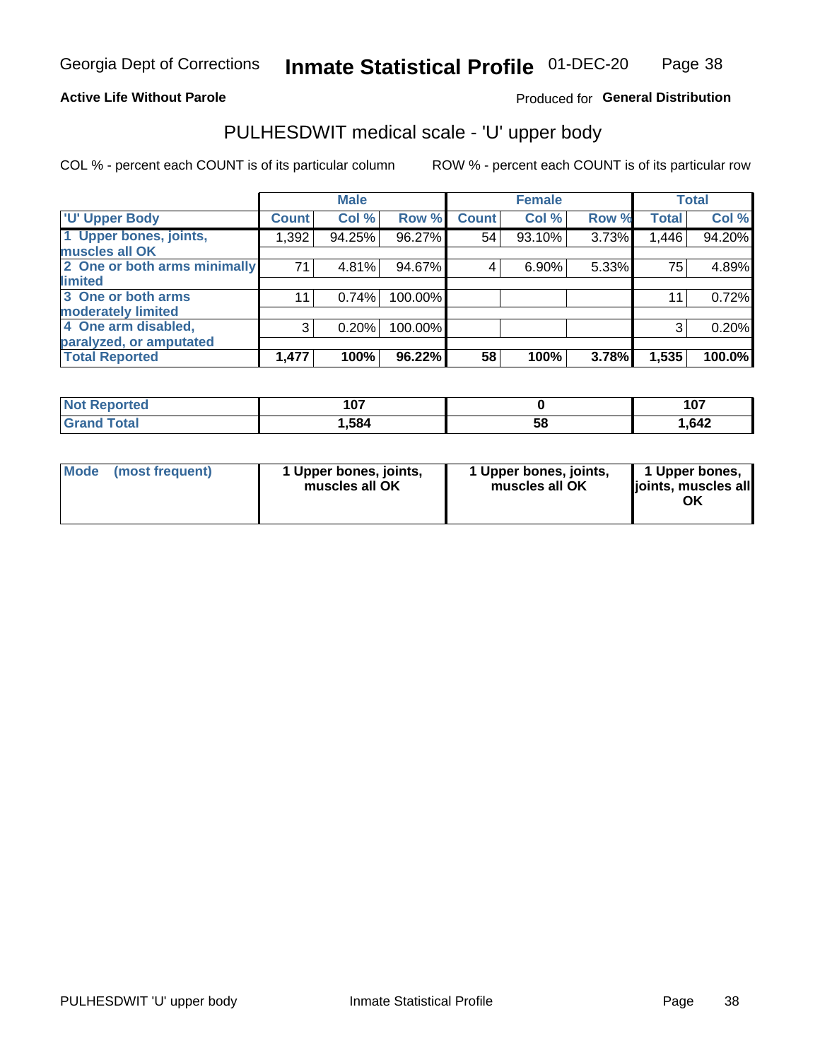Georgia Dept of Corrections **Inmate Statistical Profile** 01-DEC-20

**Active Life Without Parole**

Produced for **General Distribution**

## PULHESDWIT medical scale - 'U' upper body

COL % - percent each COUNT is of its particular column ROW % - percent each COUNT is of its particular row

| | Male | | | Female | | | Total | |
|---|---|---|---|---|---|---|---|---|
| 'U' Upper Body | Count | Col % | Row % | Count | Col % | Row % | Total | Col % |
| 1 Upper bones, joints, muscles all OK | 1,392 | 94.25% | 96.27% | 54 | 93.10% | 3.73% | 1,446 | 94.20% |
| 2 One or both arms minimally limited | 71 | 4.81% | 94.67% | 4 | 6.90% | 5.33% | 75 | 4.89% |
| 3 One or both arms moderately limited | 11 | 0.74% | 100.00% | | | | 11 | 0.72% |
| 4 One arm disabled, paralyzed, or amputated | 3 | 0.20% | 100.00% | | | | 3 | 0.20% |
| **Total Reported** | **1,477** | **100%** | **96.22%** | **58** | **100%** | **3.78%** | **1,535** | **100.0%** |

| | Male | Female | Total |
|---|---|---|---|
| Not Reported | 107 | 0 | 107 |
| Grand Total | 1,584 | 58 | 1,642 |

| | Male | Female | Total |
|---|---|---|---|
| Mode (most frequent) | 1 Upper bones, joints, muscles all OK | 1 Upper bones, joints, muscles all OK | 1 Upper bones, joints, muscles all OK |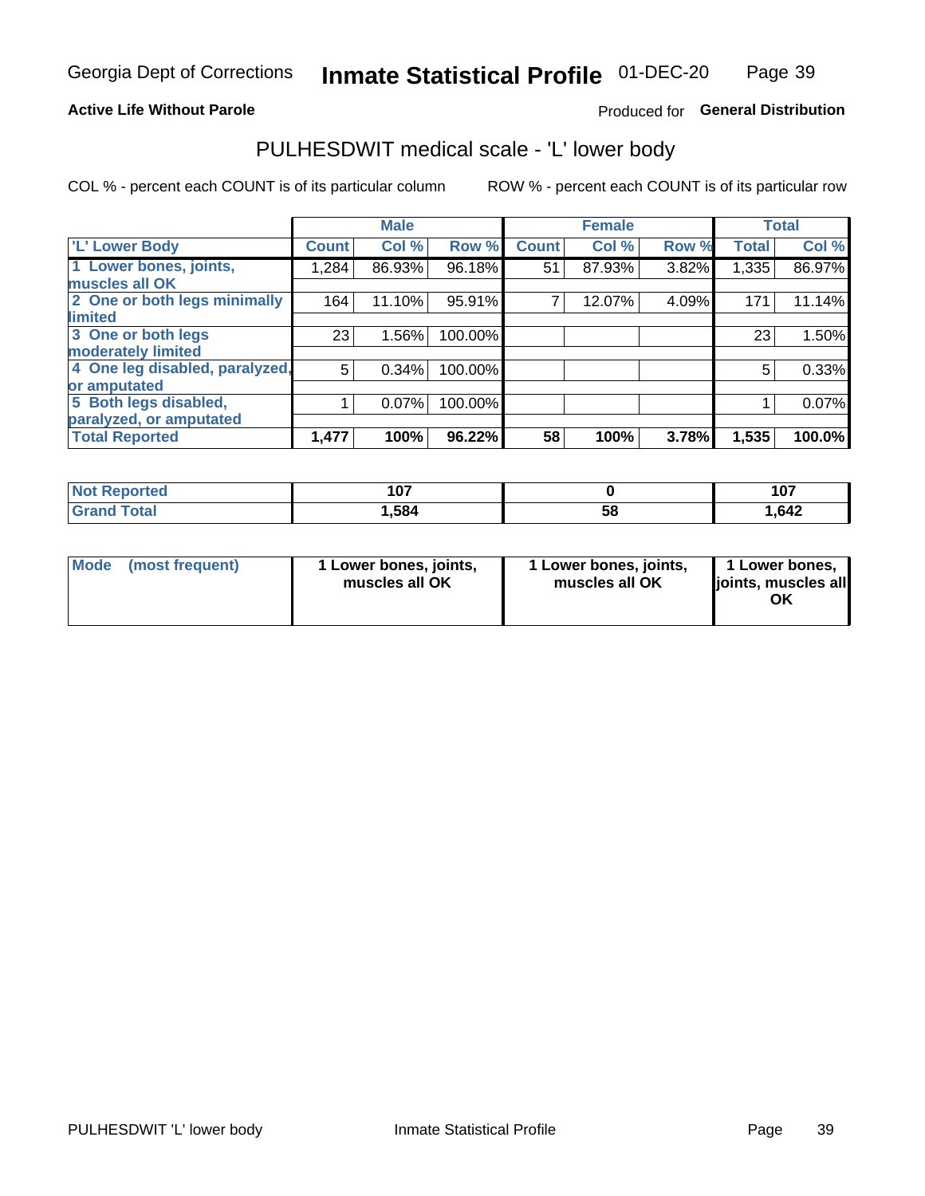**Active Life Without Parole** — Produced for **General Distribution**

## PULHESDWIT medical scale - 'L' lower body

COL % - percent each COUNT is of its particular column    ROW % - percent each COUNT is of its particular row

| | Male | | | Female | | | Total | |
|---|---|---|---|---|---|---|---|---|
| 'L' Lower Body | Count | Col % | Row % | Count | Col % | Row % | Total | Col % |
| 1 Lower bones, joints, muscles all OK | 1,284 | 86.93% | 96.18% | 51 | 87.93% | 3.82% | 1,335 | 86.97% |
| 2 One or both legs minimally limited | 164 | 11.10% | 95.91% | 7 | 12.07% | 4.09% | 171 | 11.14% |
| 3 One or both legs moderately limited | 23 | 1.56% | 100.00% | | | | 23 | 1.50% |
| 4 One leg disabled, paralyzed, or amputated | 5 | 0.34% | 100.00% | | | | 5 | 0.33% |
| 5 Both legs disabled, paralyzed, or amputated | 1 | 0.07% | 100.00% | | | | 1 | 0.07% |
| **Total Reported** | **1,477** | **100%** | **96.22%** | **58** | **100%** | **3.78%** | **1,535** | **100.0%** |

| | Male | Female | Total |
|---|---|---|---|
| Not Reported | 107 | 0 | 107 |
| Grand Total | 1,584 | 58 | 1,642 |

| | Male | Female | Total |
|---|---|---|---|
| Mode (most frequent) | 1 Lower bones, joints, muscles all OK | 1 Lower bones, joints, muscles all OK | 1 Lower bones, joints, muscles all OK |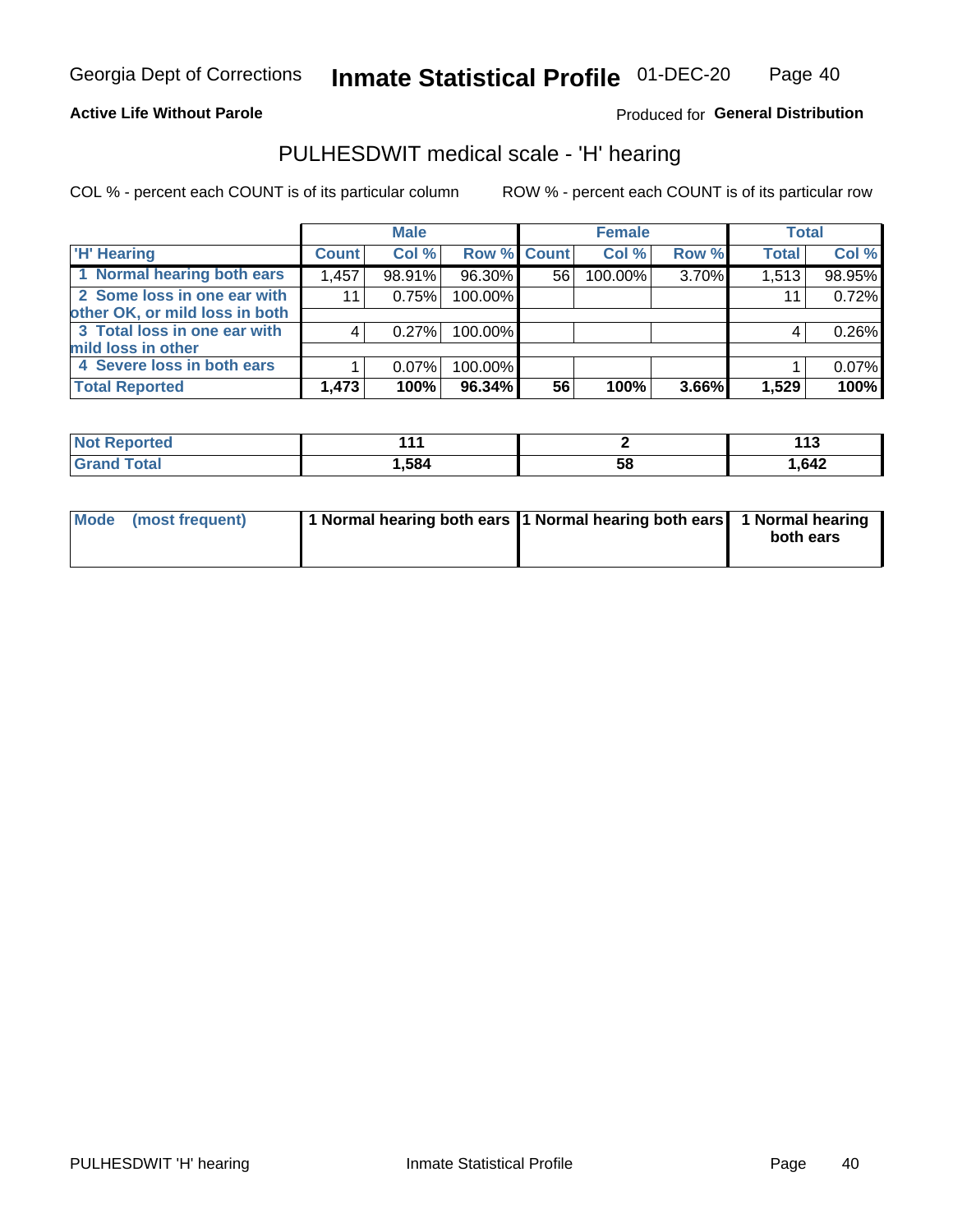Georgia Dept of Corrections **Inmate Statistical Profile** 01-DEC-20

**Active Life Without Parole**

Produced for **General Distribution**

## PULHESDWIT medical scale - 'H' hearing

COL % - percent each COUNT is of its particular column

ROW % - percent each COUNT is of its particular row

| | Male | | | Female | | | Total | |
|---|---|---|---|---|---|---|---|---|
| 'H' Hearing | Count | Col % | Row % | Count | Col % | Row % | Total | Col % |
| 1 Normal hearing both ears | 1,457 | 98.91% | 96.30% | 56 | 100.00% | 3.70% | 1,513 | 98.95% |
| 2 Some loss in one ear with other OK, or mild loss in both | 11 | 0.75% | 100.00% | | | | 11 | 0.72% |
| 3 Total loss in one ear with mild loss in other | 4 | 0.27% | 100.00% | | | | 4 | 0.26% |
| 4 Severe loss in both ears | 1 | 0.07% | 100.00% | | | | 1 | 0.07% |
| **Total Reported** | **1,473** | **100%** | **96.34%** | **56** | **100%** | **3.66%** | **1,529** | **100%** |

| | Male | Female | Total |
|---|---|---|---|
| Not Reported | 111 | 2 | 113 |
| Grand Total | 1,584 | 58 | 1,642 |

| | Male | Female | Total |
|---|---|---|---|
| Mode (most frequent) | 1 Normal hearing both ears | 1 Normal hearing both ears | 1 Normal hearing both ears |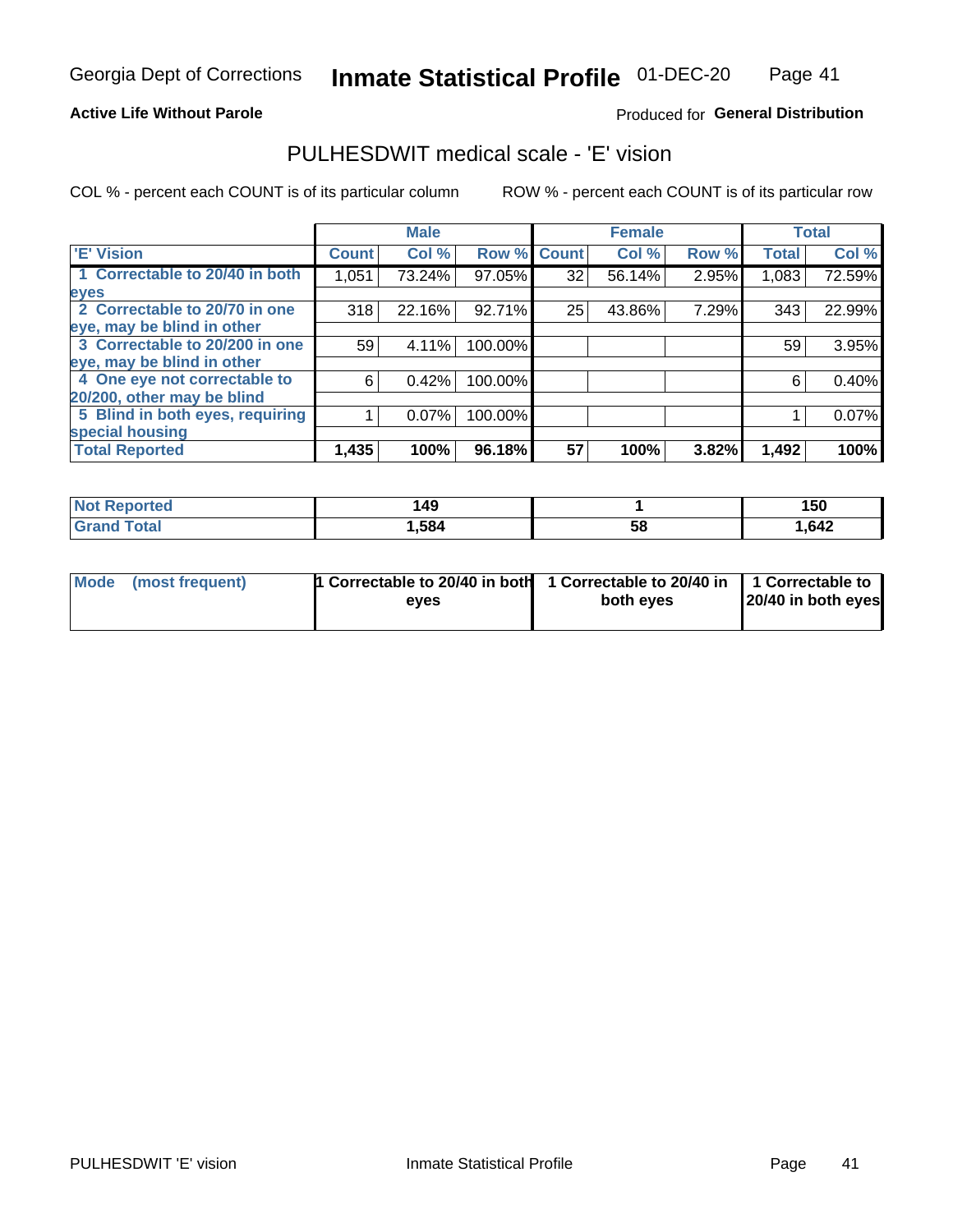Georgia Dept of Corrections **Inmate Statistical Profile** 01-DEC-20

**Active Life Without Parole**

Produced for **General Distribution**

## PULHESDWIT medical scale - 'E' vision

COL % - percent each COUNT is of its particular column

ROW % - percent each COUNT is of its particular row

| 'E' Vision | Male | | | Female | | | Total | |
|---|---|---|---|---|---|---|---|---|
| | Count | Col % | Row % | Count | Col % | Row % | Total | Col % |
| 1 Correctable to 20/40 in both eyes | 1,051 | 73.24% | 97.05% | 32 | 56.14% | 2.95% | 1,083 | 72.59% |
| 2 Correctable to 20/70 in one eye, may be blind in other | 318 | 22.16% | 92.71% | 25 | 43.86% | 7.29% | 343 | 22.99% |
| 3 Correctable to 20/200 in one eye, may be blind in other | 59 | 4.11% | 100.00% | | | | 59 | 3.95% |
| 4 One eye not correctable to 20/200, other may be blind | 6 | 0.42% | 100.00% | | | | 6 | 0.40% |
| 5 Blind in both eyes, requiring special housing | 1 | 0.07% | 100.00% | | | | 1 | 0.07% |
| **Total Reported** | **1,435** | **100%** | **96.18%** | **57** | **100%** | **3.82%** | **1,492** | **100%** |

| | Male | Female | Total |
|---|---|---|---|
| Not Reported | 149 | 1 | 150 |
| Grand Total | 1,584 | 58 | 1,642 |

| | Male | Female | Total |
|---|---|---|---|
| Mode (most frequent) | 1 Correctable to 20/40 in both eyes | 1 Correctable to 20/40 in both eyes | 1 Correctable to 20/40 in both eyes |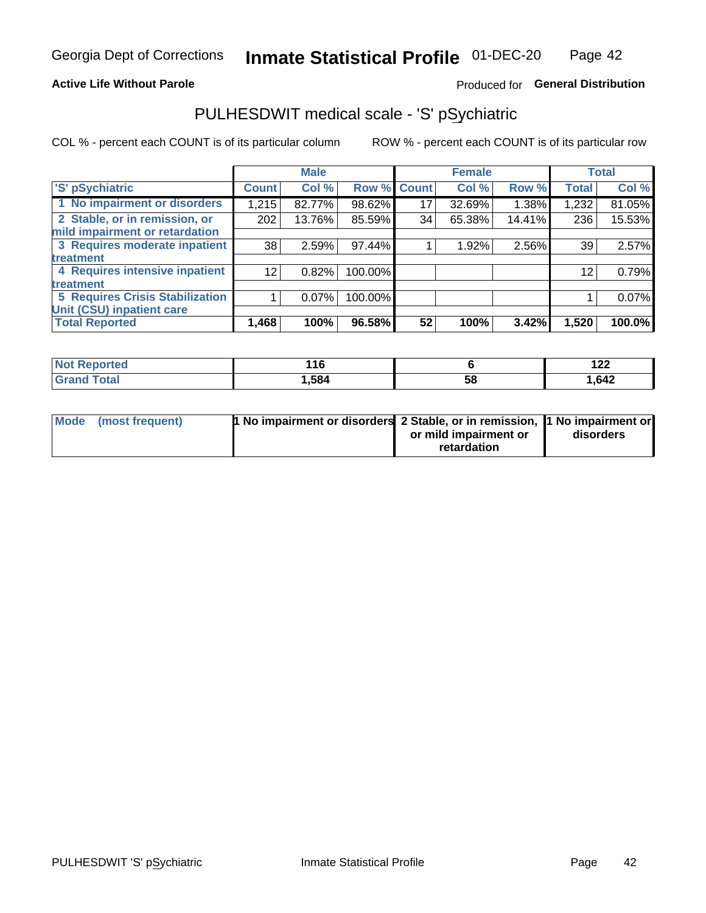Georgia Dept of Corrections **Inmate Statistical Profile** 01-DEC-20

**Active Life Without Parole**

Produced for **General Distribution**

## PULHESDWIT medical scale - 'S' pSychiatric

COL % - percent each COUNT is of its particular column    ROW % - percent each COUNT is of its particular row

| | Male | | | Female | | | Total | |
|---|---|---|---|---|---|---|---|---|
| 'S' pSychiatric | Count | Col % | Row % | Count | Col % | Row % | Total | Col % |
| 1 No impairment or disorders | 1,215 | 82.77% | 98.62% | 17 | 32.69% | 1.38% | 1,232 | 81.05% |
| 2 Stable, or in remission, or mild impairment or retardation | 202 | 13.76% | 85.59% | 34 | 65.38% | 14.41% | 236 | 15.53% |
| 3 Requires moderate inpatient treatment | 38 | 2.59% | 97.44% | 1 | 1.92% | 2.56% | 39 | 2.57% |
| 4 Requires intensive inpatient treatment | 12 | 0.82% | 100.00% | | | | 12 | 0.79% |
| 5 Requires Crisis Stabilization Unit (CSU) inpatient care | 1 | 0.07% | 100.00% | | | | 1 | 0.07% |
| **Total Reported** | **1,468** | **100%** | **96.58%** | **52** | **100%** | **3.42%** | **1,520** | **100.0%** |

| | Male | Female | Total |
|---|---|---|---|
| Not Reported | 116 | 6 | 122 |
| Grand Total | 1,584 | 58 | 1,642 |

| | Male | Female | Total |
|---|---|---|---|
| Mode (most frequent) | 1 No impairment or disorders | 2 Stable, or in remission, or mild impairment or retardation | 1 No impairment or disorders |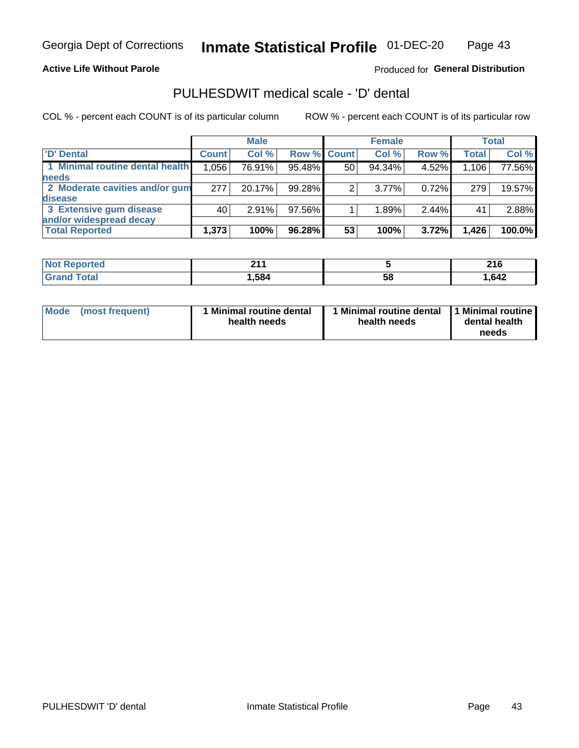Georgia Dept of Corrections **Inmate Statistical Profile** 01-DEC-20

**Active Life Without Parole**

Produced for **General Distribution**

## PULHESDWIT medical scale - 'D' dental

COL % - percent each COUNT is of its particular column ROW % - percent each COUNT is of its particular row

| | Male | | | Female | | | Total | |
|---|---|---|---|---|---|---|---|---|
| 'D' Dental | Count | Col % | Row % | Count | Col % | Row % | Total | Col % |
| 1 Minimal routine dental health needs | 1,056 | 76.91% | 95.48% | 50 | 94.34% | 4.52% | 1,106 | 77.56% |
| 2 Moderate cavities and/or gum disease | 277 | 20.17% | 99.28% | 2 | 3.77% | 0.72% | 279 | 19.57% |
| 3 Extensive gum disease and/or widespread decay | 40 | 2.91% | 97.56% | 1 | 1.89% | 2.44% | 41 | 2.88% |
| **Total Reported** | **1,373** | **100%** | **96.28%** | **53** | **100%** | **3.72%** | **1,426** | **100.0%** |

| | Male | Female | Total |
|---|---|---|---|
| **Not Reported** | **211** | **5** | **216** |
| **Grand Total** | **1,584** | **58** | **1,642** |

| | Male | Female | Total |
|---|---|---|---|
| **Mode (most frequent)** | **1 Minimal routine dental health needs** | **1 Minimal routine dental health needs** | **1 Minimal routine dental health needs** |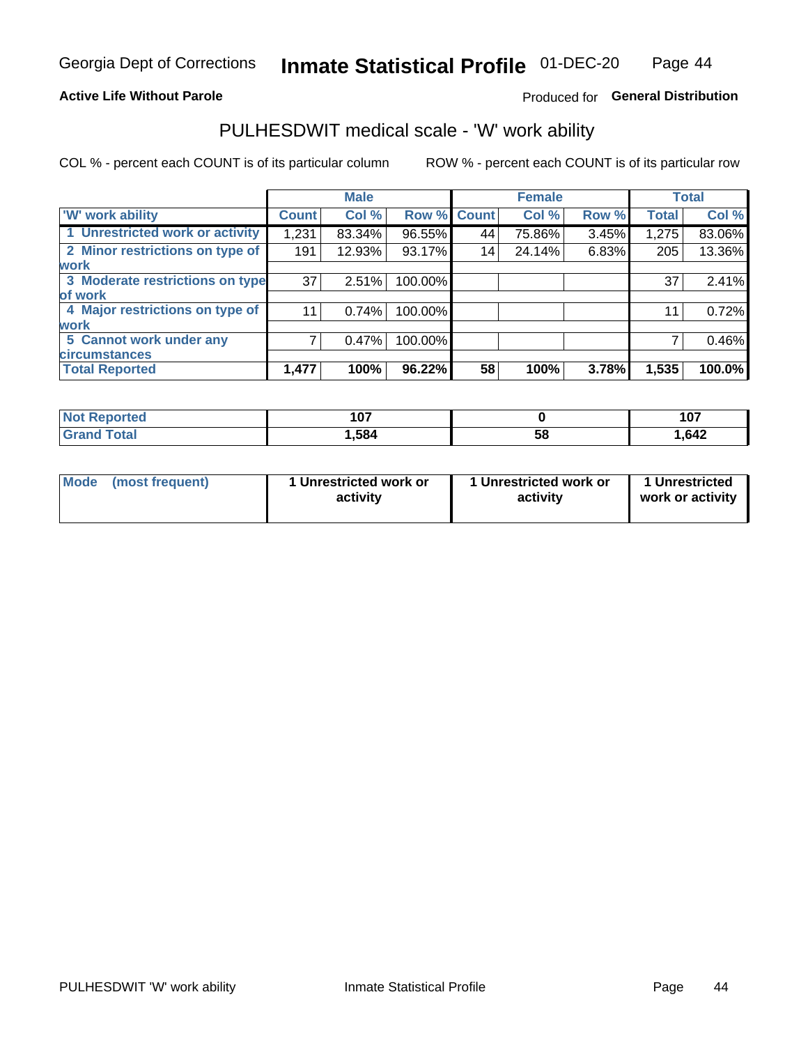Georgia Dept of Corrections **Inmate Statistical Profile** 01-DEC-20

**Active Life Without Parole**

Produced for **General Distribution**

## PULHESDWIT medical scale - 'W' work ability

COL % - percent each COUNT is of its particular column

ROW % - percent each COUNT is of its particular row

| | Male | | | Female | | | Total | |
|---|---|---|---|---|---|---|---|---|
| 'W' work ability | Count | Col % | Row % | Count | Col % | Row % | Total | Col % |
| 1 Unrestricted work or activity | 1,231 | 83.34% | 96.55% | 44 | 75.86% | 3.45% | 1,275 | 83.06% |
| 2 Minor restrictions on type of work | 191 | 12.93% | 93.17% | 14 | 24.14% | 6.83% | 205 | 13.36% |
| 3 Moderate restrictions on type of work | 37 | 2.51% | 100.00% | | | | 37 | 2.41% |
| 4 Major restrictions on type of work | 11 | 0.74% | 100.00% | | | | 11 | 0.72% |
| 5 Cannot work under any circumstances | 7 | 0.47% | 100.00% | | | | 7 | 0.46% |
| **Total Reported** | **1,477** | **100%** | **96.22%** | **58** | **100%** | **3.78%** | **1,535** | **100.0%** |

| | Male | Female | Total |
|---|---|---|---|
| Not Reported | 107 | 0 | 107 |
| Grand Total | 1,584 | 58 | 1,642 |

| | Male | Female | Total |
|---|---|---|---|
| Mode (most frequent) | 1 Unrestricted work or activity | 1 Unrestricted work or activity | 1 Unrestricted work or activity |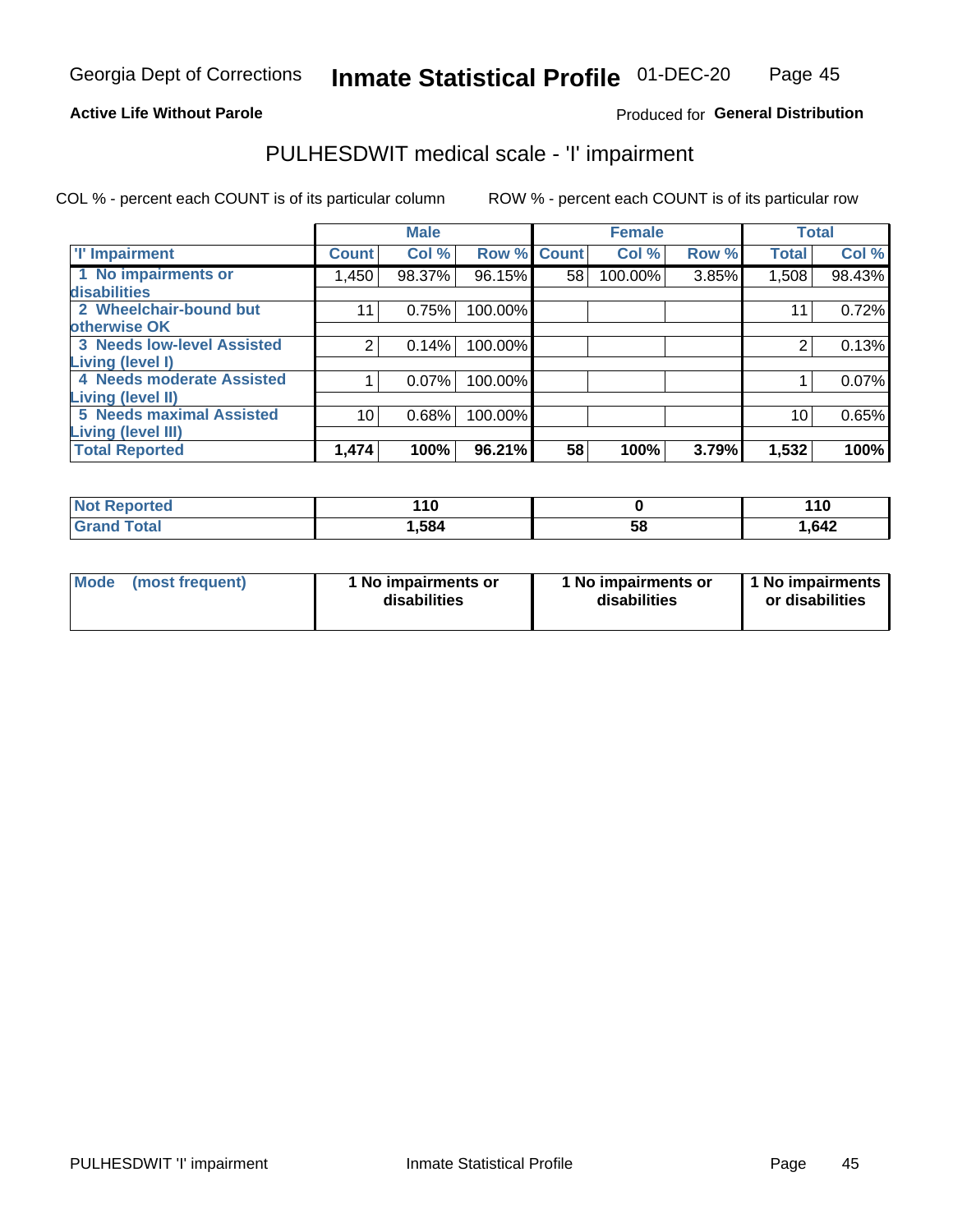Georgia Dept of Corrections **Inmate Statistical Profile** 01-DEC-20

**Active Life Without Parole**

Produced for **General Distribution**

## PULHESDWIT medical scale - 'I' impairment

COL % - percent each COUNT is of its particular column    ROW % - percent each COUNT is of its particular row

| | Male | | | Female | | | Total | |
|---|---|---|---|---|---|---|---|---|
| **'I' Impairment** | **Count** | **Col %** | **Row %** | **Count** | **Col %** | **Row %** | **Total** | **Col %** |
| **1 No impairments or disabilities** | 1,450 | 98.37% | 96.15% | 58 | 100.00% | 3.85% | 1,508 | 98.43% |
| **2 Wheelchair-bound but otherwise OK** | 11 | 0.75% | 100.00% | | | | 11 | 0.72% |
| **3 Needs low-level Assisted Living (level I)** | 2 | 0.14% | 100.00% | | | | 2 | 0.13% |
| **4 Needs moderate Assisted Living (level II)** | 1 | 0.07% | 100.00% | | | | 1 | 0.07% |
| **5 Needs maximal Assisted Living (level III)** | 10 | 0.68% | 100.00% | | | | 10 | 0.65% |
| **Total Reported** | **1,474** | **100%** | **96.21%** | **58** | **100%** | **3.79%** | **1,532** | **100%** |

| | Male | Female | Total |
|---|---|---|---|
| **Not Reported** | **110** | **0** | **110** |
| **Grand Total** | **1,584** | **58** | **1,642** |

| | Male | Female | Total |
|---|---|---|---|
| **Mode (most frequent)** | **1 No impairments or disabilities** | **1 No impairments or disabilities** | **1 No impairments or disabilities** |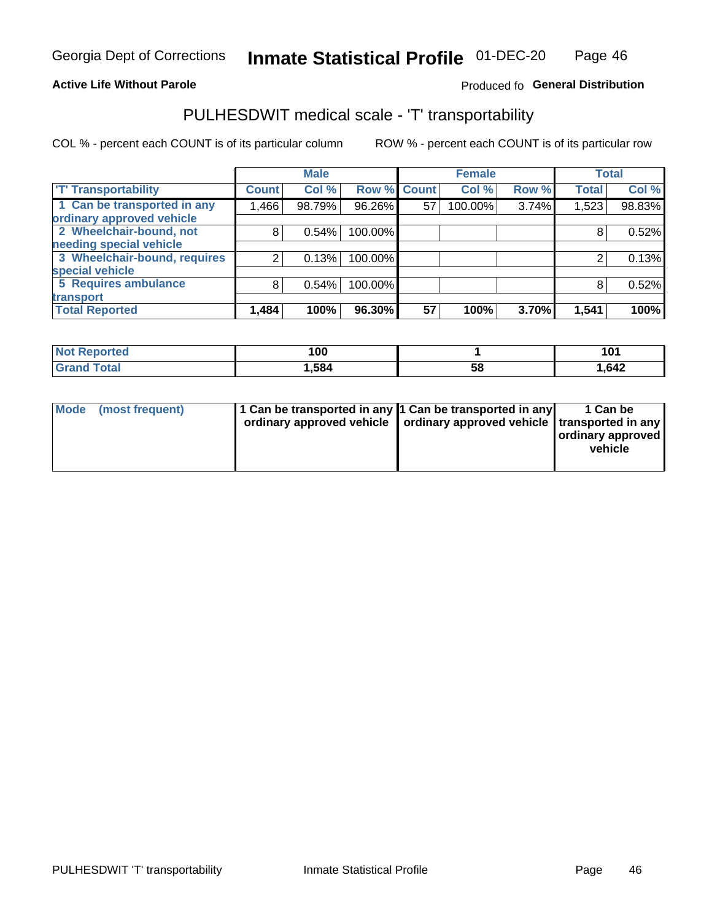Georgia Dept of Corrections **Inmate Statistical Profile** 01-DEC-20

**Active Life Without Parole**

Produced fo **General Distribution**

## PULHESDWIT medical scale - 'T' transportability

COL % - percent each COUNT is of its particular column ROW % - percent each COUNT is of its particular row

| | Male | | | Female | | | Total | |
|---|---|---|---|---|---|---|---|---|
| 'T' Transportability | Count | Col % | Row % | Count | Col % | Row % | Total | Col % |
| 1 Can be transported in any ordinary approved vehicle | 1,466 | 98.79% | 96.26% | 57 | 100.00% | 3.74% | 1,523 | 98.83% |
| 2 Wheelchair-bound, not needing special vehicle | 8 | 0.54% | 100.00% | | | | 8 | 0.52% |
| 3 Wheelchair-bound, requires special vehicle | 2 | 0.13% | 100.00% | | | | 2 | 0.13% |
| 5 Requires ambulance transport | 8 | 0.54% | 100.00% | | | | 8 | 0.52% |
| **Total Reported** | **1,484** | **100%** | **96.30%** | **57** | **100%** | **3.70%** | **1,541** | **100%** |

| | Male | Female | Total |
|---|---|---|---|
| Not Reported | 100 | 1 | 101 |
| Grand Total | 1,584 | 58 | 1,642 |

| | Male | Female | Total |
|---|---|---|---|
| Mode (most frequent) | 1 Can be transported in any ordinary approved vehicle | 1 Can be transported in any ordinary approved vehicle | 1 Can be transported in any ordinary approved vehicle |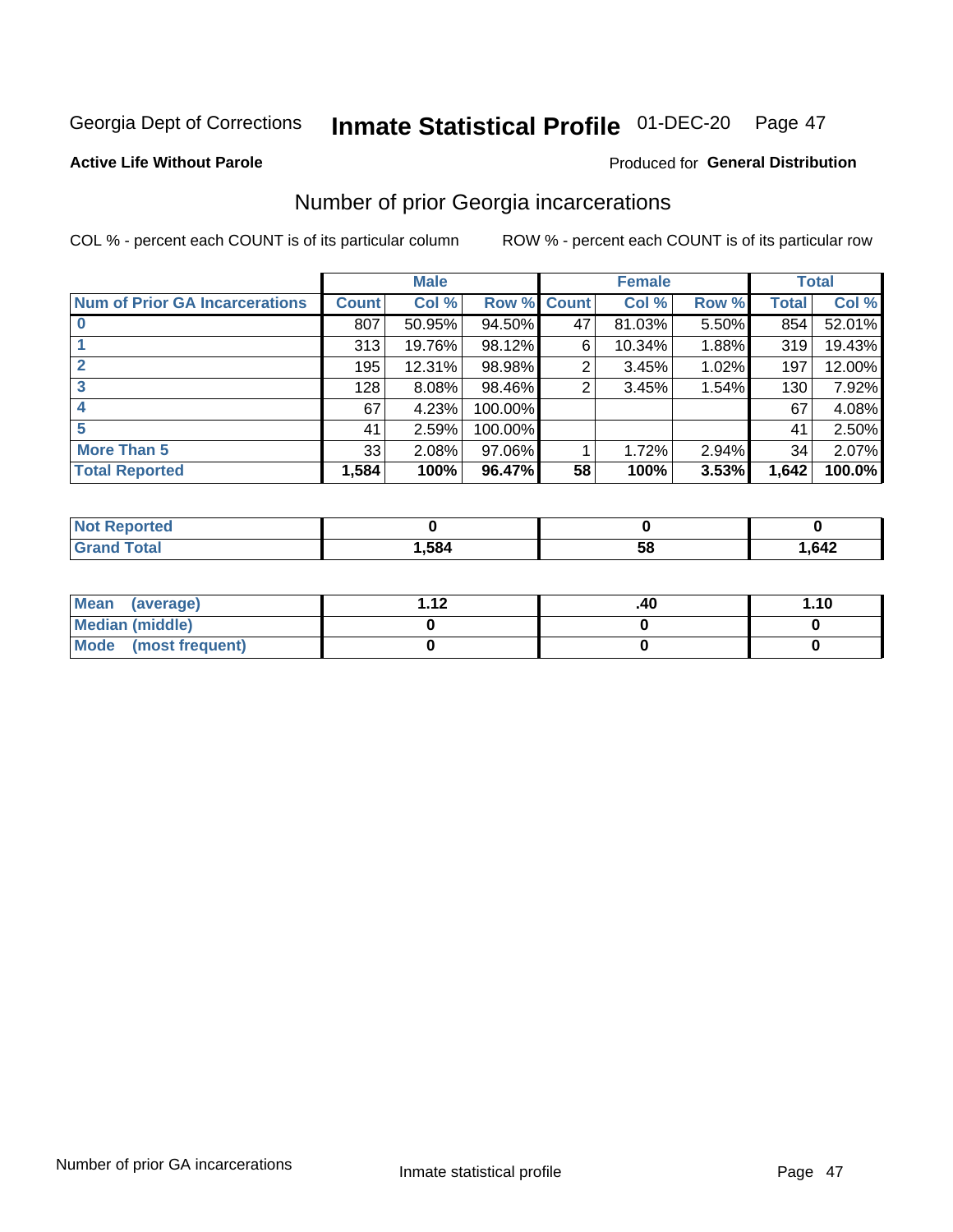Georgia Dept of Corrections **Inmate Statistical Profile** 01-DEC-20 Page 47

**Active Life Without Parole**

Produced for **General Distribution**

## Number of prior Georgia incarcerations

COL % - percent each COUNT is of its particular column

ROW % - percent each COUNT is of its particular row

| | Male | | | Female | | | Total | |
|---|---|---|---|---|---|---|---|---|
| **Num of Prior GA Incarcerations** | **Count** | **Col %** | **Row %** | **Count** | **Col %** | **Row %** | **Total** | **Col %** |
| **0** | 807 | 50.95% | 94.50% | 47 | 81.03% | 5.50% | 854 | 52.01% |
| **1** | 313 | 19.76% | 98.12% | 6 | 10.34% | 1.88% | 319 | 19.43% |
| **2** | 195 | 12.31% | 98.98% | 2 | 3.45% | 1.02% | 197 | 12.00% |
| **3** | 128 | 8.08% | 98.46% | 2 | 3.45% | 1.54% | 130 | 7.92% |
| **4** | 67 | 4.23% | 100.00% | | | | 67 | 4.08% |
| **5** | 41 | 2.59% | 100.00% | | | | 41 | 2.50% |
| **More Than 5** | 33 | 2.08% | 97.06% | 1 | 1.72% | 2.94% | 34 | 2.07% |
| **Total Reported** | **1,584** | **100%** | **96.47%** | **58** | **100%** | **3.53%** | **1,642** | **100.0%** |

| | Male | Female | Total |
|---|---|---|---|
| **Not Reported** | **0** | **0** | **0** |
| **Grand Total** | **1,584** | **58** | **1,642** |

| | Male | Female | Total |
|---|---|---|---|
| **Mean (average)** | **1.12** | **.40** | **1.10** |
| **Median (middle)** | **0** | **0** | **0** |
| **Mode (most frequent)** | **0** | **0** | **0** |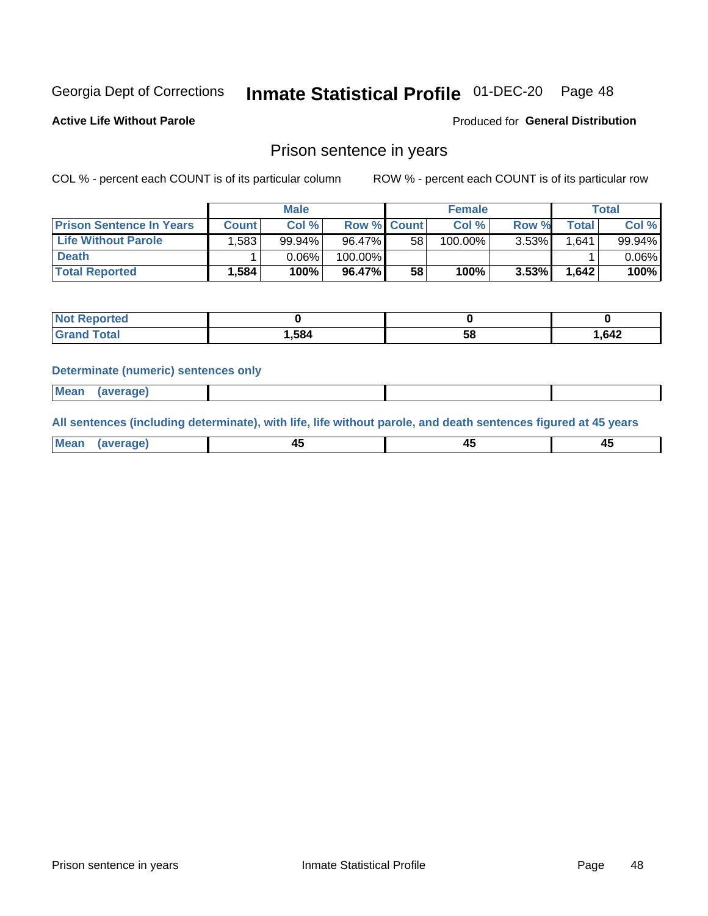Georgia Dept of Corrections **Inmate Statistical Profile** 01-DEC-20

**Active Life Without Parole**

Produced for **General Distribution**

## Prison sentence in years

COL % - percent each COUNT is of its particular column     ROW % - percent each COUNT is of its particular row

| | Male | | | Female | | | Total | |
|---|---|---|---|---|---|---|---|---|
| **Prison Sentence In Years** | **Count** | **Col %** | **Row %** | **Count** | **Col %** | **Row %** | **Total** | **Col %** |
| **Life Without Parole** | 1,583 | 99.94% | 96.47% | 58 | 100.00% | 3.53% | 1,641 | 99.94% |
| **Death** | 1 | 0.06% | 100.00% | | | | 1 | 0.06% |
| **Total Reported** | **1,584** | **100%** | **96.47%** | **58** | **100%** | **3.53%** | **1,642** | **100%** |

| | Male | Female | Total |
|---|---|---|---|
| **Not Reported** | **0** | **0** | **0** |
| **Grand Total** | **1,584** | **58** | **1,642** |

**Determinate (numeric) sentences only**

| | Male | Female | Total |
|---|---|---|---|
| **Mean (average)** | | | |

**All sentences (including determinate), with life, life without parole, and death sentences figured at 45 years**

| | Male | Female | Total |
|---|---|---|---|
| **Mean (average)** | **45** | **45** | **45** |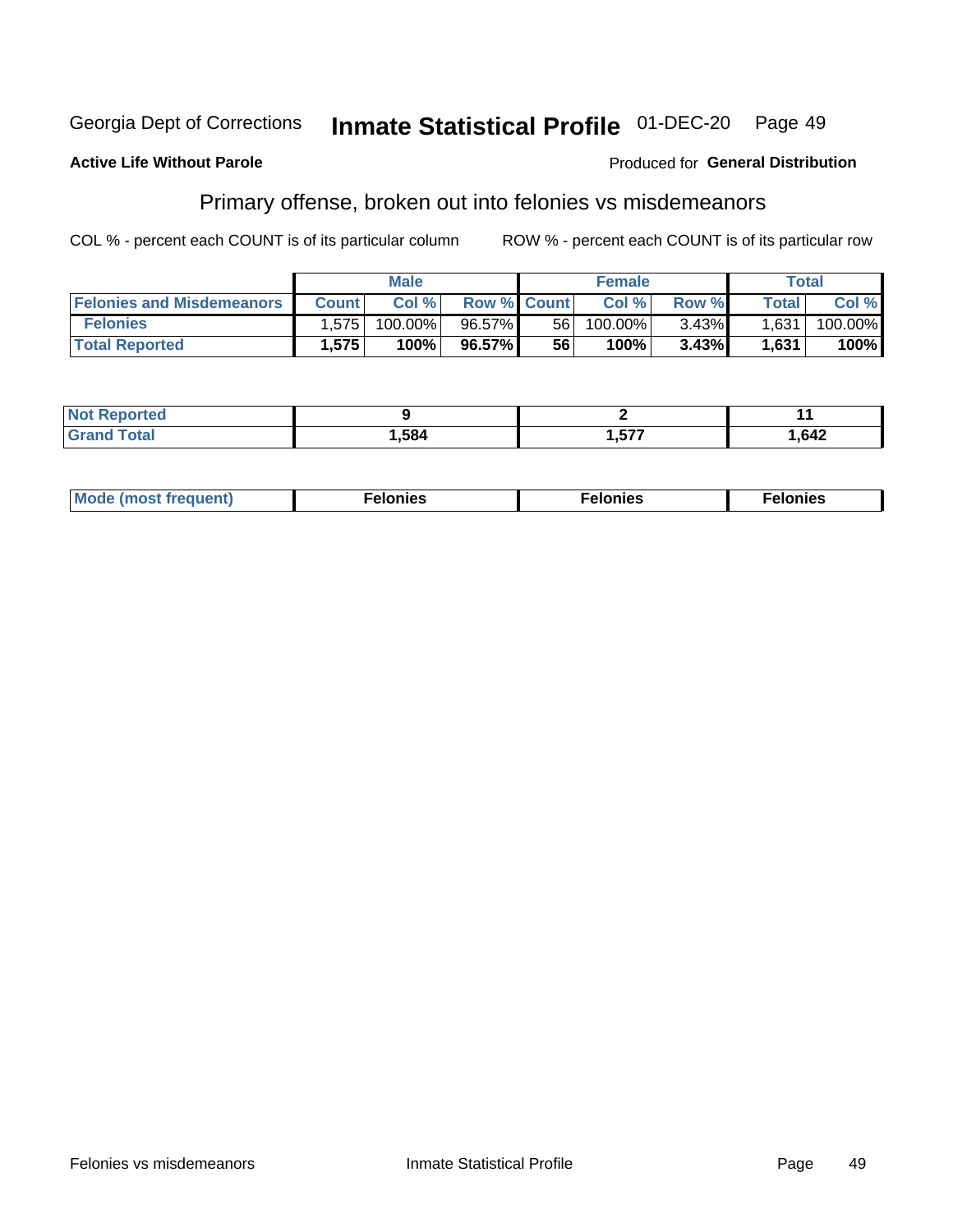Georgia Dept of Corrections **Inmate Statistical Profile** 01-DEC-20

**Active Life Without Parole** Produced for **General Distribution**

## Primary offense, broken out into felonies vs misdemeanors

COL % - percent each COUNT is of its particular column ROW % - percent each COUNT is of its particular row

| | Male | | | Female | | | Total | |
|---|---|---|---|---|---|---|---|---|
| **Felonies and Misdemeanors** | **Count** | **Col %** | **Row %** | **Count** | **Col %** | **Row %** | **Total** | **Col %** |
| Felonies | 1,575 | 100.00% | 96.57% | 56 | 100.00% | 3.43% | 1,631 | 100.00% |
| **Total Reported** | **1,575** | **100%** | **96.57%** | **56** | **100%** | **3.43%** | **1,631** | **100%** |

| | Male | Female | Total |
|---|---|---|---|
| **Not Reported** | **9** | **2** | **11** |
| **Grand Total** | **1,584** | **1,577** | **1,642** |

| | Male | Female | Total |
|---|---|---|---|
| **Mode (most frequent)** | **Felonies** | **Felonies** | **Felonies** |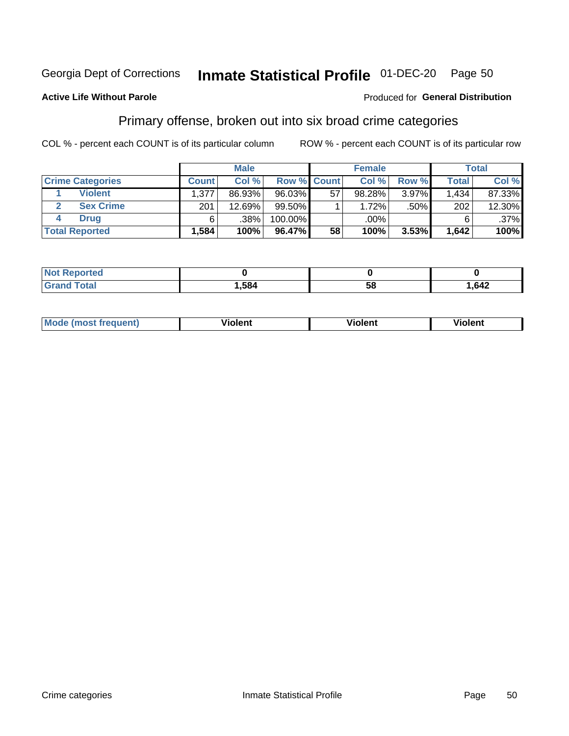Georgia Dept of Corrections **Inmate Statistical Profile** 01-DEC-20

**Active Life Without Parole**

Produced for **General Distribution**

## Primary offense, broken out into six broad crime categories

COL % - percent each COUNT is of its particular column

ROW % - percent each COUNT is of its particular row

| | | Male | | | Female | | | Total | |
|---|---|---|---|---|---|---|---|---|---|
| **Crime Categories** | | **Count** | **Col %** | **Row %** | **Count** | **Col %** | **Row %** | **Total** | **Col %** |
| 1 | Violent | 1,377 | 86.93% | 96.03% | 57 | 98.28% | 3.97% | 1,434 | 87.33% |
| 2 | Sex Crime | 201 | 12.69% | 99.50% | 1 | 1.72% | .50% | 202 | 12.30% |
| 4 | Drug | 6 | .38% | 100.00% | | .00% | | 6 | .37% |
| **Total Reported** | | **1,584** | **100%** | **96.47%** | **58** | **100%** | **3.53%** | **1,642** | **100%** |

| | Male | Female | Total |
|---|---|---|---|
| **Not Reported** | **0** | **0** | **0** |
| **Grand Total** | **1,584** | **58** | **1,642** |

| | Male | Female | Total |
|---|---|---|---|
| **Mode (most frequent)** | **Violent** | **Violent** | **Violent** |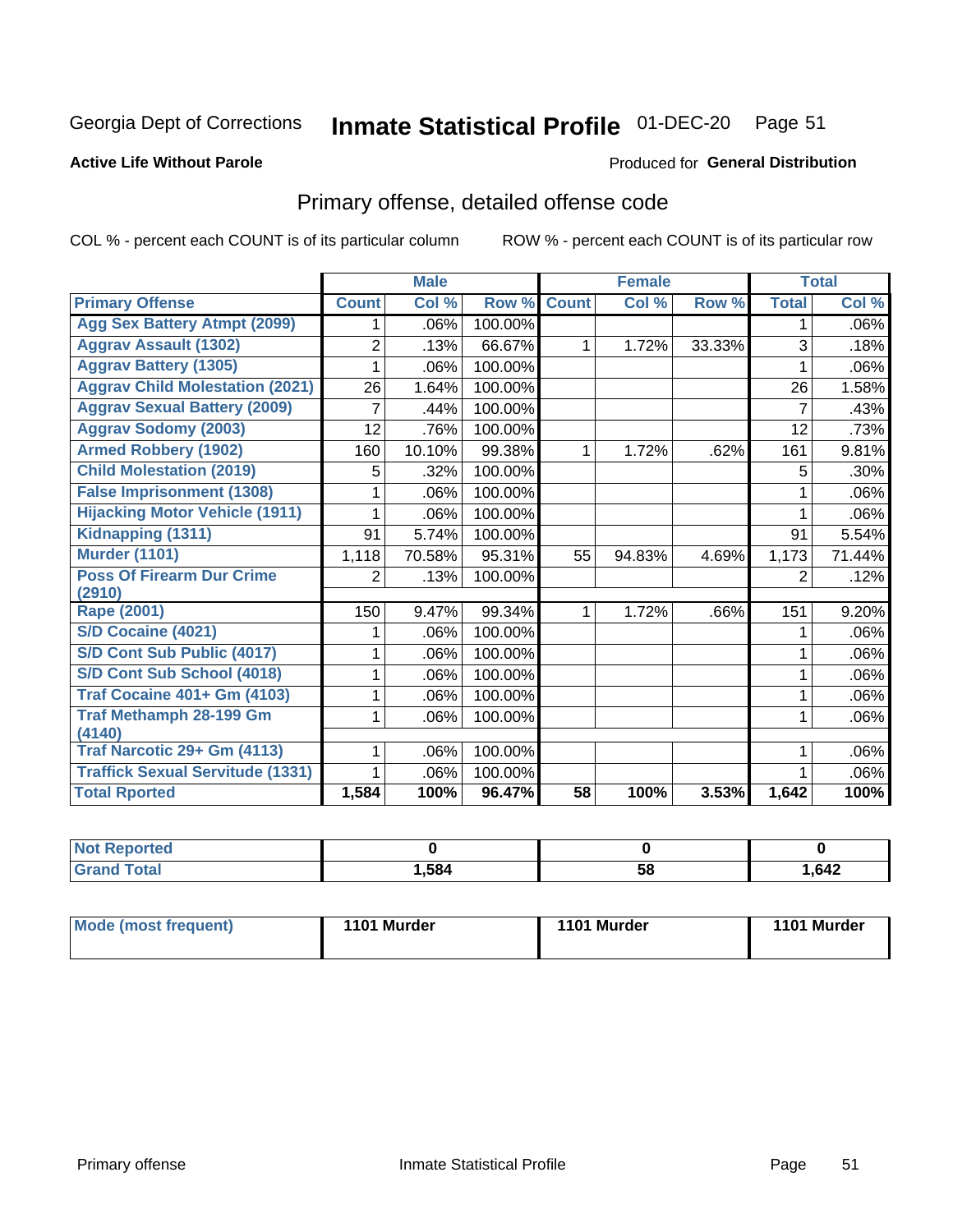Georgia Dept of Corrections **Inhmate Statistical Profile** 01-DEC-20 Page 51

**Active Life Without Parole**

Produced for **General Distribution**

## Primary offense, detailed offense code

COL % - percent each COUNT is of its particular column    ROW % - percent each COUNT is of its particular row

| | Male | | | Female | | | Total | |
|---|---|---|---|---|---|---|---|---|
| Primary Offense | Count | Col % | Row % | Count | Col % | Row % | Total | Col % |
| Agg Sex Battery Atmpt (2099) | 1 | .06% | 100.00% | | | | 1 | .06% |
| Aggrav Assault (1302) | 2 | .13% | 66.67% | 1 | 1.72% | 33.33% | 3 | .18% |
| Aggrav Battery (1305) | 1 | .06% | 100.00% | | | | 1 | .06% |
| Aggrav Child Molestation (2021) | 26 | 1.64% | 100.00% | | | | 26 | 1.58% |
| Aggrav Sexual Battery (2009) | 7 | .44% | 100.00% | | | | 7 | .43% |
| Aggrav Sodomy (2003) | 12 | .76% | 100.00% | | | | 12 | .73% |
| Armed Robbery (1902) | 160 | 10.10% | 99.38% | 1 | 1.72% | .62% | 161 | 9.81% |
| Child Molestation (2019) | 5 | .32% | 100.00% | | | | 5 | .30% |
| False Imprisonment (1308) | 1 | .06% | 100.00% | | | | 1 | .06% |
| Hijacking Motor Vehicle (1911) | 1 | .06% | 100.00% | | | | 1 | .06% |
| Kidnapping (1311) | 91 | 5.74% | 100.00% | | | | 91 | 5.54% |
| Murder (1101) | 1,118 | 70.58% | 95.31% | 55 | 94.83% | 4.69% | 1,173 | 71.44% |
| Poss Of Firearm Dur Crime (2910) | 2 | .13% | 100.00% | | | | 2 | .12% |
| Rape (2001) | 150 | 9.47% | 99.34% | 1 | 1.72% | .66% | 151 | 9.20% |
| S/D Cocaine (4021) | 1 | .06% | 100.00% | | | | 1 | .06% |
| S/D Cont Sub Public (4017) | 1 | .06% | 100.00% | | | | 1 | .06% |
| S/D Cont Sub School (4018) | 1 | .06% | 100.00% | | | | 1 | .06% |
| Traf Cocaine 401+ Gm (4103) | 1 | .06% | 100.00% | | | | 1 | .06% |
| Traf Methamph 28-199 Gm (4140) | 1 | .06% | 100.00% | | | | 1 | .06% |
| Traf Narcotic 29+ Gm (4113) | 1 | .06% | 100.00% | | | | 1 | .06% |
| Traffick Sexual Servitude (1331) | 1 | .06% | 100.00% | | | | 1 | .06% |
| **Total Rported** | **1,584** | **100%** | **96.47%** | **58** | **100%** | **3.53%** | **1,642** | **100%** |

| | Male | Female | Total |
|---|---|---|---|
| Not Reported | **0** | **0** | **0** |
| Grand Total | **1,584** | **58** | **1,642** |

| | Male | Female | Total |
|---|---|---|---|
| Mode (most frequent) | **1101 Murder** | **1101 Murder** | **1101 Murder** |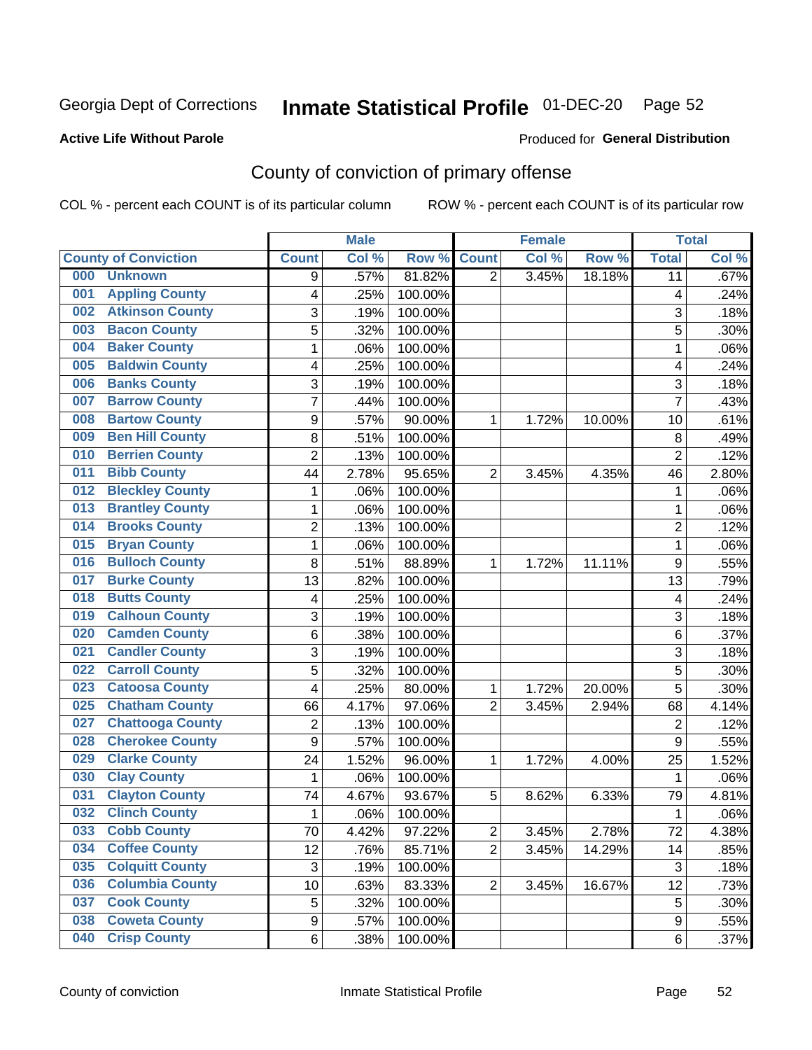Georgia Dept of Corrections **Inmate Statistical Profile** 01-DEC-20

**Active Life Without Parole**

Produced for **General Distribution**

## County of conviction of primary offense

COL % - percent each COUNT is of its particular column ROW % - percent each COUNT is of its particular row

| County of Conviction | Male | | | Female | | | Total | |
|---|---|---|---|---|---|---|---|---|
| | Count | Col % | Row % | Count | Col % | Row % | Total | Col % |
| 000 Unknown | 9 | .57% | 81.82% | 2 | 3.45% | 18.18% | 11 | .67% |
| 001 Appling County | 4 | .25% | 100.00% | | | | 4 | .24% |
| 002 Atkinson County | 3 | .19% | 100.00% | | | | 3 | .18% |
| 003 Bacon County | 5 | .32% | 100.00% | | | | 5 | .30% |
| 004 Baker County | 1 | .06% | 100.00% | | | | 1 | .06% |
| 005 Baldwin County | 4 | .25% | 100.00% | | | | 4 | .24% |
| 006 Banks County | 3 | .19% | 100.00% | | | | 3 | .18% |
| 007 Barrow County | 7 | .44% | 100.00% | | | | 7 | .43% |
| 008 Bartow County | 9 | .57% | 90.00% | 1 | 1.72% | 10.00% | 10 | .61% |
| 009 Ben Hill County | 8 | .51% | 100.00% | | | | 8 | .49% |
| 010 Berrien County | 2 | .13% | 100.00% | | | | 2 | .12% |
| 011 Bibb County | 44 | 2.78% | 95.65% | 2 | 3.45% | 4.35% | 46 | 2.80% |
| 012 Bleckley County | 1 | .06% | 100.00% | | | | 1 | .06% |
| 013 Brantley County | 1 | .06% | 100.00% | | | | 1 | .06% |
| 014 Brooks County | 2 | .13% | 100.00% | | | | 2 | .12% |
| 015 Bryan County | 1 | .06% | 100.00% | | | | 1 | .06% |
| 016 Bulloch County | 8 | .51% | 88.89% | 1 | 1.72% | 11.11% | 9 | .55% |
| 017 Burke County | 13 | .82% | 100.00% | | | | 13 | .79% |
| 018 Butts County | 4 | .25% | 100.00% | | | | 4 | .24% |
| 019 Calhoun County | 3 | .19% | 100.00% | | | | 3 | .18% |
| 020 Camden County | 6 | .38% | 100.00% | | | | 6 | .37% |
| 021 Candler County | 3 | .19% | 100.00% | | | | 3 | .18% |
| 022 Carroll County | 5 | .32% | 100.00% | | | | 5 | .30% |
| 023 Catoosa County | 4 | .25% | 80.00% | 1 | 1.72% | 20.00% | 5 | .30% |
| 025 Chatham County | 66 | 4.17% | 97.06% | 2 | 3.45% | 2.94% | 68 | 4.14% |
| 027 Chattooga County | 2 | .13% | 100.00% | | | | 2 | .12% |
| 028 Cherokee County | 9 | .57% | 100.00% | | | | 9 | .55% |
| 029 Clarke County | 24 | 1.52% | 96.00% | 1 | 1.72% | 4.00% | 25 | 1.52% |
| 030 Clay County | 1 | .06% | 100.00% | | | | 1 | .06% |
| 031 Clayton County | 74 | 4.67% | 93.67% | 5 | 8.62% | 6.33% | 79 | 4.81% |
| 032 Clinch County | 1 | .06% | 100.00% | | | | 1 | .06% |
| 033 Cobb County | 70 | 4.42% | 97.22% | 2 | 3.45% | 2.78% | 72 | 4.38% |
| 034 Coffee County | 12 | .76% | 85.71% | 2 | 3.45% | 14.29% | 14 | .85% |
| 035 Colquitt County | 3 | .19% | 100.00% | | | | 3 | .18% |
| 036 Columbia County | 10 | .63% | 83.33% | 2 | 3.45% | 16.67% | 12 | .73% |
| 037 Cook County | 5 | .32% | 100.00% | | | | 5 | .30% |
| 038 Coweta County | 9 | .57% | 100.00% | | | | 9 | .55% |
| 040 Crisp County | 6 | .38% | 100.00% | | | | 6 | .37% |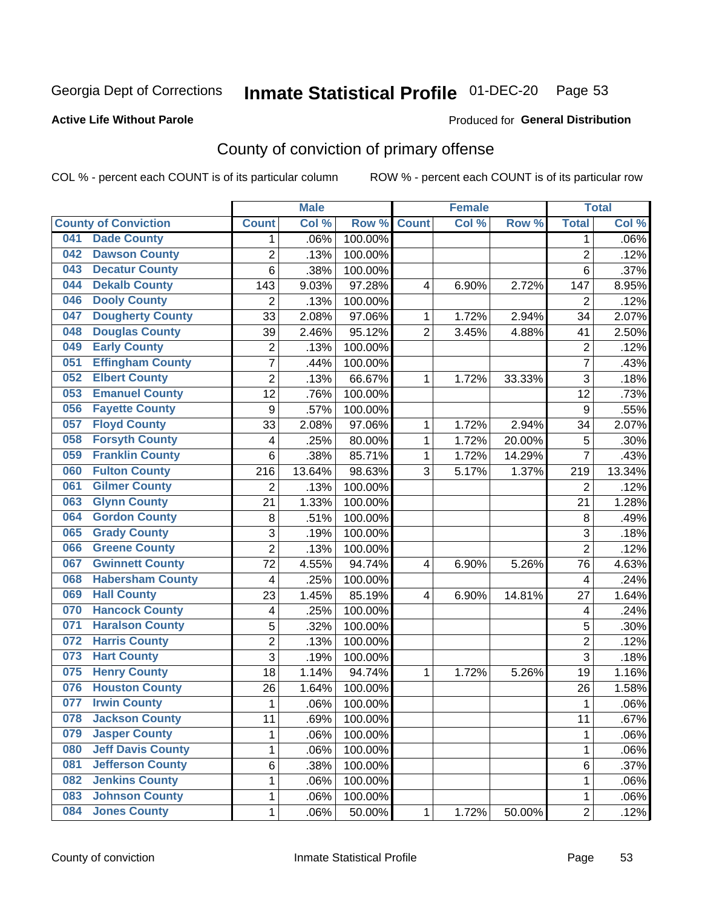Georgia Dept of Corrections **Inmate Statistical Profile** 01-DEC-20

**Active Life Without Parole**

Produced for **General Distribution**

## County of conviction of primary offense

COL % - percent each COUNT is of its particular column ROW % - percent each COUNT is of its particular row

| County of Conviction | Male | | | Female | | | Total | |
|---|---|---|---|---|---|---|---|---|
| | Count | Col % | Row % | Count | Col % | Row % | Total | Col % |
| 041 Dade County | 1 | .06% | 100.00% | | | | 1 | .06% |
| 042 Dawson County | 2 | .13% | 100.00% | | | | 2 | .12% |
| 043 Decatur County | 6 | .38% | 100.00% | | | | 6 | .37% |
| 044 Dekalb County | 143 | 9.03% | 97.28% | 4 | 6.90% | 2.72% | 147 | 8.95% |
| 046 Dooly County | 2 | .13% | 100.00% | | | | 2 | .12% |
| 047 Dougherty County | 33 | 2.08% | 97.06% | 1 | 1.72% | 2.94% | 34 | 2.07% |
| 048 Douglas County | 39 | 2.46% | 95.12% | 2 | 3.45% | 4.88% | 41 | 2.50% |
| 049 Early County | 2 | .13% | 100.00% | | | | 2 | .12% |
| 051 Effingham County | 7 | .44% | 100.00% | | | | 7 | .43% |
| 052 Elbert County | 2 | .13% | 66.67% | 1 | 1.72% | 33.33% | 3 | .18% |
| 053 Emanuel County | 12 | .76% | 100.00% | | | | 12 | .73% |
| 056 Fayette County | 9 | .57% | 100.00% | | | | 9 | .55% |
| 057 Floyd County | 33 | 2.08% | 97.06% | 1 | 1.72% | 2.94% | 34 | 2.07% |
| 058 Forsyth County | 4 | .25% | 80.00% | 1 | 1.72% | 20.00% | 5 | .30% |
| 059 Franklin County | 6 | .38% | 85.71% | 1 | 1.72% | 14.29% | 7 | .43% |
| 060 Fulton County | 216 | 13.64% | 98.63% | 3 | 5.17% | 1.37% | 219 | 13.34% |
| 061 Gilmer County | 2 | .13% | 100.00% | | | | 2 | .12% |
| 063 Glynn County | 21 | 1.33% | 100.00% | | | | 21 | 1.28% |
| 064 Gordon County | 8 | .51% | 100.00% | | | | 8 | .49% |
| 065 Grady County | 3 | .19% | 100.00% | | | | 3 | .18% |
| 066 Greene County | 2 | .13% | 100.00% | | | | 2 | .12% |
| 067 Gwinnett County | 72 | 4.55% | 94.74% | 4 | 6.90% | 5.26% | 76 | 4.63% |
| 068 Habersham County | 4 | .25% | 100.00% | | | | 4 | .24% |
| 069 Hall County | 23 | 1.45% | 85.19% | 4 | 6.90% | 14.81% | 27 | 1.64% |
| 070 Hancock County | 4 | .25% | 100.00% | | | | 4 | .24% |
| 071 Haralson County | 5 | .32% | 100.00% | | | | 5 | .30% |
| 072 Harris County | 2 | .13% | 100.00% | | | | 2 | .12% |
| 073 Hart County | 3 | .19% | 100.00% | | | | 3 | .18% |
| 075 Henry County | 18 | 1.14% | 94.74% | 1 | 1.72% | 5.26% | 19 | 1.16% |
| 076 Houston County | 26 | 1.64% | 100.00% | | | | 26 | 1.58% |
| 077 Irwin County | 1 | .06% | 100.00% | | | | 1 | .06% |
| 078 Jackson County | 11 | .69% | 100.00% | | | | 11 | .67% |
| 079 Jasper County | 1 | .06% | 100.00% | | | | 1 | .06% |
| 080 Jeff Davis County | 1 | .06% | 100.00% | | | | 1 | .06% |
| 081 Jefferson County | 6 | .38% | 100.00% | | | | 6 | .37% |
| 082 Jenkins County | 1 | .06% | 100.00% | | | | 1 | .06% |
| 083 Johnson County | 1 | .06% | 100.00% | | | | 1 | .06% |
| 084 Jones County | 1 | .06% | 50.00% | 1 | 1.72% | 50.00% | 2 | .12% |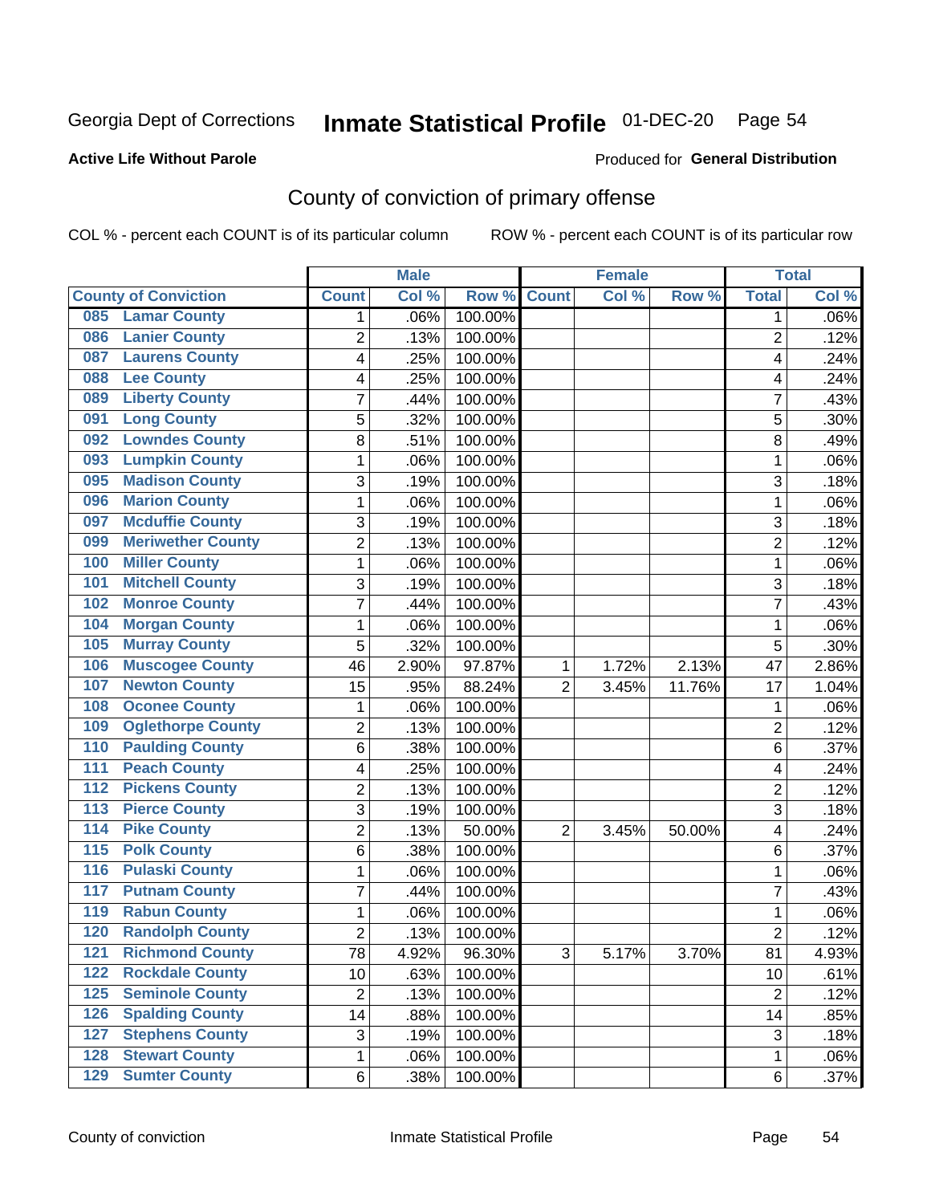Georgia Dept of Corrections **Inmate Statistical Profile** 01-DEC-20

**Active Life Without Parole**

Produced for **General Distribution**

## County of conviction of primary offense

COL % - percent each COUNT is of its particular column ROW % - percent each COUNT is of its particular row

| County of Conviction | Male | | | Female | | | Total | |
|---|---|---|---|---|---|---|---|---|
| | Count | Col % | Row % | Count | Col % | Row % | Total | Col % |
| 085 Lamar County | 1 | .06% | 100.00% | | | | 1 | .06% |
| 086 Lanier County | 2 | .13% | 100.00% | | | | 2 | .12% |
| 087 Laurens County | 4 | .25% | 100.00% | | | | 4 | .24% |
| 088 Lee County | 4 | .25% | 100.00% | | | | 4 | .24% |
| 089 Liberty County | 7 | .44% | 100.00% | | | | 7 | .43% |
| 091 Long County | 5 | .32% | 100.00% | | | | 5 | .30% |
| 092 Lowndes County | 8 | .51% | 100.00% | | | | 8 | .49% |
| 093 Lumpkin County | 1 | .06% | 100.00% | | | | 1 | .06% |
| 095 Madison County | 3 | .19% | 100.00% | | | | 3 | .18% |
| 096 Marion County | 1 | .06% | 100.00% | | | | 1 | .06% |
| 097 Mcduffie County | 3 | .19% | 100.00% | | | | 3 | .18% |
| 099 Meriwether County | 2 | .13% | 100.00% | | | | 2 | .12% |
| 100 Miller County | 1 | .06% | 100.00% | | | | 1 | .06% |
| 101 Mitchell County | 3 | .19% | 100.00% | | | | 3 | .18% |
| 102 Monroe County | 7 | .44% | 100.00% | | | | 7 | .43% |
| 104 Morgan County | 1 | .06% | 100.00% | | | | 1 | .06% |
| 105 Murray County | 5 | .32% | 100.00% | | | | 5 | .30% |
| 106 Muscogee County | 46 | 2.90% | 97.87% | 1 | 1.72% | 2.13% | 47 | 2.86% |
| 107 Newton County | 15 | .95% | 88.24% | 2 | 3.45% | 11.76% | 17 | 1.04% |
| 108 Oconee County | 1 | .06% | 100.00% | | | | 1 | .06% |
| 109 Oglethorpe County | 2 | .13% | 100.00% | | | | 2 | .12% |
| 110 Paulding County | 6 | .38% | 100.00% | | | | 6 | .37% |
| 111 Peach County | 4 | .25% | 100.00% | | | | 4 | .24% |
| 112 Pickens County | 2 | .13% | 100.00% | | | | 2 | .12% |
| 113 Pierce County | 3 | .19% | 100.00% | | | | 3 | .18% |
| 114 Pike County | 2 | .13% | 50.00% | 2 | 3.45% | 50.00% | 4 | .24% |
| 115 Polk County | 6 | .38% | 100.00% | | | | 6 | .37% |
| 116 Pulaski County | 1 | .06% | 100.00% | | | | 1 | .06% |
| 117 Putnam County | 7 | .44% | 100.00% | | | | 7 | .43% |
| 119 Rabun County | 1 | .06% | 100.00% | | | | 1 | .06% |
| 120 Randolph County | 2 | .13% | 100.00% | | | | 2 | .12% |
| 121 Richmond County | 78 | 4.92% | 96.30% | 3 | 5.17% | 3.70% | 81 | 4.93% |
| 122 Rockdale County | 10 | .63% | 100.00% | | | | 10 | .61% |
| 125 Seminole County | 2 | .13% | 100.00% | | | | 2 | .12% |
| 126 Spalding County | 14 | .88% | 100.00% | | | | 14 | .85% |
| 127 Stephens County | 3 | .19% | 100.00% | | | | 3 | .18% |
| 128 Stewart County | 1 | .06% | 100.00% | | | | 1 | .06% |
| 129 Sumter County | 6 | .38% | 100.00% | | | | 6 | .37% |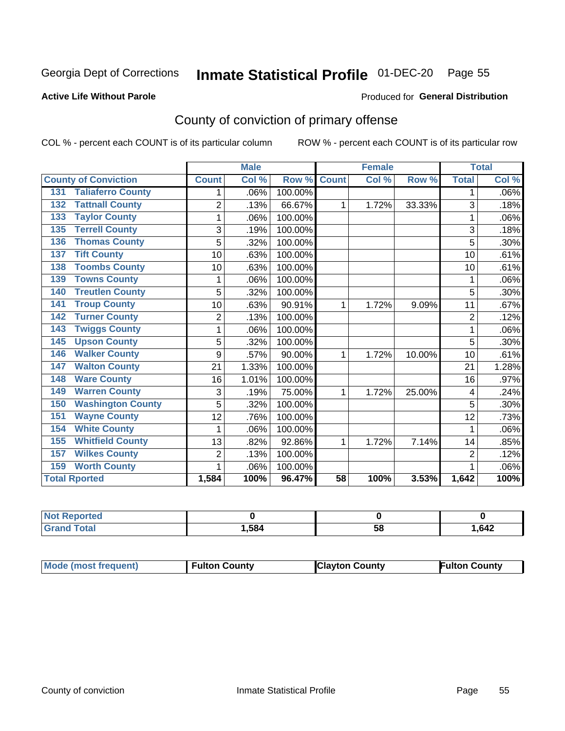Georgia Dept of Corrections **Inmate Statistical Profile** 01-DEC-20 Page 55

**Active Life Without Parole**

Produced for **General Distribution**

## County of conviction of primary offense

COL % - percent each COUNT is of its particular column ROW % - percent each COUNT is of its particular row

| County of Conviction | Male | | | Female | | | Total | |
|---|---|---|---|---|---|---|---|---|
| | Count | Col % | Row % | Count | Col % | Row % | Total | Col % |
| 131 Taliaferro County | 1 | .06% | 100.00% | | | | 1 | .06% |
| 132 Tattnall County | 2 | .13% | 66.67% | 1 | 1.72% | 33.33% | 3 | .18% |
| 133 Taylor County | 1 | .06% | 100.00% | | | | 1 | .06% |
| 135 Terrell County | 3 | .19% | 100.00% | | | | 3 | .18% |
| 136 Thomas County | 5 | .32% | 100.00% | | | | 5 | .30% |
| 137 Tift County | 10 | .63% | 100.00% | | | | 10 | .61% |
| 138 Toombs County | 10 | .63% | 100.00% | | | | 10 | .61% |
| 139 Towns County | 1 | .06% | 100.00% | | | | 1 | .06% |
| 140 Treutlen County | 5 | .32% | 100.00% | | | | 5 | .30% |
| 141 Troup County | 10 | .63% | 90.91% | 1 | 1.72% | 9.09% | 11 | .67% |
| 142 Turner County | 2 | .13% | 100.00% | | | | 2 | .12% |
| 143 Twiggs County | 1 | .06% | 100.00% | | | | 1 | .06% |
| 145 Upson County | 5 | .32% | 100.00% | | | | 5 | .30% |
| 146 Walker County | 9 | .57% | 90.00% | 1 | 1.72% | 10.00% | 10 | .61% |
| 147 Walton County | 21 | 1.33% | 100.00% | | | | 21 | 1.28% |
| 148 Ware County | 16 | 1.01% | 100.00% | | | | 16 | .97% |
| 149 Warren County | 3 | .19% | 75.00% | 1 | 1.72% | 25.00% | 4 | .24% |
| 150 Washington County | 5 | .32% | 100.00% | | | | 5 | .30% |
| 151 Wayne County | 12 | .76% | 100.00% | | | | 12 | .73% |
| 154 White County | 1 | .06% | 100.00% | | | | 1 | .06% |
| 155 Whitfield County | 13 | .82% | 92.86% | 1 | 1.72% | 7.14% | 14 | .85% |
| 157 Wilkes County | 2 | .13% | 100.00% | | | | 2 | .12% |
| 159 Worth County | 1 | .06% | 100.00% | | | | 1 | .06% |
| **Total Rported** | **1,584** | **100%** | **96.47%** | **58** | **100%** | **3.53%** | **1,642** | **100%** |

| | Male | Female | Total |
|---|---|---|---|
| Not Reported | 0 | 0 | 0 |
| Grand Total | 1,584 | 58 | 1,642 |

| | Male | Female | Total |
|---|---|---|---|
| Mode (most frequent) | Fulton County | Clayton County | Fulton County |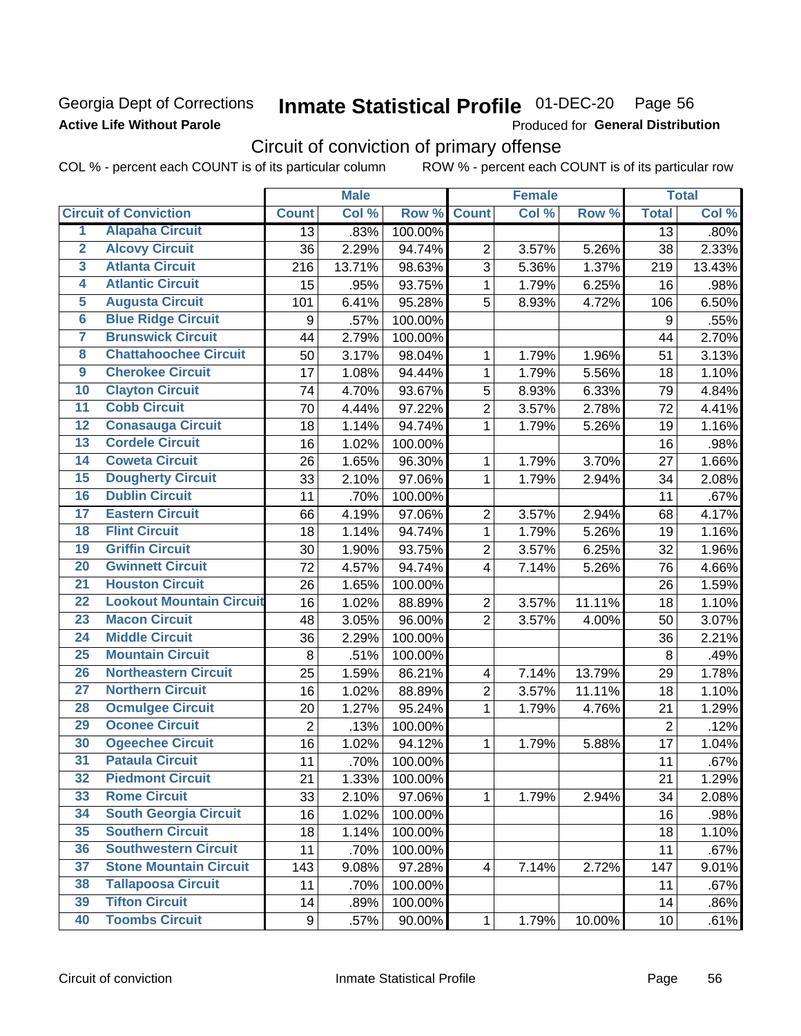Georgia Dept of Corrections
**Active Life Without Parole**

# Inmate Statistical Profile 01-DEC-20 Page 56

Produced for **General Distribution**

## Circuit of conviction of primary offense

COL % - percent each COUNT is of its particular column ROW % - percent each COUNT is of its particular row

| | | Male | | | Female | | | Total | |
|---|---|---|---|---|---|---|---|---|---|
| **Circuit of Conviction** | | **Count** | **Col %** | **Row %** | **Count** | **Col %** | **Row %** | **Total** | **Col %** |
| 1 | Alapaha Circuit | 13 | .83% | 100.00% | | | | 13 | .80% |
| 2 | Alcovy Circuit | 36 | 2.29% | 94.74% | 2 | 3.57% | 5.26% | 38 | 2.33% |
| 3 | Atlanta Circuit | 216 | 13.71% | 98.63% | 3 | 5.36% | 1.37% | 219 | 13.43% |
| 4 | Atlantic Circuit | 15 | .95% | 93.75% | 1 | 1.79% | 6.25% | 16 | .98% |
| 5 | Augusta Circuit | 101 | 6.41% | 95.28% | 5 | 8.93% | 4.72% | 106 | 6.50% |
| 6 | Blue Ridge Circuit | 9 | .57% | 100.00% | | | | 9 | .55% |
| 7 | Brunswick Circuit | 44 | 2.79% | 100.00% | | | | 44 | 2.70% |
| 8 | Chattahoochee Circuit | 50 | 3.17% | 98.04% | 1 | 1.79% | 1.96% | 51 | 3.13% |
| 9 | Cherokee Circuit | 17 | 1.08% | 94.44% | 1 | 1.79% | 5.56% | 18 | 1.10% |
| 10 | Clayton Circuit | 74 | 4.70% | 93.67% | 5 | 8.93% | 6.33% | 79 | 4.84% |
| 11 | Cobb Circuit | 70 | 4.44% | 97.22% | 2 | 3.57% | 2.78% | 72 | 4.41% |
| 12 | Conasauga Circuit | 18 | 1.14% | 94.74% | 1 | 1.79% | 5.26% | 19 | 1.16% |
| 13 | Cordele Circuit | 16 | 1.02% | 100.00% | | | | 16 | .98% |
| 14 | Coweta Circuit | 26 | 1.65% | 96.30% | 1 | 1.79% | 3.70% | 27 | 1.66% |
| 15 | Dougherty Circuit | 33 | 2.10% | 97.06% | 1 | 1.79% | 2.94% | 34 | 2.08% |
| 16 | Dublin Circuit | 11 | .70% | 100.00% | | | | 11 | .67% |
| 17 | Eastern Circuit | 66 | 4.19% | 97.06% | 2 | 3.57% | 2.94% | 68 | 4.17% |
| 18 | Flint Circuit | 18 | 1.14% | 94.74% | 1 | 1.79% | 5.26% | 19 | 1.16% |
| 19 | Griffin Circuit | 30 | 1.90% | 93.75% | 2 | 3.57% | 6.25% | 32 | 1.96% |
| 20 | Gwinnett Circuit | 72 | 4.57% | 94.74% | 4 | 7.14% | 5.26% | 76 | 4.66% |
| 21 | Houston Circuit | 26 | 1.65% | 100.00% | | | | 26 | 1.59% |
| 22 | Lookout Mountain Circuit | 16 | 1.02% | 88.89% | 2 | 3.57% | 11.11% | 18 | 1.10% |
| 23 | Macon Circuit | 48 | 3.05% | 96.00% | 2 | 3.57% | 4.00% | 50 | 3.07% |
| 24 | Middle Circuit | 36 | 2.29% | 100.00% | | | | 36 | 2.21% |
| 25 | Mountain Circuit | 8 | .51% | 100.00% | | | | 8 | .49% |
| 26 | Northeastern Circuit | 25 | 1.59% | 86.21% | 4 | 7.14% | 13.79% | 29 | 1.78% |
| 27 | Northern Circuit | 16 | 1.02% | 88.89% | 2 | 3.57% | 11.11% | 18 | 1.10% |
| 28 | Ocmulgee Circuit | 20 | 1.27% | 95.24% | 1 | 1.79% | 4.76% | 21 | 1.29% |
| 29 | Oconee Circuit | 2 | .13% | 100.00% | | | | 2 | .12% |
| 30 | Ogeechee Circuit | 16 | 1.02% | 94.12% | 1 | 1.79% | 5.88% | 17 | 1.04% |
| 31 | Pataula Circuit | 11 | .70% | 100.00% | | | | 11 | .67% |
| 32 | Piedmont Circuit | 21 | 1.33% | 100.00% | | | | 21 | 1.29% |
| 33 | Rome Circuit | 33 | 2.10% | 97.06% | 1 | 1.79% | 2.94% | 34 | 2.08% |
| 34 | South Georgia Circuit | 16 | 1.02% | 100.00% | | | | 16 | .98% |
| 35 | Southern Circuit | 18 | 1.14% | 100.00% | | | | 18 | 1.10% |
| 36 | Southwestern Circuit | 11 | .70% | 100.00% | | | | 11 | .67% |
| 37 | Stone Mountain Circuit | 143 | 9.08% | 97.28% | 4 | 7.14% | 2.72% | 147 | 9.01% |
| 38 | Tallapoosa Circuit | 11 | .70% | 100.00% | | | | 11 | .67% |
| 39 | Tifton Circuit | 14 | .89% | 100.00% | | | | 14 | .86% |
| 40 | Toombs Circuit | 9 | .57% | 90.00% | 1 | 1.79% | 10.00% | 10 | .61% |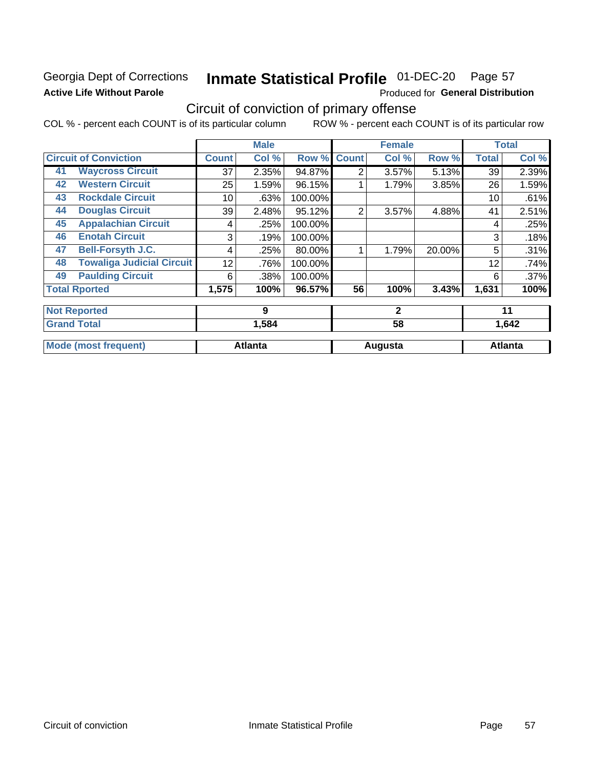Georgia Dept of Corrections **Inmate Statistical Profile** 01-DEC-20

**Active Life Without Parole**

Produced for **General Distribution**

## Circuit of conviction of primary offense

COL % - percent each COUNT is of its particular column ROW % - percent each COUNT is of its particular row

| | | Male | | | Female | | | Total | |
|---|---|---|---|---|---|---|---|---|---|
| **Circuit of Conviction** | | **Count** | **Col %** | **Row %** | **Count** | **Col %** | **Row %** | **Total** | **Col %** |
| 41 | **Waycross Circuit** | 37 | 2.35% | 94.87% | 2 | 3.57% | 5.13% | 39 | 2.39% |
| 42 | **Western Circuit** | 25 | 1.59% | 96.15% | 1 | 1.79% | 3.85% | 26 | 1.59% |
| 43 | **Rockdale Circuit** | 10 | .63% | 100.00% | | | | 10 | .61% |
| 44 | **Douglas Circuit** | 39 | 2.48% | 95.12% | 2 | 3.57% | 4.88% | 41 | 2.51% |
| 45 | **Appalachian Circuit** | 4 | .25% | 100.00% | | | | 4 | .25% |
| 46 | **Enotah Circuit** | 3 | .19% | 100.00% | | | | 3 | .18% |
| 47 | **Bell-Forsyth J.C.** | 4 | .25% | 80.00% | 1 | 1.79% | 20.00% | 5 | .31% |
| 48 | **Towaliga Judicial Circuit** | 12 | .76% | 100.00% | | | | 12 | .74% |
| 49 | **Paulding Circuit** | 6 | .38% | 100.00% | | | | 6 | .37% |
| **Total Rported** | | **1,575** | **100%** | **96.57%** | **56** | **100%** | **3.43%** | **1,631** | **100%** |
| **Not Reported** | | **9** | | | **2** | | | **11** | |
| **Grand Total** | | **1,584** | | | **58** | | | **1,642** | |
| **Mode (most frequent)** | | **Atlanta** | | | **Augusta** | | | **Atlanta** | |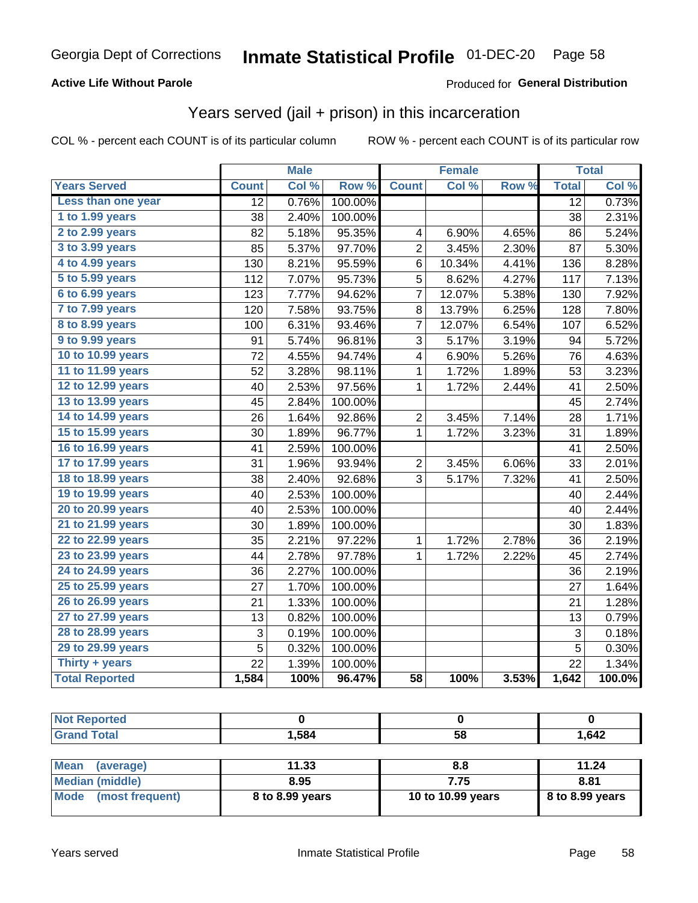Georgia Dept of Corrections **Inmate Statistical Profile** 01-DEC-20

**Active Life Without Parole**

Produced for **General Distribution**

## Years served (jail + prison) in this incarceration

COL % - percent each COUNT is of its particular column

ROW % - percent each COUNT is of its particular row

| | Male | | | Female | | | Total | |
|---|---|---|---|---|---|---|---|---|
| **Years Served** | **Count** | **Col %** | **Row %** | **Count** | **Col %** | **Row %** | **Total** | **Col %** |
| **Less than one year** | 12 | 0.76% | 100.00% | | | | 12 | 0.73% |
| **1 to 1.99 years** | 38 | 2.40% | 100.00% | | | | 38 | 2.31% |
| **2 to 2.99 years** | 82 | 5.18% | 95.35% | 4 | 6.90% | 4.65% | 86 | 5.24% |
| **3 to 3.99 years** | 85 | 5.37% | 97.70% | 2 | 3.45% | 2.30% | 87 | 5.30% |
| **4 to 4.99 years** | 130 | 8.21% | 95.59% | 6 | 10.34% | 4.41% | 136 | 8.28% |
| **5 to 5.99 years** | 112 | 7.07% | 95.73% | 5 | 8.62% | 4.27% | 117 | 7.13% |
| **6 to 6.99 years** | 123 | 7.77% | 94.62% | 7 | 12.07% | 5.38% | 130 | 7.92% |
| **7 to 7.99 years** | 120 | 7.58% | 93.75% | 8 | 13.79% | 6.25% | 128 | 7.80% |
| **8 to 8.99 years** | 100 | 6.31% | 93.46% | 7 | 12.07% | 6.54% | 107 | 6.52% |
| **9 to 9.99 years** | 91 | 5.74% | 96.81% | 3 | 5.17% | 3.19% | 94 | 5.72% |
| **10 to 10.99 years** | 72 | 4.55% | 94.74% | 4 | 6.90% | 5.26% | 76 | 4.63% |
| **11 to 11.99 years** | 52 | 3.28% | 98.11% | 1 | 1.72% | 1.89% | 53 | 3.23% |
| **12 to 12.99 years** | 40 | 2.53% | 97.56% | 1 | 1.72% | 2.44% | 41 | 2.50% |
| **13 to 13.99 years** | 45 | 2.84% | 100.00% | | | | 45 | 2.74% |
| **14 to 14.99 years** | 26 | 1.64% | 92.86% | 2 | 3.45% | 7.14% | 28 | 1.71% |
| **15 to 15.99 years** | 30 | 1.89% | 96.77% | 1 | 1.72% | 3.23% | 31 | 1.89% |
| **16 to 16.99 years** | 41 | 2.59% | 100.00% | | | | 41 | 2.50% |
| **17 to 17.99 years** | 31 | 1.96% | 93.94% | 2 | 3.45% | 6.06% | 33 | 2.01% |
| **18 to 18.99 years** | 38 | 2.40% | 92.68% | 3 | 5.17% | 7.32% | 41 | 2.50% |
| **19 to 19.99 years** | 40 | 2.53% | 100.00% | | | | 40 | 2.44% |
| **20 to 20.99 years** | 40 | 2.53% | 100.00% | | | | 40 | 2.44% |
| **21 to 21.99 years** | 30 | 1.89% | 100.00% | | | | 30 | 1.83% |
| **22 to 22.99 years** | 35 | 2.21% | 97.22% | 1 | 1.72% | 2.78% | 36 | 2.19% |
| **23 to 23.99 years** | 44 | 2.78% | 97.78% | 1 | 1.72% | 2.22% | 45 | 2.74% |
| **24 to 24.99 years** | 36 | 2.27% | 100.00% | | | | 36 | 2.19% |
| **25 to 25.99 years** | 27 | 1.70% | 100.00% | | | | 27 | 1.64% |
| **26 to 26.99 years** | 21 | 1.33% | 100.00% | | | | 21 | 1.28% |
| **27 to 27.99 years** | 13 | 0.82% | 100.00% | | | | 13 | 0.79% |
| **28 to 28.99 years** | 3 | 0.19% | 100.00% | | | | 3 | 0.18% |
| **29 to 29.99 years** | 5 | 0.32% | 100.00% | | | | 5 | 0.30% |
| **Thirty + years** | 22 | 1.39% | 100.00% | | | | 22 | 1.34% |
| **Total Reported** | **1,584** | **100%** | **96.47%** | **58** | **100%** | **3.53%** | **1,642** | **100.0%** |

| | Male | Female | Total |
|---|---|---|---|
| **Not Reported** | **0** | **0** | **0** |
| **Grand Total** | **1,584** | **58** | **1,642** |

| | Male | Female | Total |
|---|---|---|---|
| **Mean (average)** | **11.33** | **8.8** | **11.24** |
| **Median (middle)** | **8.95** | **7.75** | **8.81** |
| **Mode (most frequent)** | **8 to 8.99 years** | **10 to 10.99 years** | **8 to 8.99 years** |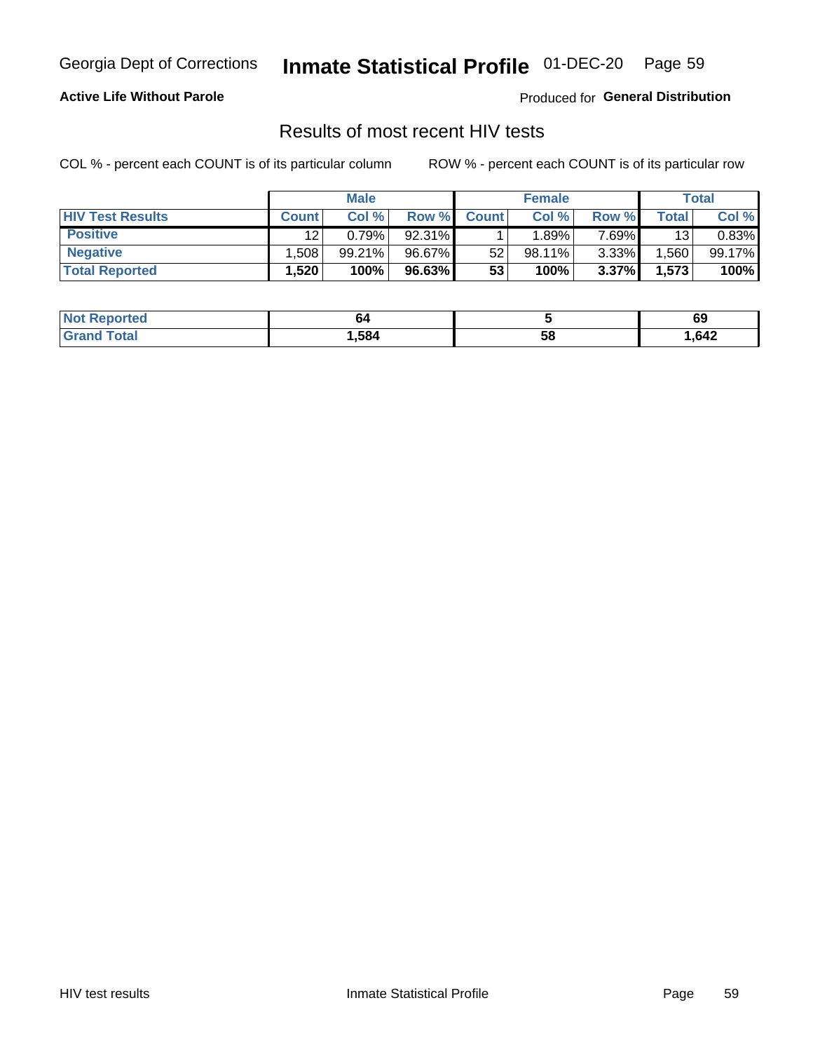Georgia Dept of Corrections **Inmate Statistical Profile** 01-DEC-20

**Active Life Without Parole**

Produced for **General Distribution**

## Results of most recent HIV tests

COL % - percent each COUNT is of its particular column ROW % - percent each COUNT is of its particular row

| | Male | | | Female | | | Total | |
|---|---|---|---|---|---|---|---|---|
| **HIV Test Results** | **Count** | **Col %** | **Row %** | **Count** | **Col %** | **Row %** | **Total** | **Col %** |
| **Positive** | 12 | 0.79% | 92.31% | 1 | 1.89% | 7.69% | 13 | 0.83% |
| **Negative** | 1,508 | 99.21% | 96.67% | 52 | 98.11% | 3.33% | 1,560 | 99.17% |
| **Total Reported** | **1,520** | **100%** | **96.63%** | **53** | **100%** | **3.37%** | **1,573** | **100%** |

| | Male | Female | Total |
|---|---|---|---|
| **Not Reported** | **64** | **5** | **69** |
| **Grand Total** | **1,584** | **58** | **1,642** |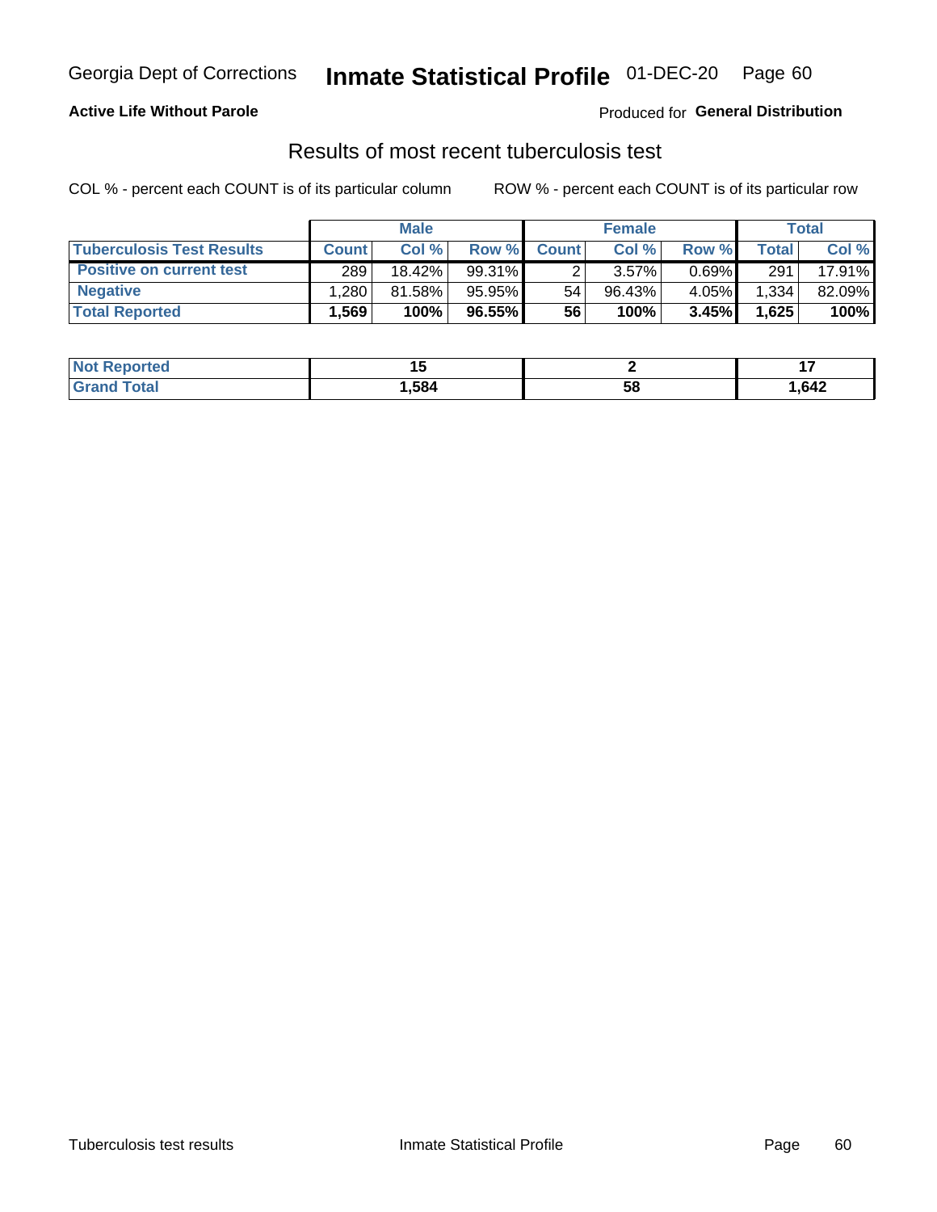Georgia Dept of Corrections **Inmate Statistical Profile** 01-DEC-20

**Active Life Without Parole**

Produced for **General Distribution**

## Results of most recent tuberculosis test

COL % - percent each COUNT is of its particular column

ROW % - percent each COUNT is of its particular row

| | Male | | | Female | | | Total | |
|---|---|---|---|---|---|---|---|---|
| **Tuberculosis Test Results** | **Count** | **Col %** | **Row %** | **Count** | **Col %** | **Row %** | **Total** | **Col %** |
| **Positive on current test** | 289 | 18.42% | 99.31% | 2 | 3.57% | 0.69% | 291 | 17.91% |
| **Negative** | 1,280 | 81.58% | 95.95% | 54 | 96.43% | 4.05% | 1,334 | 82.09% |
| **Total Reported** | **1,569** | **100%** | **96.55%** | **56** | **100%** | **3.45%** | **1,625** | **100%** |

| | Male | Female | Total |
|---|---|---|---|
| **Not Reported** | **15** | **2** | **17** |
| **Grand Total** | **1,584** | **58** | **1,642** |

Tuberculosis test results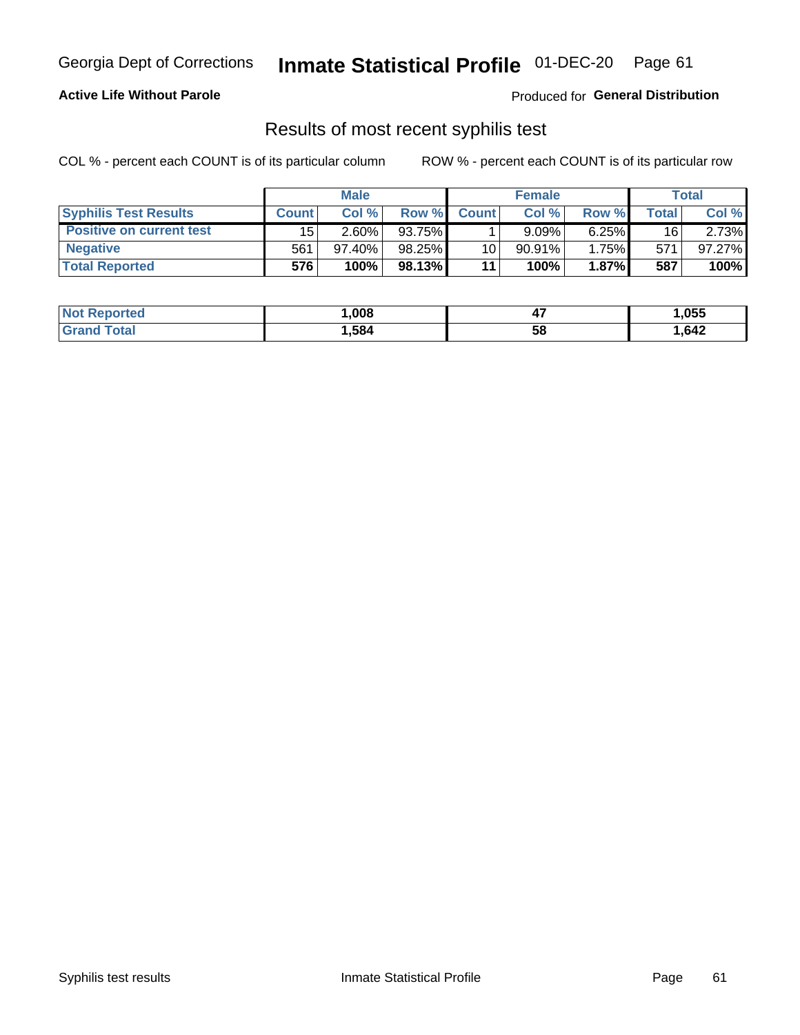Georgia Dept of Corrections **Inmate Statistical Profile** 01-DEC-20

**Active Life Without Parole**

Produced for **General Distribution**

## Results of most recent syphilis test

COL % - percent each COUNT is of its particular column    ROW % - percent each COUNT is of its particular row

| | Male | | | Female | | | Total | |
|---|---|---|---|---|---|---|---|---|
| **Syphilis Test Results** | **Count** | **Col %** | **Row %** | **Count** | **Col %** | **Row %** | **Total** | **Col %** |
| **Positive on current test** | 15 | 2.60% | 93.75% | 1 | 9.09% | 6.25% | 16 | 2.73% |
| **Negative** | 561 | 97.40% | 98.25% | 10 | 90.91% | 1.75% | 571 | 97.27% |
| **Total Reported** | **576** | **100%** | **98.13%** | **11** | **100%** | **1.87%** | **587** | **100%** |

| | Male | Female | Total |
|---|---|---|---|
| **Not Reported** | **1,008** | **47** | **1,055** |
| **Grand Total** | **1,584** | **58** | **1,642** |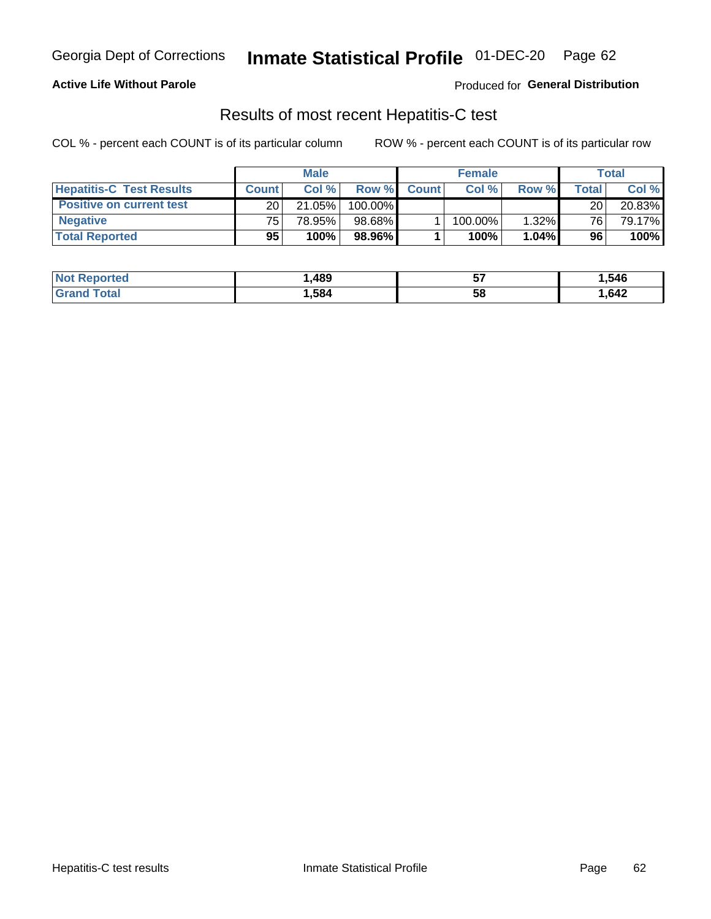Georgia Dept of Corrections **Inmate Statistical Profile** 01-DEC-20

**Active Life Without Parole**

Produced for **General Distribution**

## Results of most recent Hepatitis-C test

COL % - percent each COUNT is of its particular column    ROW % - percent each COUNT is of its particular row

| | Male | | | Female | | | Total | |
|---|---|---|---|---|---|---|---|---|
| **Hepatitis-C Test Results** | **Count** | **Col %** | **Row %** | **Count** | **Col %** | **Row %** | **Total** | **Col %** |
| **Positive on current test** | 20 | 21.05% | 100.00% | | | | 20 | 20.83% |
| **Negative** | 75 | 78.95% | 98.68% | 1 | 100.00% | 1.32% | 76 | 79.17% |
| **Total Reported** | **95** | **100%** | **98.96%** | **1** | **100%** | **1.04%** | **96** | **100%** |

| | Male | Female | Total |
|---|---|---|---|
| **Not Reported** | **1,489** | **57** | **1,546** |
| **Grand Total** | **1,584** | **58** | **1,642** |

Hepatitis-C test results    Inmate Statistical Profile